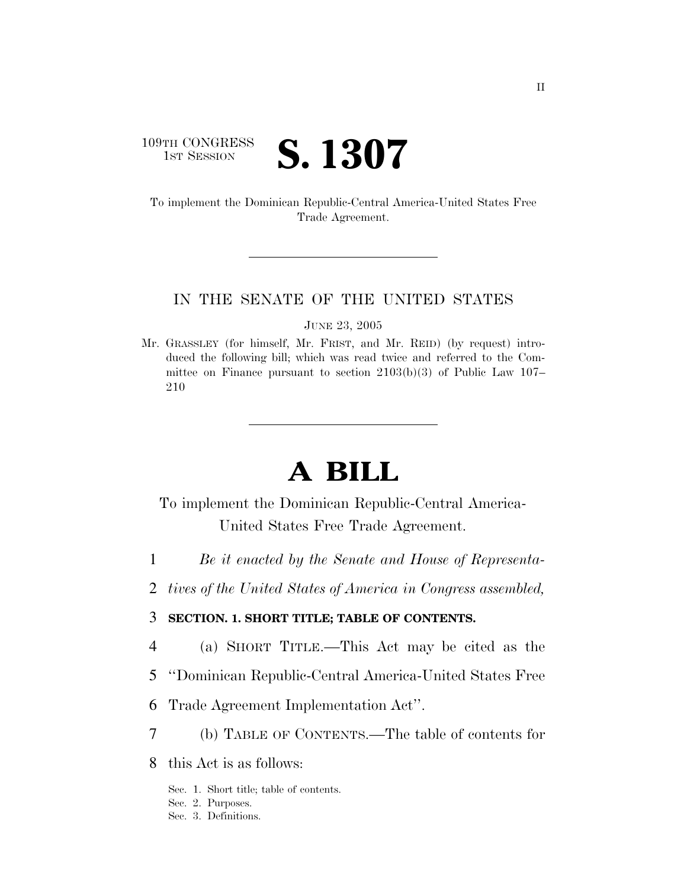109TH CONGRESS
1ST SESSION

# S. 1307

To implement the Dominican Republic-Central America-United States Free Trade Agreement.

---

IN THE SENATE OF THE UNITED STATES

JUNE 23, 2005

Mr. GRASSLEY (for himself, Mr. FRIST, and Mr. REID) (by request) introduced the following bill; which was read twice and referred to the Committee on Finance pursuant to section 2103(b)(3) of Public Law 107–210

---

# A BILL

To implement the Dominican Republic-Central America-United States Free Trade Agreement.

1 *Be it enacted by the Senate and House of Representa-*
2 *tives of the United States of America in Congress assembled,*

3 **SECTION. 1. SHORT TITLE; TABLE OF CONTENTS.**

4 (a) SHORT TITLE.—This Act may be cited as the
5 ''Dominican Republic-Central America-United States Free
6 Trade Agreement Implementation Act''.

7 (b) TABLE OF CONTENTS.—The table of contents for
8 this Act is as follows:

Sec. 1. Short title; table of contents.
Sec. 2. Purposes.
Sec. 3. Definitions.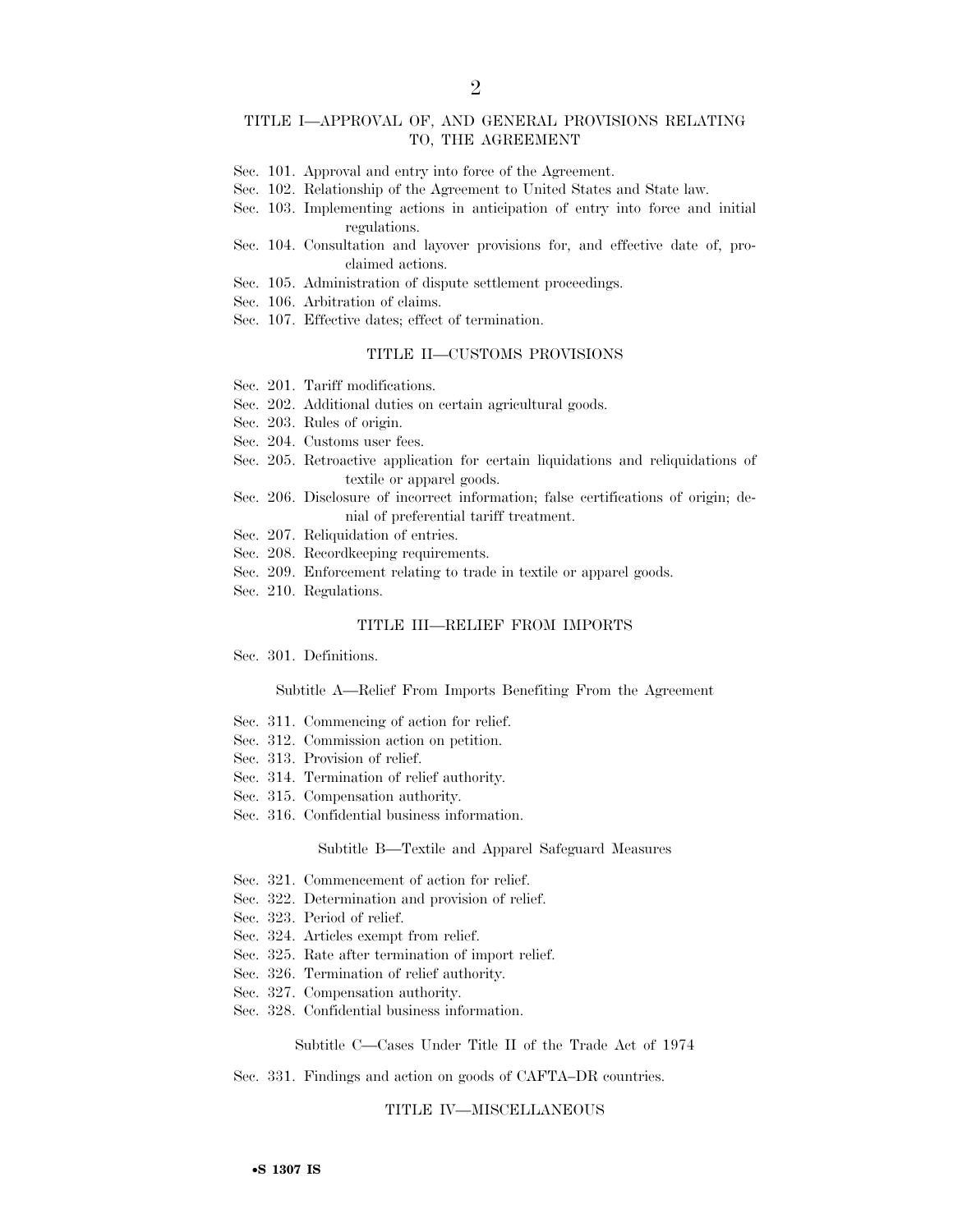## TITLE I—APPROVAL OF, AND GENERAL PROVISIONS RELATING TO, THE AGREEMENT

Sec. 101. Approval and entry into force of the Agreement.
Sec. 102. Relationship of the Agreement to United States and State law.
Sec. 103. Implementing actions in anticipation of entry into force and initial regulations.
Sec. 104. Consultation and layover provisions for, and effective date of, proclaimed actions.
Sec. 105. Administration of dispute settlement proceedings.
Sec. 106. Arbitration of claims.
Sec. 107. Effective dates; effect of termination.

## TITLE II—CUSTOMS PROVISIONS

Sec. 201. Tariff modifications.
Sec. 202. Additional duties on certain agricultural goods.
Sec. 203. Rules of origin.
Sec. 204. Customs user fees.
Sec. 205. Retroactive application for certain liquidations and reliquidations of textile or apparel goods.
Sec. 206. Disclosure of incorrect information; false certifications of origin; denial of preferential tariff treatment.
Sec. 207. Reliquidation of entries.
Sec. 208. Recordkeeping requirements.
Sec. 209. Enforcement relating to trade in textile or apparel goods.
Sec. 210. Regulations.

## TITLE III—RELIEF FROM IMPORTS

Sec. 301. Definitions.

### Subtitle A—Relief From Imports Benefiting From the Agreement

Sec. 311. Commencing of action for relief.
Sec. 312. Commission action on petition.
Sec. 313. Provision of relief.
Sec. 314. Termination of relief authority.
Sec. 315. Compensation authority.
Sec. 316. Confidential business information.

### Subtitle B—Textile and Apparel Safeguard Measures

Sec. 321. Commencement of action for relief.
Sec. 322. Determination and provision of relief.
Sec. 323. Period of relief.
Sec. 324. Articles exempt from relief.
Sec. 325. Rate after termination of import relief.
Sec. 326. Termination of relief authority.
Sec. 327. Compensation authority.
Sec. 328. Confidential business information.

### Subtitle C—Cases Under Title II of the Trade Act of 1974

Sec. 331. Findings and action on goods of CAFTA–DR countries.

## TITLE IV—MISCELLANEOUS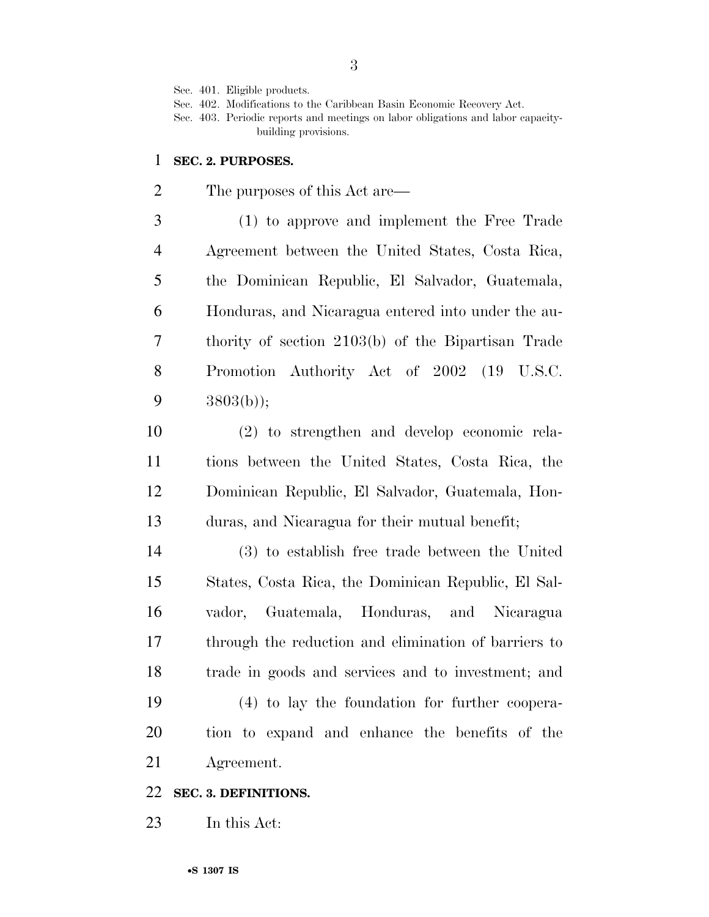Sec. 401. Eligible products.
Sec. 402. Modifications to the Caribbean Basin Economic Recovery Act.
Sec. 403. Periodic reports and meetings on labor obligations and labor capacity-building provisions.

**SEC. 2. PURPOSES.**

The purposes of this Act are—

(1) to approve and implement the Free Trade Agreement between the United States, Costa Rica, the Dominican Republic, El Salvador, Guatemala, Honduras, and Nicaragua entered into under the authority of section 2103(b) of the Bipartisan Trade Promotion Authority Act of 2002 (19 U.S.C. 3803(b));

(2) to strengthen and develop economic relations between the United States, Costa Rica, the Dominican Republic, El Salvador, Guatemala, Honduras, and Nicaragua for their mutual benefit;

(3) to establish free trade between the United States, Costa Rica, the Dominican Republic, El Salvador, Guatemala, Honduras, and Nicaragua through the reduction and elimination of barriers to trade in goods and services and to investment; and

(4) to lay the foundation for further cooperation to expand and enhance the benefits of the Agreement.

**SEC. 3. DEFINITIONS.**

In this Act: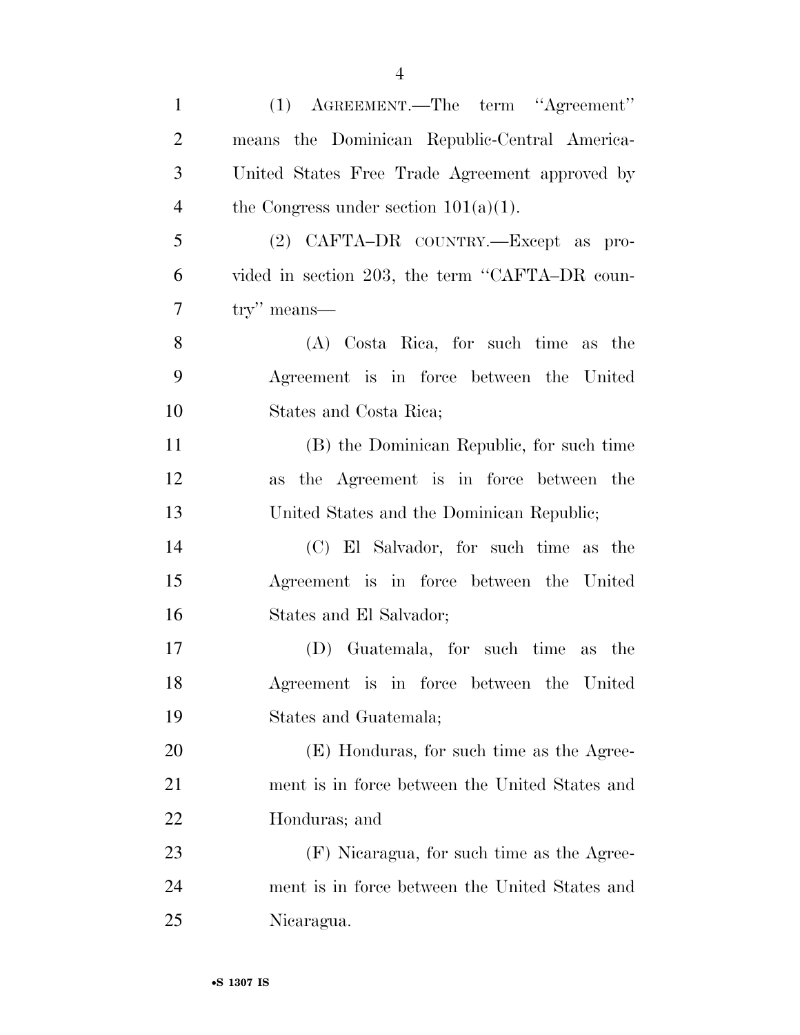(1) AGREEMENT.—The term ''Agreement'' means the Dominican Republic-Central America-United States Free Trade Agreement approved by the Congress under section 101(a)(1).

(2) CAFTA–DR COUNTRY.—Except as provided in section 203, the term ''CAFTA–DR country'' means—

(A) Costa Rica, for such time as the Agreement is in force between the United States and Costa Rica;

(B) the Dominican Republic, for such time as the Agreement is in force between the United States and the Dominican Republic;

(C) El Salvador, for such time as the Agreement is in force between the United States and El Salvador;

(D) Guatemala, for such time as the Agreement is in force between the United States and Guatemala;

(E) Honduras, for such time as the Agreement is in force between the United States and Honduras; and

(F) Nicaragua, for such time as the Agreement is in force between the United States and Nicaragua.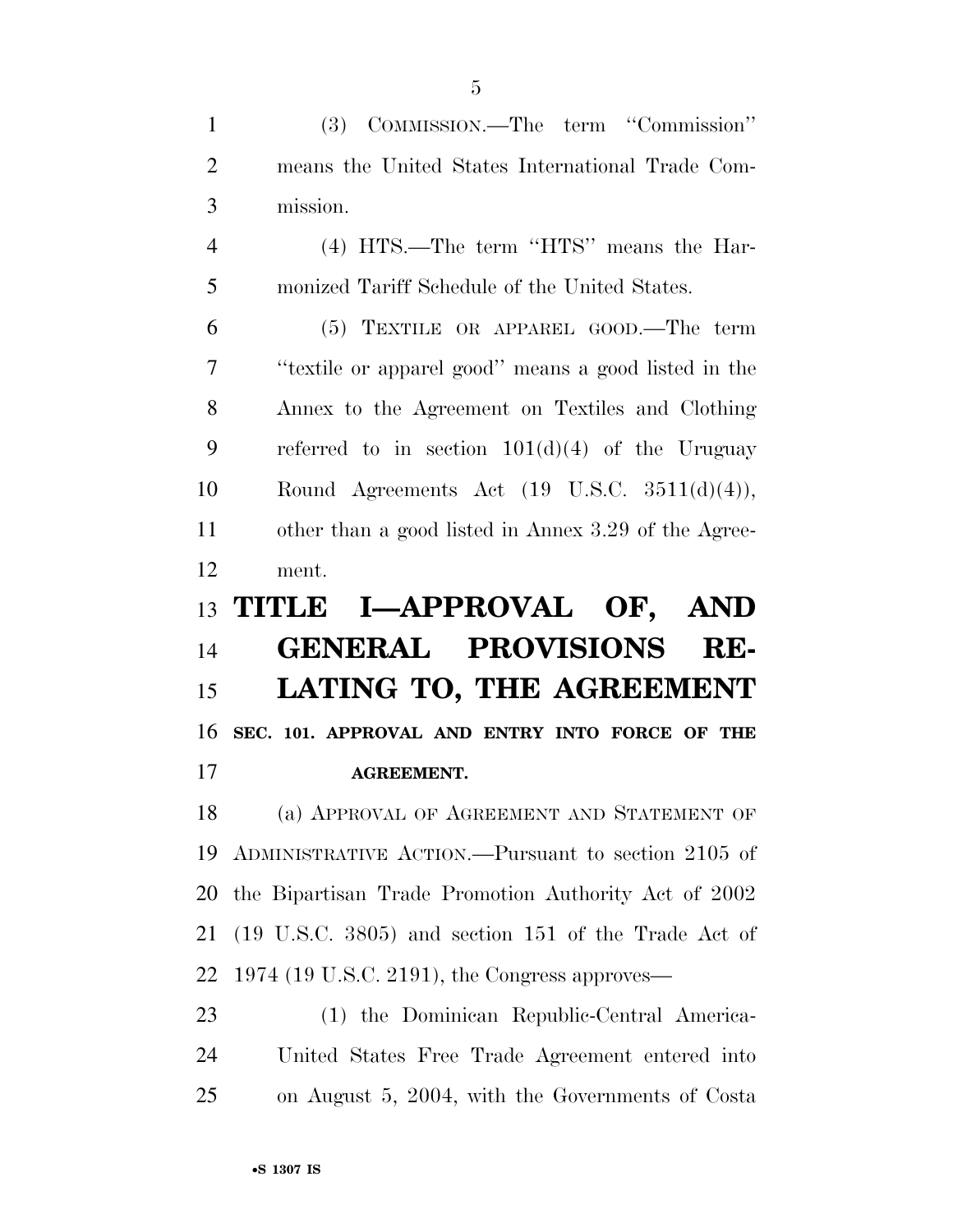(3) COMMISSION.—The term ''Commission'' means the United States International Trade Commission.

(4) HTS.—The term ''HTS'' means the Harmonized Tariff Schedule of the United States.

(5) TEXTILE OR APPAREL GOOD.—The term ''textile or apparel good'' means a good listed in the Annex to the Agreement on Textiles and Clothing referred to in section 101(d)(4) of the Uruguay Round Agreements Act (19 U.S.C. 3511(d)(4)), other than a good listed in Annex 3.29 of the Agreement.

# TITLE I—APPROVAL OF, AND GENERAL PROVISIONS RELATING TO, THE AGREEMENT

## SEC. 101. APPROVAL AND ENTRY INTO FORCE OF THE AGREEMENT.

(a) APPROVAL OF AGREEMENT AND STATEMENT OF ADMINISTRATIVE ACTION.—Pursuant to section 2105 of the Bipartisan Trade Promotion Authority Act of 2002 (19 U.S.C. 3805) and section 151 of the Trade Act of 1974 (19 U.S.C. 2191), the Congress approves—

(1) the Dominican Republic-Central America-United States Free Trade Agreement entered into on August 5, 2004, with the Governments of Costa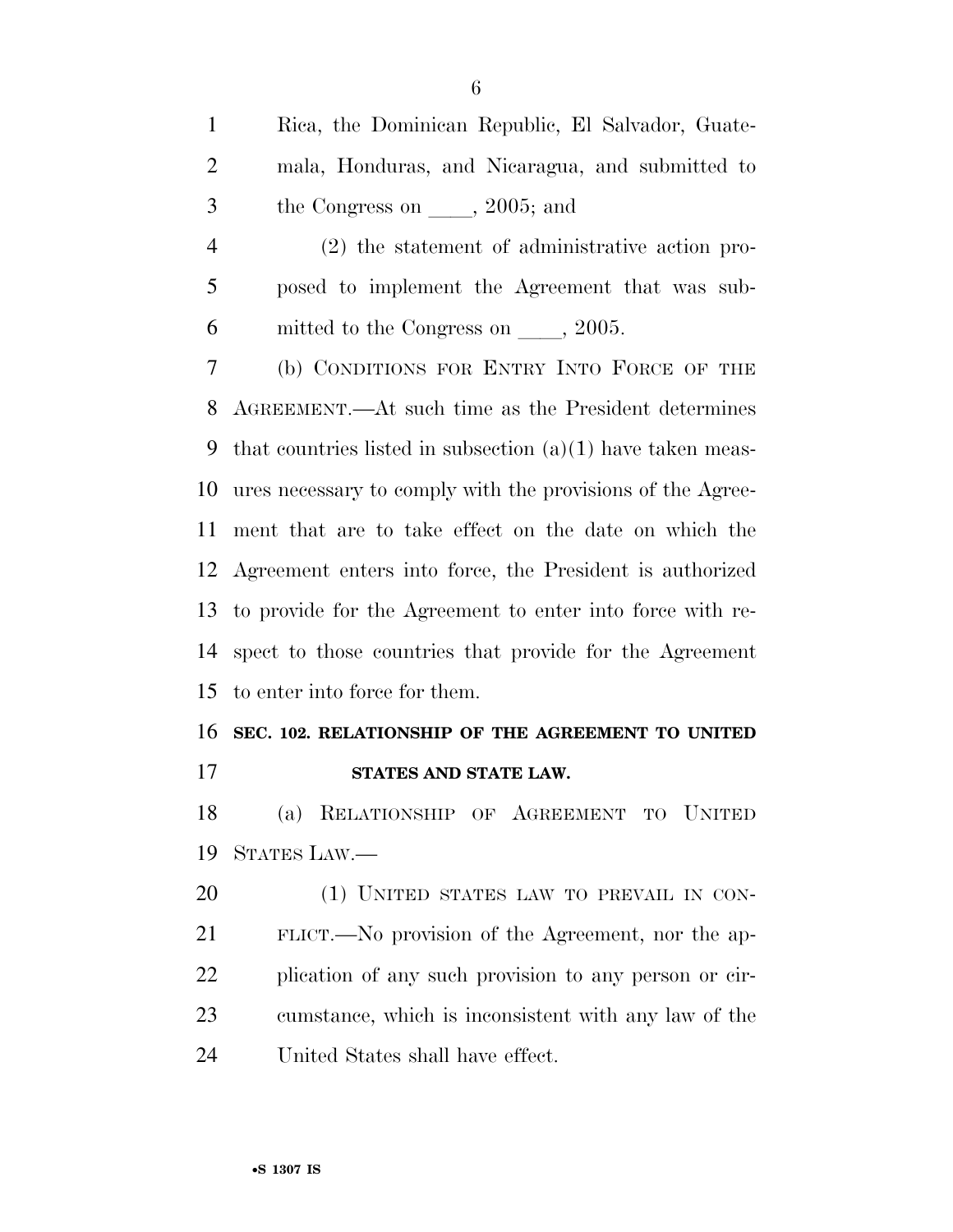Rica, the Dominican Republic, El Salvador, Guatemala, Honduras, and Nicaragua, and submitted to the Congress on ____, 2005; and

(2) the statement of administrative action proposed to implement the Agreement that was submitted to the Congress on ____, 2005.

(b) CONDITIONS FOR ENTRY INTO FORCE OF THE AGREEMENT.—At such time as the President determines that countries listed in subsection (a)(1) have taken measures necessary to comply with the provisions of the Agreement that are to take effect on the date on which the Agreement enters into force, the President is authorized to provide for the Agreement to enter into force with respect to those countries that provide for the Agreement to enter into force for them.

**SEC. 102. RELATIONSHIP OF THE AGREEMENT TO UNITED STATES AND STATE LAW.**

(a) RELATIONSHIP OF AGREEMENT TO UNITED STATES LAW.—

(1) UNITED STATES LAW TO PREVAIL IN CONFLICT.—No provision of the Agreement, nor the application of any such provision to any person or circumstance, which is inconsistent with any law of the United States shall have effect.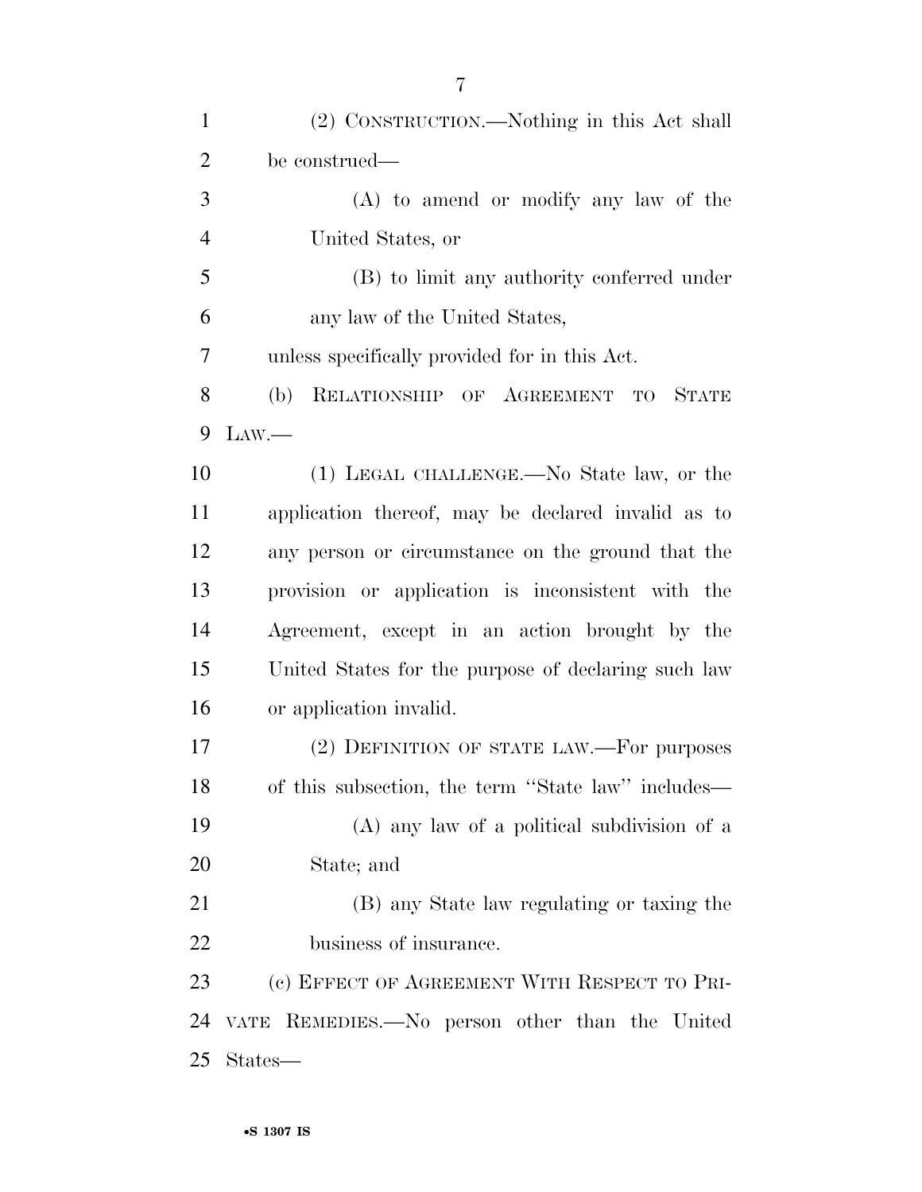(2) CONSTRUCTION.—Nothing in this Act shall be construed—

(A) to amend or modify any law of the United States, or

(B) to limit any authority conferred under any law of the United States,

unless specifically provided for in this Act.

(b) RELATIONSHIP OF AGREEMENT TO STATE LAW.—

(1) LEGAL CHALLENGE.—No State law, or the application thereof, may be declared invalid as to any person or circumstance on the ground that the provision or application is inconsistent with the Agreement, except in an action brought by the United States for the purpose of declaring such law or application invalid.

(2) DEFINITION OF STATE LAW.—For purposes of this subsection, the term ''State law'' includes—

(A) any law of a political subdivision of a State; and

(B) any State law regulating or taxing the business of insurance.

(c) EFFECT OF AGREEMENT WITH RESPECT TO PRIVATE REMEDIES.—No person other than the United States—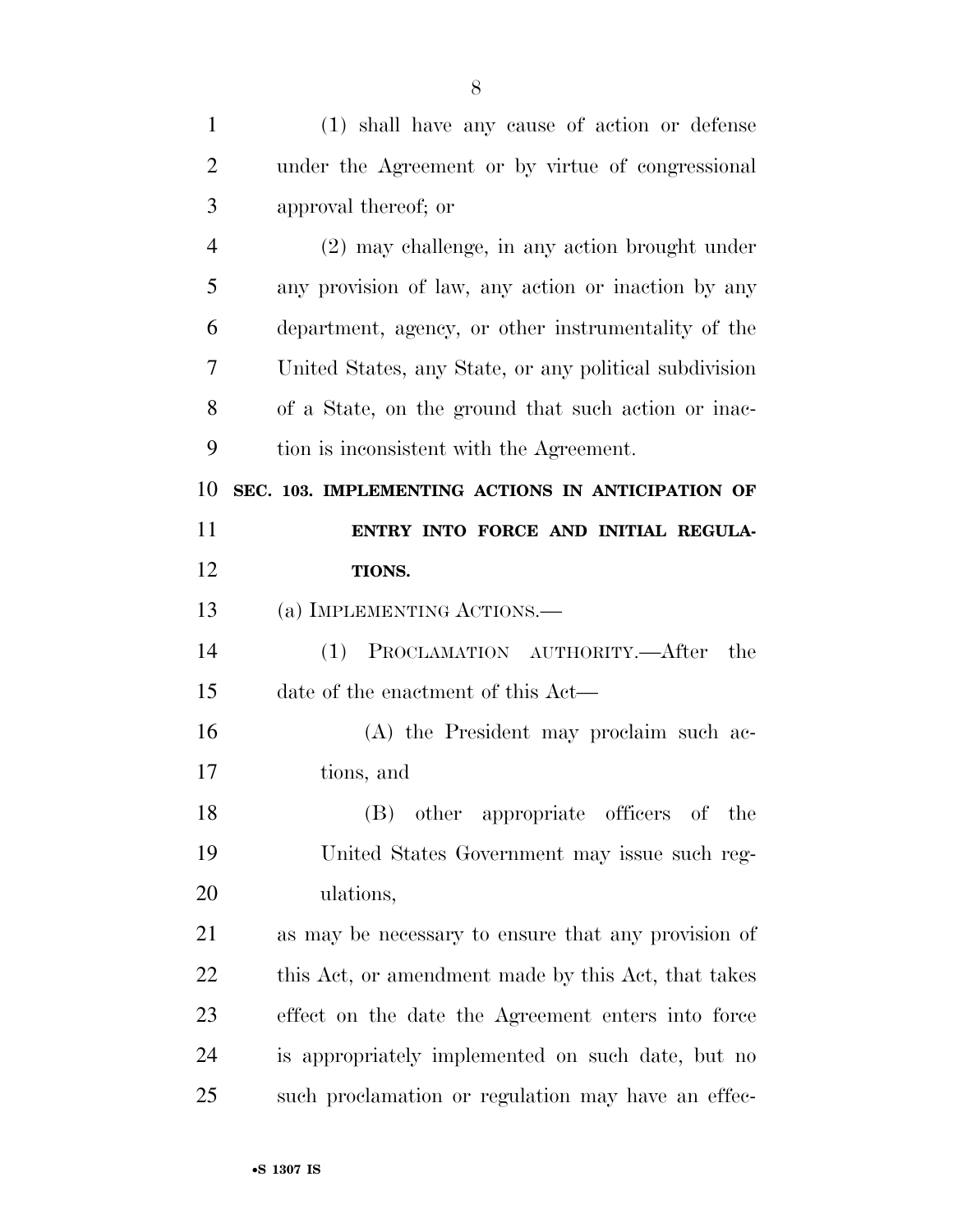(1) shall have any cause of action or defense under the Agreement or by virtue of congressional approval thereof; or

(2) may challenge, in any action brought under any provision of law, any action or inaction by any department, agency, or other instrumentality of the United States, any State, or any political subdivision of a State, on the ground that such action or inaction is inconsistent with the Agreement.

**SEC. 103. IMPLEMENTING ACTIONS IN ANTICIPATION OF ENTRY INTO FORCE AND INITIAL REGULATIONS.**

(a) IMPLEMENTING ACTIONS.—

(1) PROCLAMATION AUTHORITY.—After the date of the enactment of this Act—

(A) the President may proclaim such actions, and

(B) other appropriate officers of the United States Government may issue such regulations,

as may be necessary to ensure that any provision of this Act, or amendment made by this Act, that takes effect on the date the Agreement enters into force is appropriately implemented on such date, but no such proclamation or regulation may have an effec-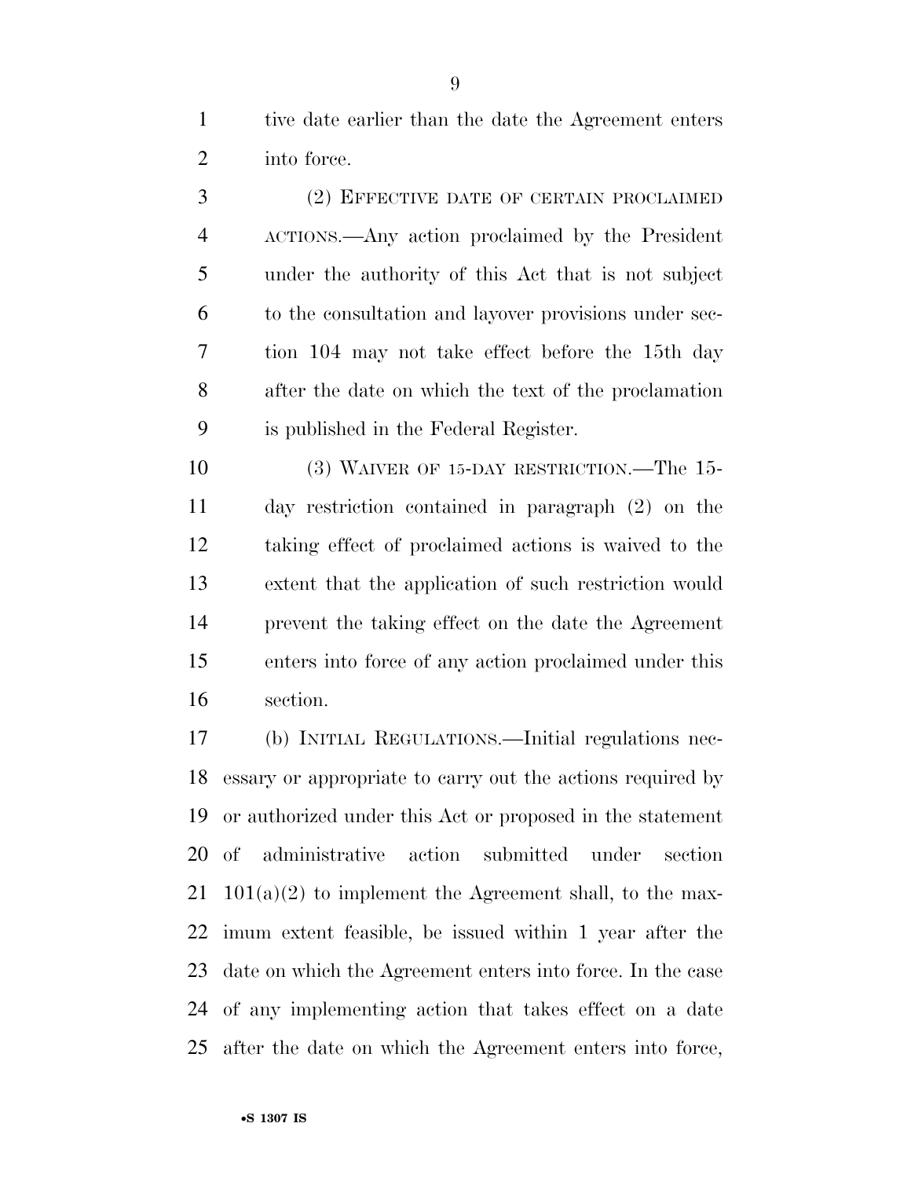tive date earlier than the date the Agreement enters into force.

(2) EFFECTIVE DATE OF CERTAIN PROCLAIMED ACTIONS.—Any action proclaimed by the President under the authority of this Act that is not subject to the consultation and layover provisions under section 104 may not take effect before the 15th day after the date on which the text of the proclamation is published in the Federal Register.

(3) WAIVER OF 15-DAY RESTRICTION.—The 15-day restriction contained in paragraph (2) on the taking effect of proclaimed actions is waived to the extent that the application of such restriction would prevent the taking effect on the date the Agreement enters into force of any action proclaimed under this section.

(b) INITIAL REGULATIONS.—Initial regulations necessary or appropriate to carry out the actions required by or authorized under this Act or proposed in the statement of administrative action submitted under section 101(a)(2) to implement the Agreement shall, to the maximum extent feasible, be issued within 1 year after the date on which the Agreement enters into force. In the case of any implementing action that takes effect on a date after the date on which the Agreement enters into force,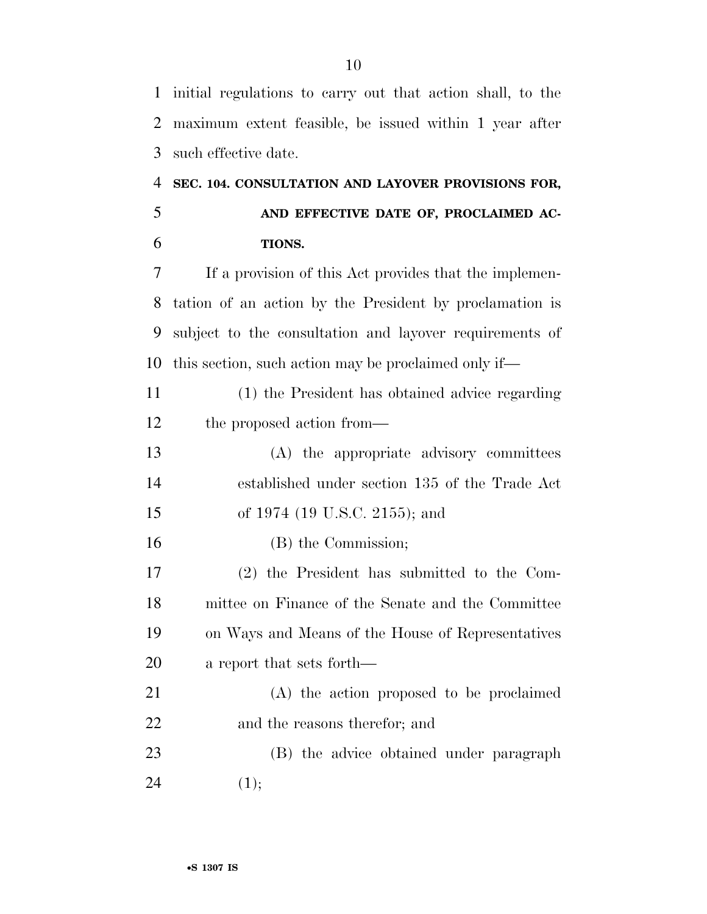initial regulations to carry out that action shall, to the maximum extent feasible, be issued within 1 year after such effective date.

### SEC. 104. CONSULTATION AND LAYOVER PROVISIONS FOR, AND EFFECTIVE DATE OF, PROCLAIMED ACTIONS.

If a provision of this Act provides that the implementation of an action by the President by proclamation is subject to the consultation and layover requirements of this section, such action may be proclaimed only if—

(1) the President has obtained advice regarding the proposed action from—

(A) the appropriate advisory committees established under section 135 of the Trade Act of 1974 (19 U.S.C. 2155); and

(B) the Commission;

(2) the President has submitted to the Committee on Finance of the Senate and the Committee on Ways and Means of the House of Representatives a report that sets forth—

(A) the action proposed to be proclaimed and the reasons therefor; and

(B) the advice obtained under paragraph (1);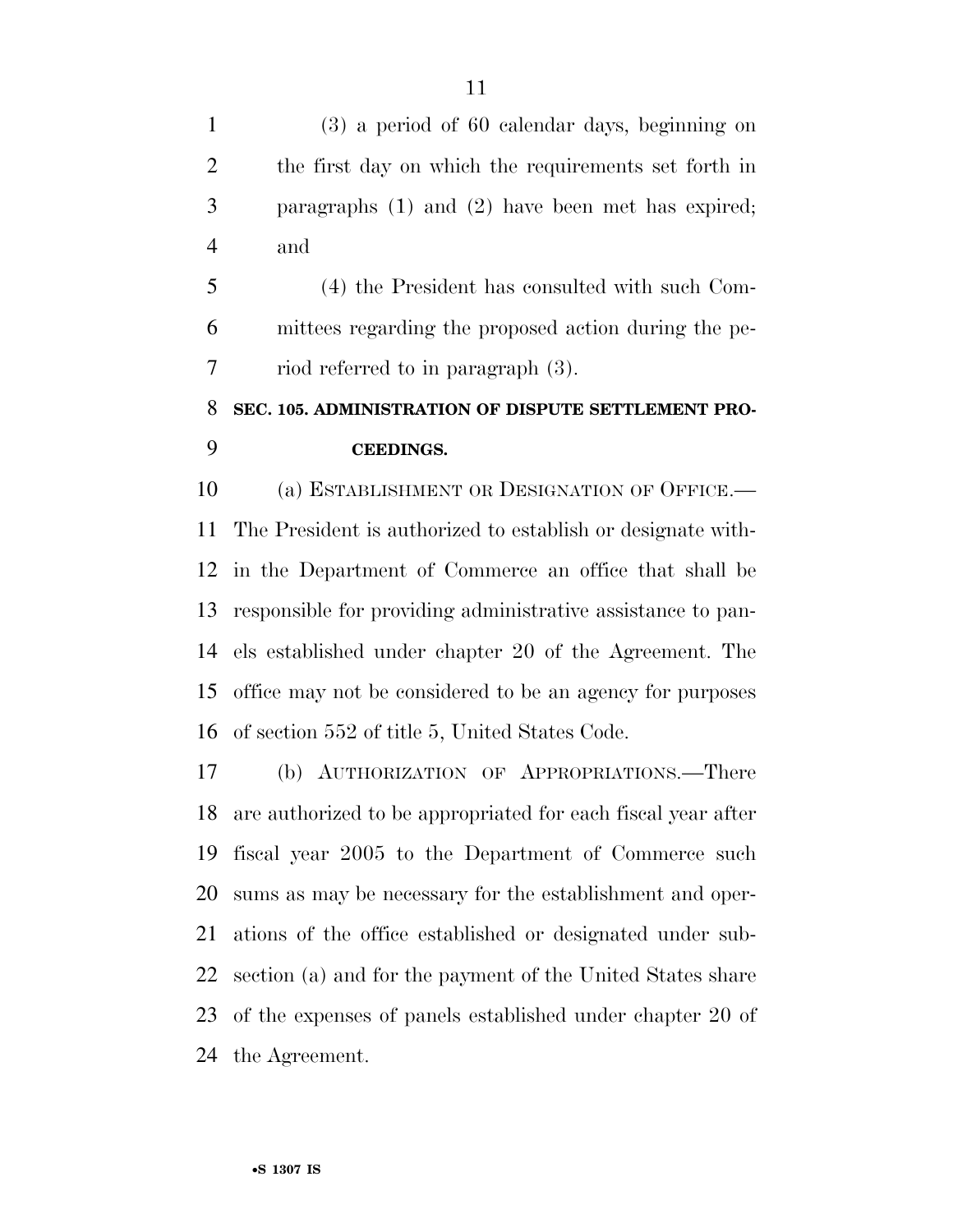(3) a period of 60 calendar days, beginning on the first day on which the requirements set forth in paragraphs (1) and (2) have been met has expired; and

(4) the President has consulted with such Committees regarding the proposed action during the period referred to in paragraph (3).

**SEC. 105. ADMINISTRATION OF DISPUTE SETTLEMENT PROCEEDINGS.**

(a) ESTABLISHMENT OR DESIGNATION OF OFFICE.—The President is authorized to establish or designate within the Department of Commerce an office that shall be responsible for providing administrative assistance to panels established under chapter 20 of the Agreement. The office may not be considered to be an agency for purposes of section 552 of title 5, United States Code.

(b) AUTHORIZATION OF APPROPRIATIONS.—There are authorized to be appropriated for each fiscal year after fiscal year 2005 to the Department of Commerce such sums as may be necessary for the establishment and operations of the office established or designated under subsection (a) and for the payment of the United States share of the expenses of panels established under chapter 20 of the Agreement.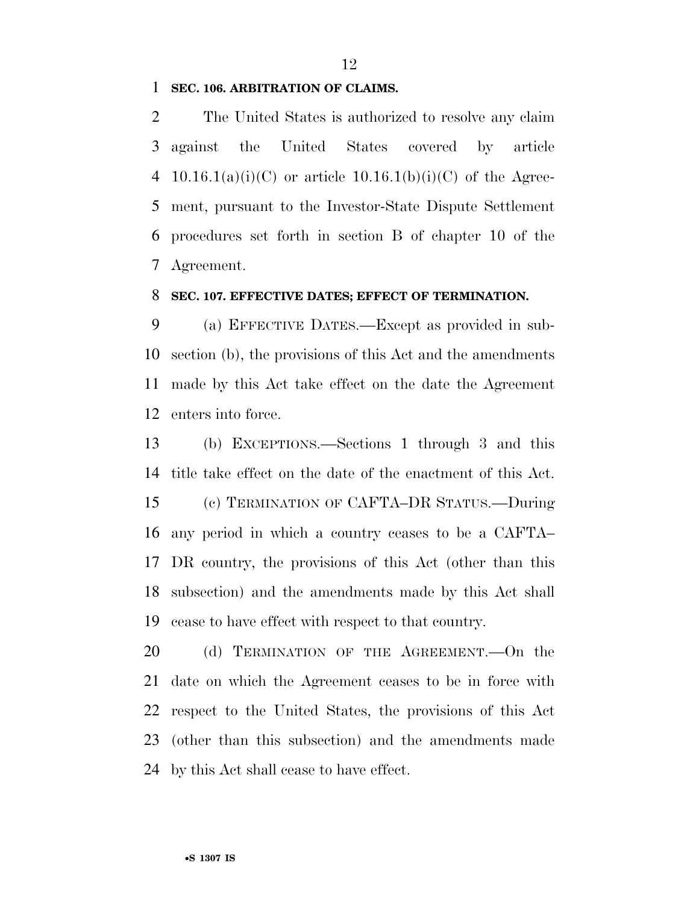**SEC. 106. ARBITRATION OF CLAIMS.**

The United States is authorized to resolve any claim against the United States covered by article 10.16.1(a)(i)(C) or article 10.16.1(b)(i)(C) of the Agreement, pursuant to the Investor-State Dispute Settlement procedures set forth in section B of chapter 10 of the Agreement.

**SEC. 107. EFFECTIVE DATES; EFFECT OF TERMINATION.**

(a) EFFECTIVE DATES.—Except as provided in subsection (b), the provisions of this Act and the amendments made by this Act take effect on the date the Agreement enters into force.

(b) EXCEPTIONS.—Sections 1 through 3 and this title take effect on the date of the enactment of this Act.

(c) TERMINATION OF CAFTA–DR STATUS.—During any period in which a country ceases to be a CAFTA–DR country, the provisions of this Act (other than this subsection) and the amendments made by this Act shall cease to have effect with respect to that country.

(d) TERMINATION OF THE AGREEMENT.—On the date on which the Agreement ceases to be in force with respect to the United States, the provisions of this Act (other than this subsection) and the amendments made by this Act shall cease to have effect.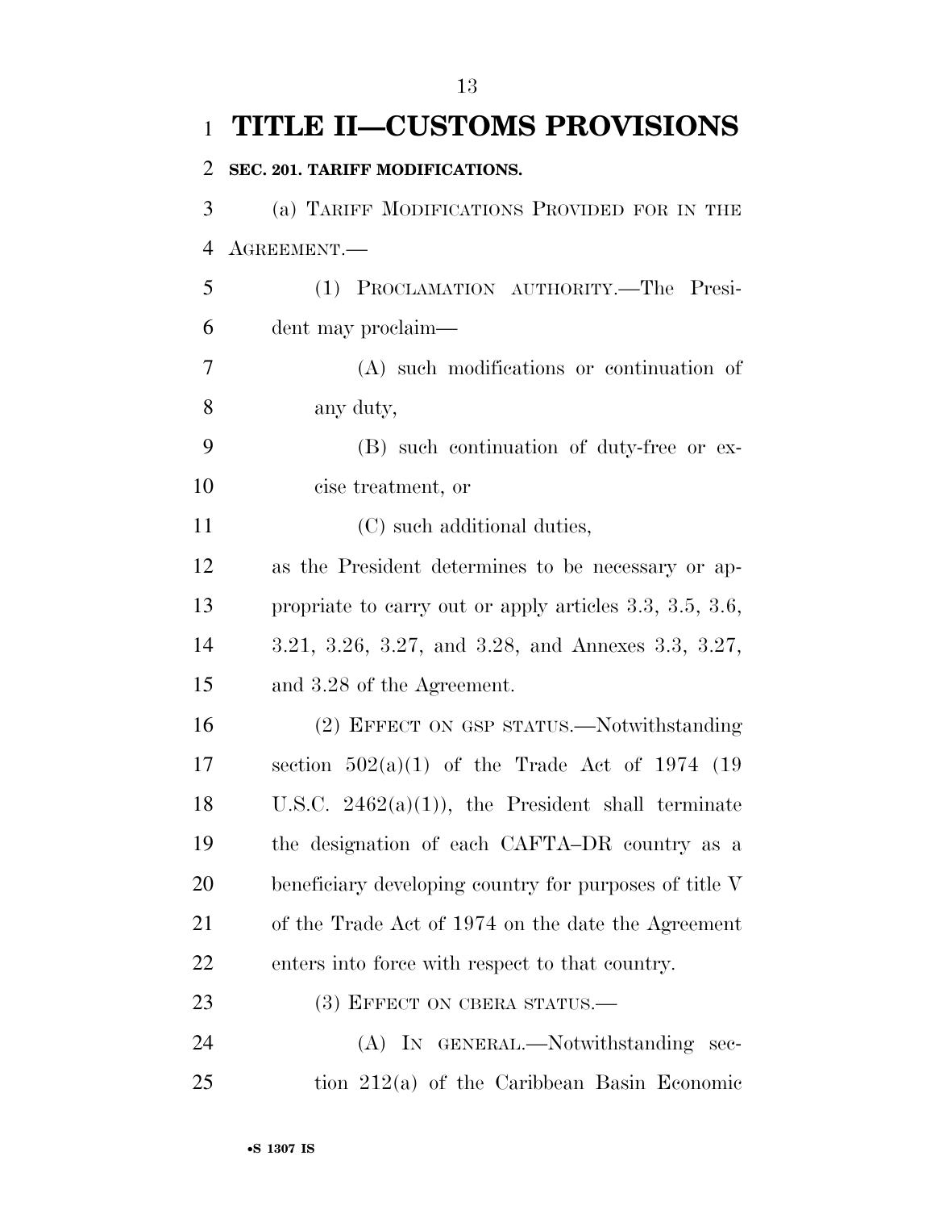# TITLE II—CUSTOMS PROVISIONS

**SEC. 201. TARIFF MODIFICATIONS.**

(a) TARIFF MODIFICATIONS PROVIDED FOR IN THE AGREEMENT.—

(1) PROCLAMATION AUTHORITY.—The President may proclaim—

(A) such modifications or continuation of any duty,

(B) such continuation of duty-free or excise treatment, or

(C) such additional duties,

as the President determines to be necessary or appropriate to carry out or apply articles 3.3, 3.5, 3.6, 3.21, 3.26, 3.27, and 3.28, and Annexes 3.3, 3.27, and 3.28 of the Agreement.

(2) EFFECT ON GSP STATUS.—Notwithstanding section 502(a)(1) of the Trade Act of 1974 (19 U.S.C. 2462(a)(1)), the President shall terminate the designation of each CAFTA–DR country as a beneficiary developing country for purposes of title V of the Trade Act of 1974 on the date the Agreement enters into force with respect to that country.

(3) EFFECT ON CBERA STATUS.—

(A) IN GENERAL.—Notwithstanding section 212(a) of the Caribbean Basin Economic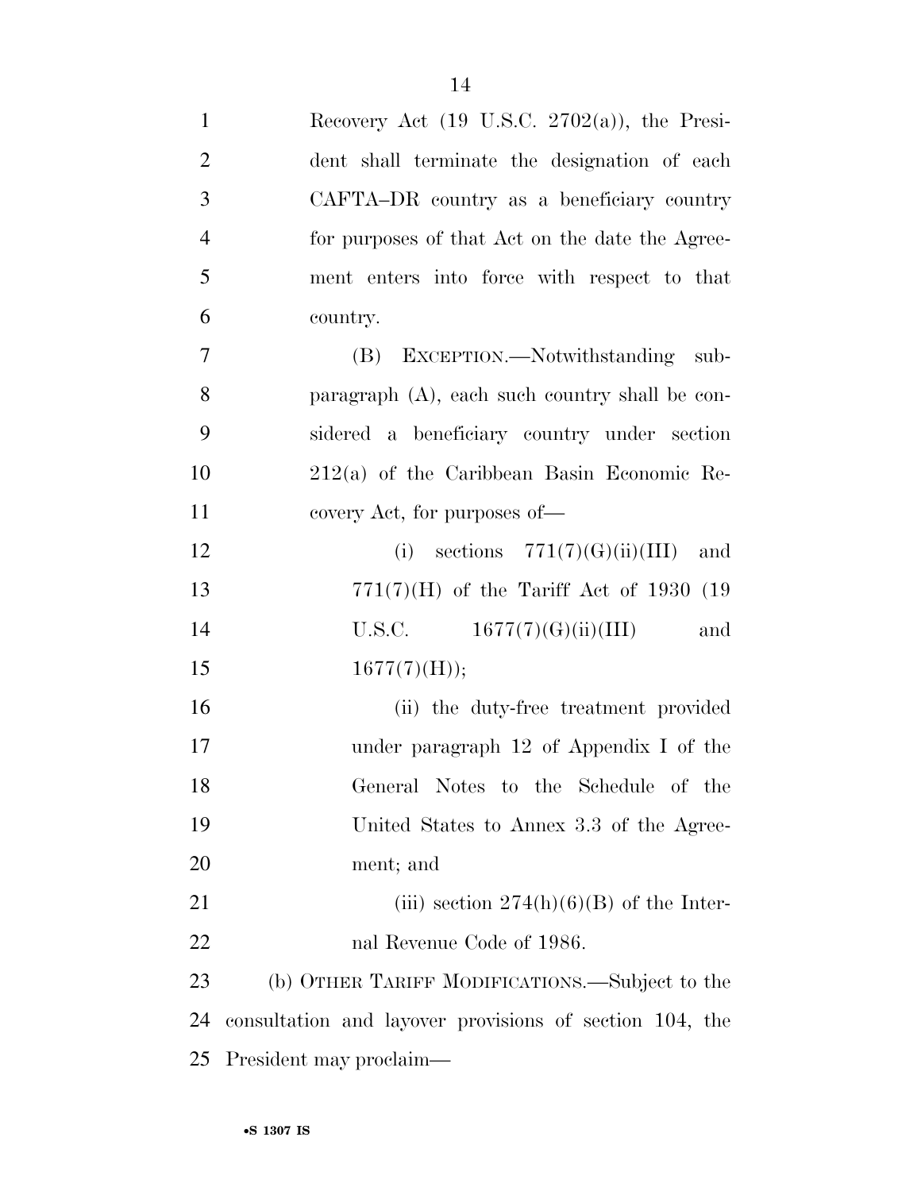Recovery Act (19 U.S.C. 2702(a)), the President shall terminate the designation of each CAFTA–DR country as a beneficiary country for purposes of that Act on the date the Agreement enters into force with respect to that country.

(B) EXCEPTION.—Notwithstanding subparagraph (A), each such country shall be considered a beneficiary country under section 212(a) of the Caribbean Basin Economic Recovery Act, for purposes of—

(i) sections 771(7)(G)(ii)(III) and 771(7)(H) of the Tariff Act of 1930 (19 U.S.C. 1677(7)(G)(ii)(III) and 1677(7)(H));

(ii) the duty-free treatment provided under paragraph 12 of Appendix I of the General Notes to the Schedule of the United States to Annex 3.3 of the Agreement; and

(iii) section 274(h)(6)(B) of the Internal Revenue Code of 1986.

(b) OTHER TARIFF MODIFICATIONS.—Subject to the consultation and layover provisions of section 104, the President may proclaim—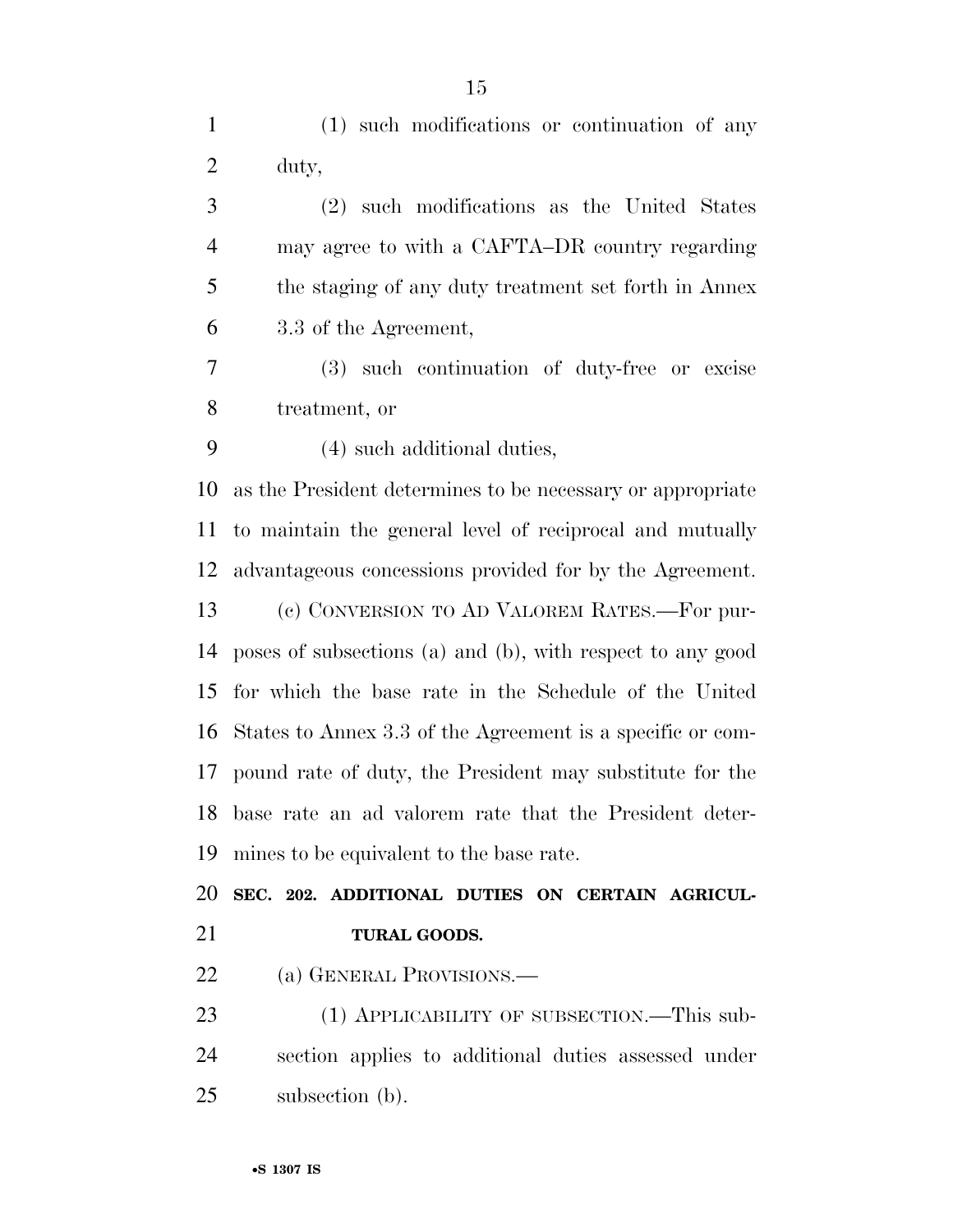(1) such modifications or continuation of any duty,

(2) such modifications as the United States may agree to with a CAFTA–DR country regarding the staging of any duty treatment set forth in Annex 3.3 of the Agreement,

(3) such continuation of duty-free or excise treatment, or

(4) such additional duties,

as the President determines to be necessary or appropriate to maintain the general level of reciprocal and mutually advantageous concessions provided for by the Agreement.

(c) CONVERSION TO AD VALOREM RATES.—For purposes of subsections (a) and (b), with respect to any good for which the base rate in the Schedule of the United States to Annex 3.3 of the Agreement is a specific or compound rate of duty, the President may substitute for the base rate an ad valorem rate that the President determines to be equivalent to the base rate.

**SEC. 202. ADDITIONAL DUTIES ON CERTAIN AGRICULTURAL GOODS.**

(a) GENERAL PROVISIONS.—

(1) APPLICABILITY OF SUBSECTION.—This subsection applies to additional duties assessed under subsection (b).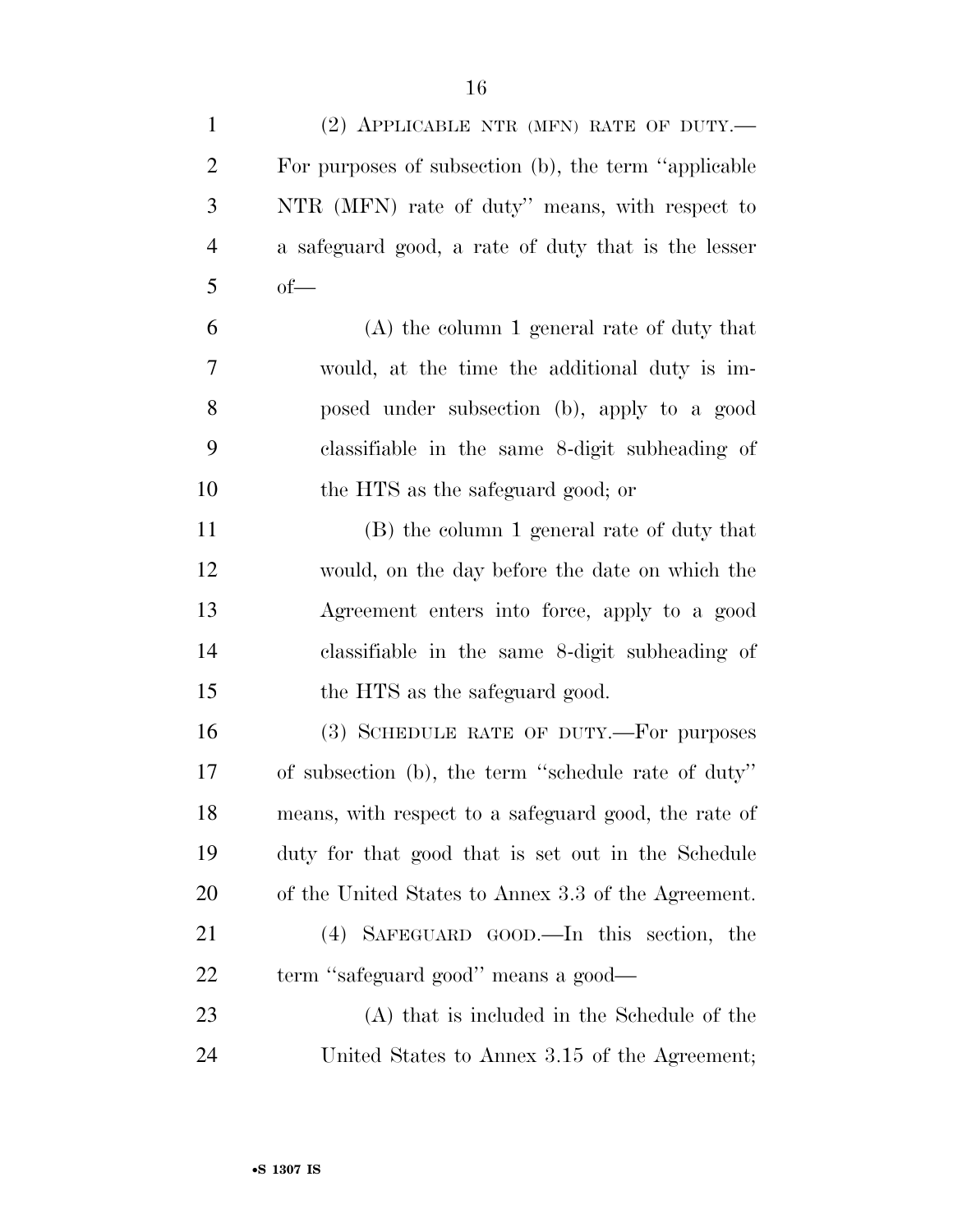(2) APPLICABLE NTR (MFN) RATE OF DUTY.—For purposes of subsection (b), the term ''applicable NTR (MFN) rate of duty'' means, with respect to a safeguard good, a rate of duty that is the lesser of—

(A) the column 1 general rate of duty that would, at the time the additional duty is imposed under subsection (b), apply to a good classifiable in the same 8-digit subheading of the HTS as the safeguard good; or

(B) the column 1 general rate of duty that would, on the day before the date on which the Agreement enters into force, apply to a good classifiable in the same 8-digit subheading of the HTS as the safeguard good.

(3) SCHEDULE RATE OF DUTY.—For purposes of subsection (b), the term ''schedule rate of duty'' means, with respect to a safeguard good, the rate of duty for that good that is set out in the Schedule of the United States to Annex 3.3 of the Agreement.

(4) SAFEGUARD GOOD.—In this section, the term ''safeguard good'' means a good—

(A) that is included in the Schedule of the United States to Annex 3.15 of the Agreement;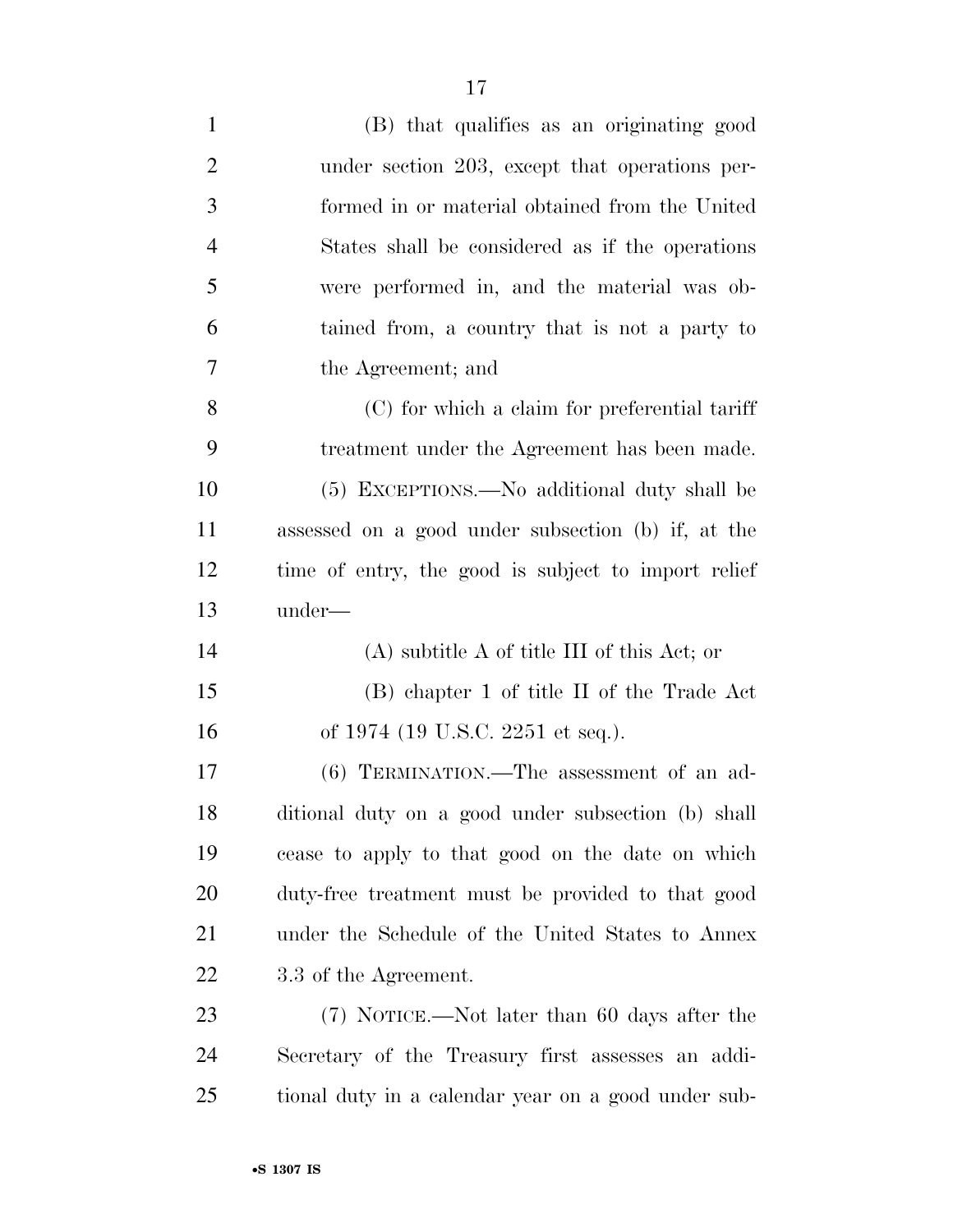(B) that qualifies as an originating good under section 203, except that operations performed in or material obtained from the United States shall be considered as if the operations were performed in, and the material was obtained from, a country that is not a party to the Agreement; and

(C) for which a claim for preferential tariff treatment under the Agreement has been made.

(5) EXCEPTIONS.—No additional duty shall be assessed on a good under subsection (b) if, at the time of entry, the good is subject to import relief under—

(A) subtitle A of title III of this Act; or

(B) chapter 1 of title II of the Trade Act of 1974 (19 U.S.C. 2251 et seq.).

(6) TERMINATION.—The assessment of an additional duty on a good under subsection (b) shall cease to apply to that good on the date on which duty-free treatment must be provided to that good under the Schedule of the United States to Annex 3.3 of the Agreement.

(7) NOTICE.—Not later than 60 days after the Secretary of the Treasury first assesses an additional duty in a calendar year on a good under sub-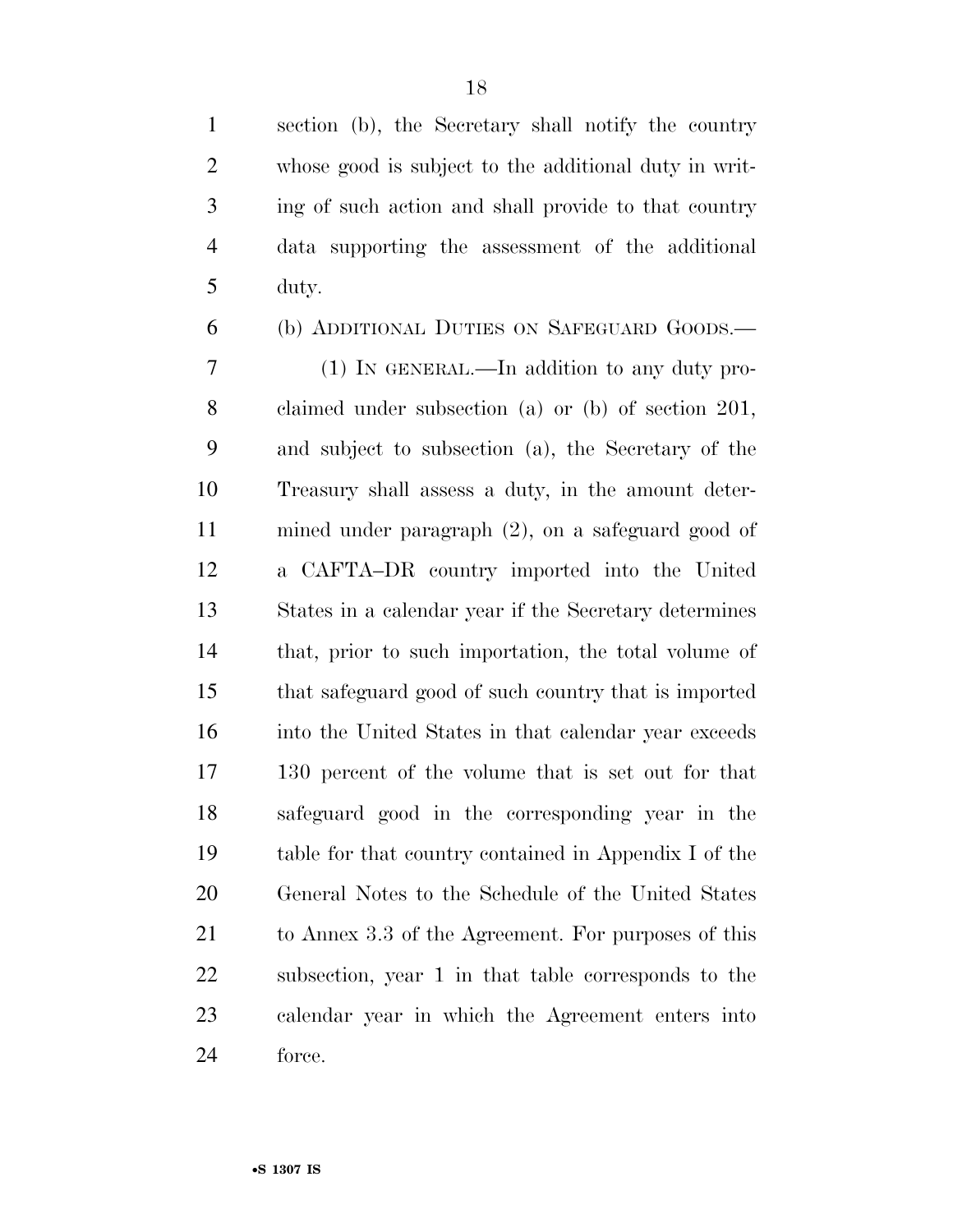section (b), the Secretary shall notify the country whose good is subject to the additional duty in writing of such action and shall provide to that country data supporting the assessment of the additional duty.

(b) ADDITIONAL DUTIES ON SAFEGUARD GOODS.—

(1) IN GENERAL.—In addition to any duty proclaimed under subsection (a) or (b) of section 201, and subject to subsection (a), the Secretary of the Treasury shall assess a duty, in the amount determined under paragraph (2), on a safeguard good of a CAFTA–DR country imported into the United States in a calendar year if the Secretary determines that, prior to such importation, the total volume of that safeguard good of such country that is imported into the United States in that calendar year exceeds 130 percent of the volume that is set out for that safeguard good in the corresponding year in the table for that country contained in Appendix I of the General Notes to the Schedule of the United States to Annex 3.3 of the Agreement. For purposes of this subsection, year 1 in that table corresponds to the calendar year in which the Agreement enters into force.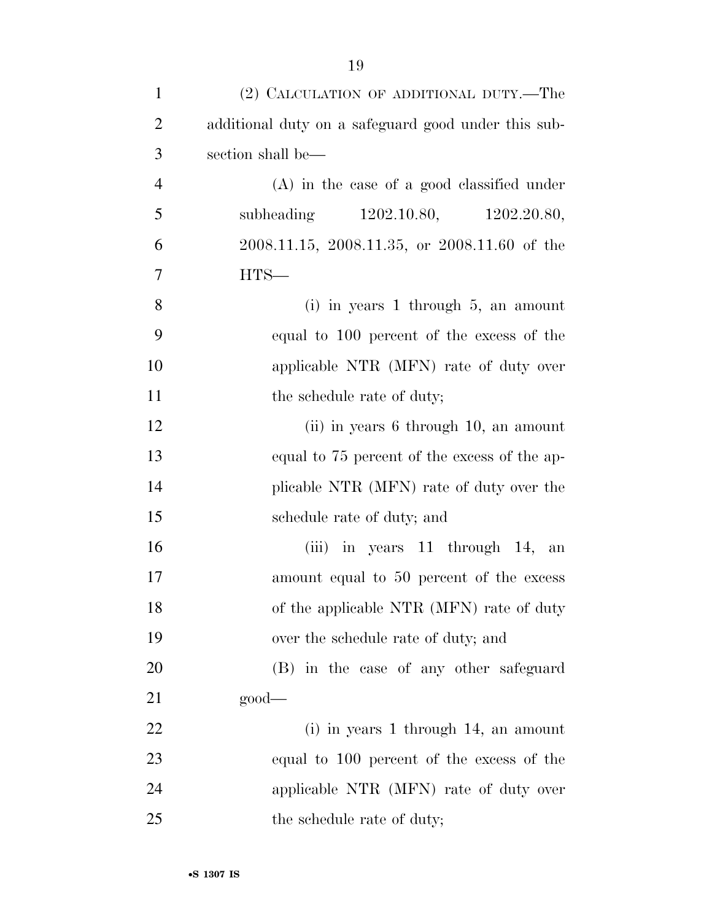(2) CALCULATION OF ADDITIONAL DUTY.—The additional duty on a safeguard good under this subsection shall be—

(A) in the case of a good classified under subheading 1202.10.80, 1202.20.80, 2008.11.15, 2008.11.35, or 2008.11.60 of the HTS—

(i) in years 1 through 5, an amount equal to 100 percent of the excess of the applicable NTR (MFN) rate of duty over the schedule rate of duty;

(ii) in years 6 through 10, an amount equal to 75 percent of the excess of the applicable NTR (MFN) rate of duty over the schedule rate of duty; and

(iii) in years 11 through 14, an amount equal to 50 percent of the excess of the applicable NTR (MFN) rate of duty over the schedule rate of duty; and

(B) in the case of any other safeguard good—

(i) in years 1 through 14, an amount equal to 100 percent of the excess of the applicable NTR (MFN) rate of duty over the schedule rate of duty;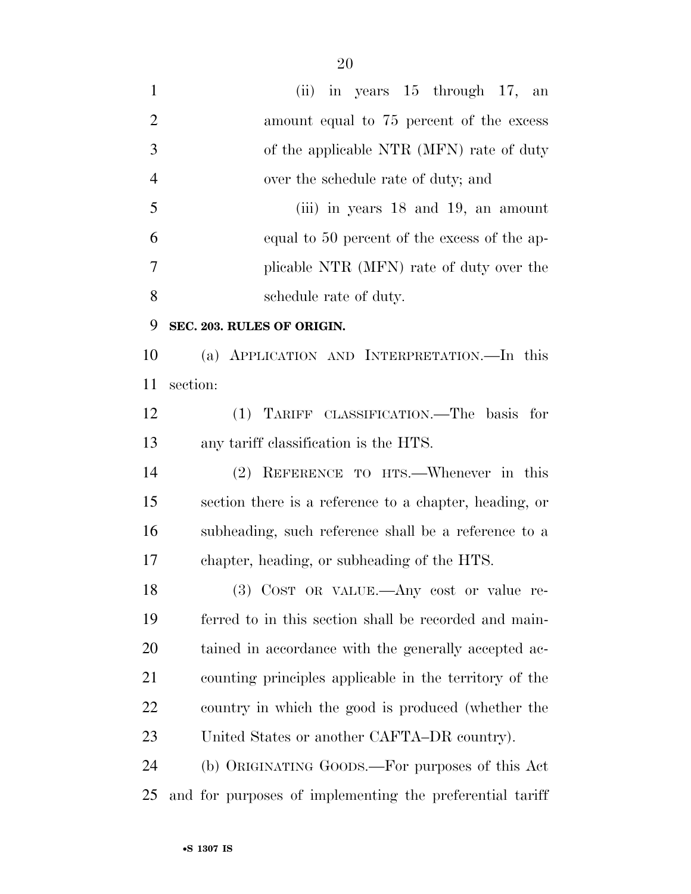(ii) in years 15 through 17, an amount equal to 75 percent of the excess of the applicable NTR (MFN) rate of duty over the schedule rate of duty; and

(iii) in years 18 and 19, an amount equal to 50 percent of the excess of the applicable NTR (MFN) rate of duty over the schedule rate of duty.

**SEC. 203. RULES OF ORIGIN.**

(a) APPLICATION AND INTERPRETATION.—In this section:

(1) TARIFF CLASSIFICATION.—The basis for any tariff classification is the HTS.

(2) REFERENCE TO HTS.—Whenever in this section there is a reference to a chapter, heading, or subheading, such reference shall be a reference to a chapter, heading, or subheading of the HTS.

(3) COST OR VALUE.—Any cost or value referred to in this section shall be recorded and maintained in accordance with the generally accepted accounting principles applicable in the territory of the country in which the good is produced (whether the United States or another CAFTA–DR country).

(b) ORIGINATING GOODS.—For purposes of this Act and for purposes of implementing the preferential tariff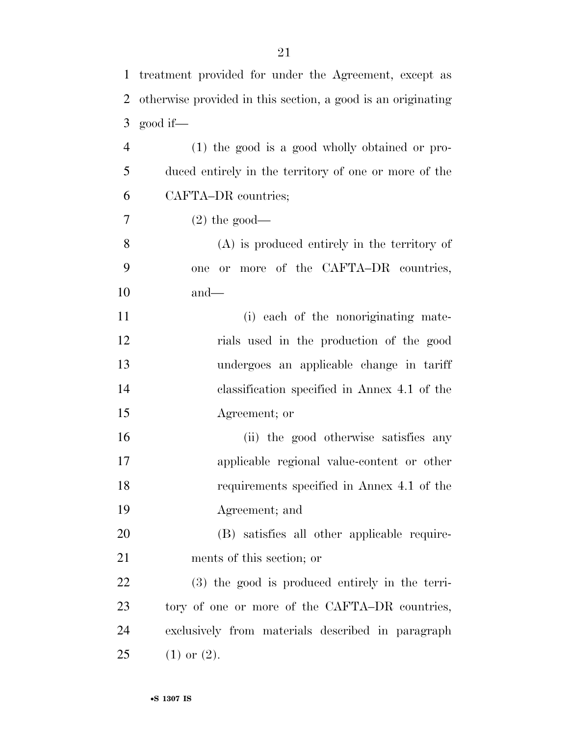treatment provided for under the Agreement, except as otherwise provided in this section, a good is an originating good if—

(1) the good is a good wholly obtained or produced entirely in the territory of one or more of the CAFTA–DR countries;

(2) the good—

(A) is produced entirely in the territory of one or more of the CAFTA–DR countries, and—

(i) each of the nonoriginating materials used in the production of the good undergoes an applicable change in tariff classification specified in Annex 4.1 of the Agreement; or

(ii) the good otherwise satisfies any applicable regional value-content or other requirements specified in Annex 4.1 of the Agreement; and

(B) satisfies all other applicable requirements of this section; or

(3) the good is produced entirely in the territory of one or more of the CAFTA–DR countries, exclusively from materials described in paragraph (1) or (2).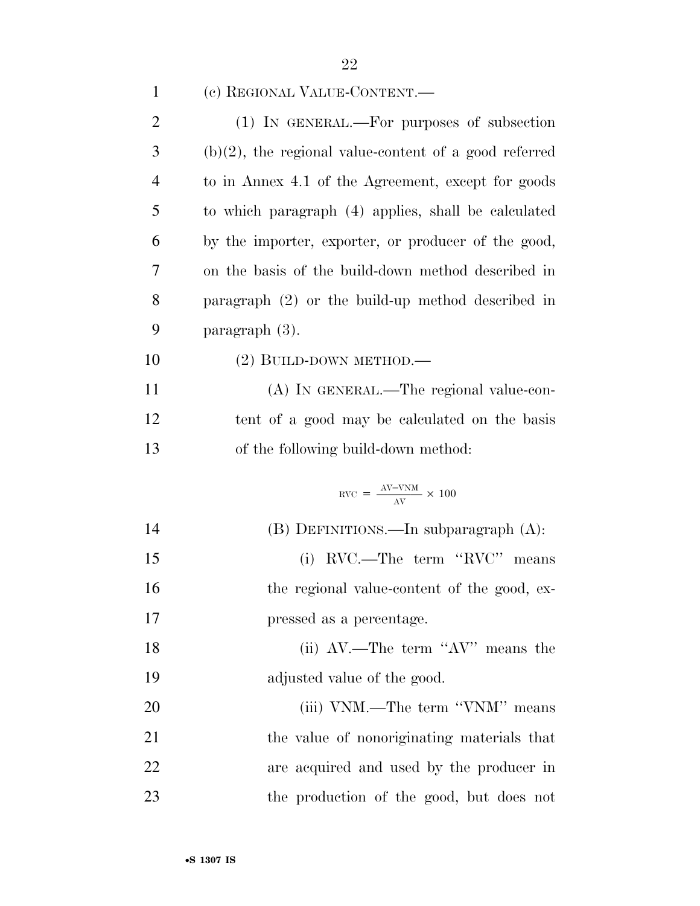(c) REGIONAL VALUE-CONTENT.—

(1) IN GENERAL.—For purposes of subsection (b)(2), the regional value-content of a good referred to in Annex 4.1 of the Agreement, except for goods to which paragraph (4) applies, shall be calculated by the importer, exporter, or producer of the good, on the basis of the build-down method described in paragraph (2) or the build-up method described in paragraph (3).

(2) BUILD-DOWN METHOD.—

(A) IN GENERAL.—The regional value-content of a good may be calculated on the basis of the following build-down method:

$$\text{RVC} = \frac{\text{AV}-\text{VNM}}{\text{AV}} \times 100$$

(B) DEFINITIONS.—In subparagraph (A):

(i) RVC.—The term "RVC" means the regional value-content of the good, expressed as a percentage.

(ii) AV.—The term "AV" means the adjusted value of the good.

(iii) VNM.—The term "VNM" means the value of nonoriginating materials that are acquired and used by the producer in the production of the good, but does not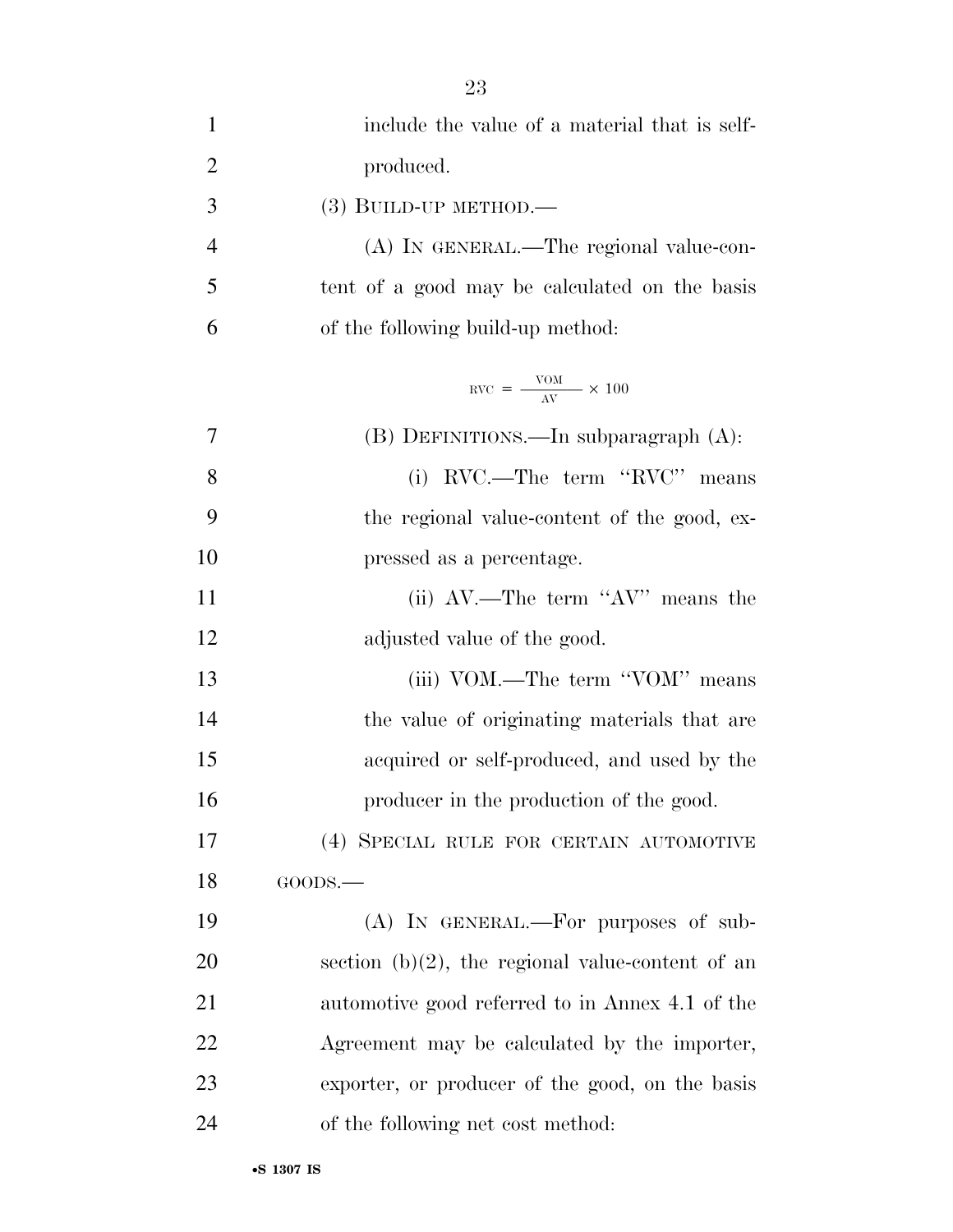include the value of a material that is self-produced.

(3) BUILD-UP METHOD.—

(A) IN GENERAL.—The regional value-content of a good may be calculated on the basis of the following build-up method:

$$\text{RVC} = \frac{\text{VOM}}{\text{AV}} \times 100$$

(B) DEFINITIONS.—In subparagraph (A):

(i) RVC.—The term ''RVC'' means the regional value-content of the good, expressed as a percentage.

(ii) AV.—The term ''AV'' means the adjusted value of the good.

(iii) VOM.—The term ''VOM'' means the value of originating materials that are acquired or self-produced, and used by the producer in the production of the good.

(4) SPECIAL RULE FOR CERTAIN AUTOMOTIVE GOODS.—

(A) IN GENERAL.—For purposes of subsection (b)(2), the regional value-content of an automotive good referred to in Annex 4.1 of the Agreement may be calculated by the importer, exporter, or producer of the good, on the basis of the following net cost method: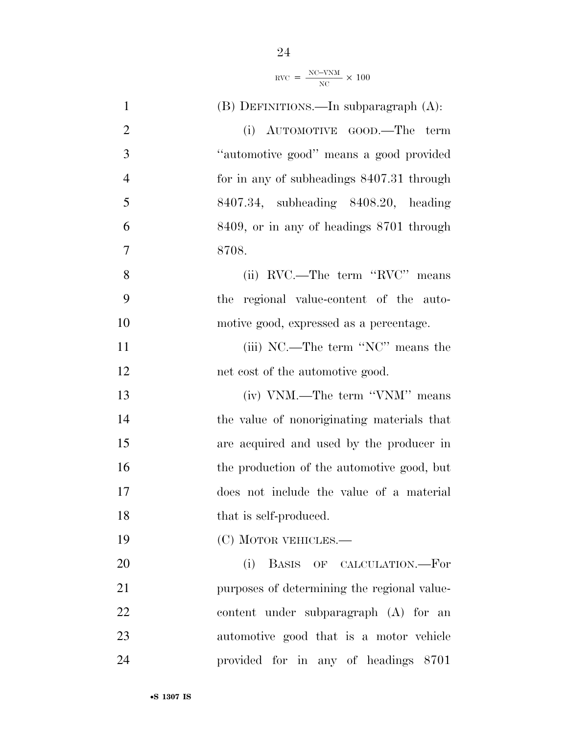$$\text{RVC} = \frac{\text{NC}-\text{VNM}}{\text{NC}} \times 100$$

(B) DEFINITIONS.—In subparagraph (A):

(i) AUTOMOTIVE GOOD.—The term "automotive good" means a good provided for in any of subheadings 8407.31 through 8407.34, subheading 8408.20, heading 8409, or in any of headings 8701 through 8708.

(ii) RVC.—The term "RVC" means the regional value-content of the automotive good, expressed as a percentage.

(iii) NC.—The term "NC" means the net cost of the automotive good.

(iv) VNM.—The term "VNM" means the value of nonoriginating materials that are acquired and used by the producer in the production of the automotive good, but does not include the value of a material that is self-produced.

(C) MOTOR VEHICLES.—

(i) BASIS OF CALCULATION.—For purposes of determining the regional value-content under subparagraph (A) for an automotive good that is a motor vehicle provided for in any of headings 8701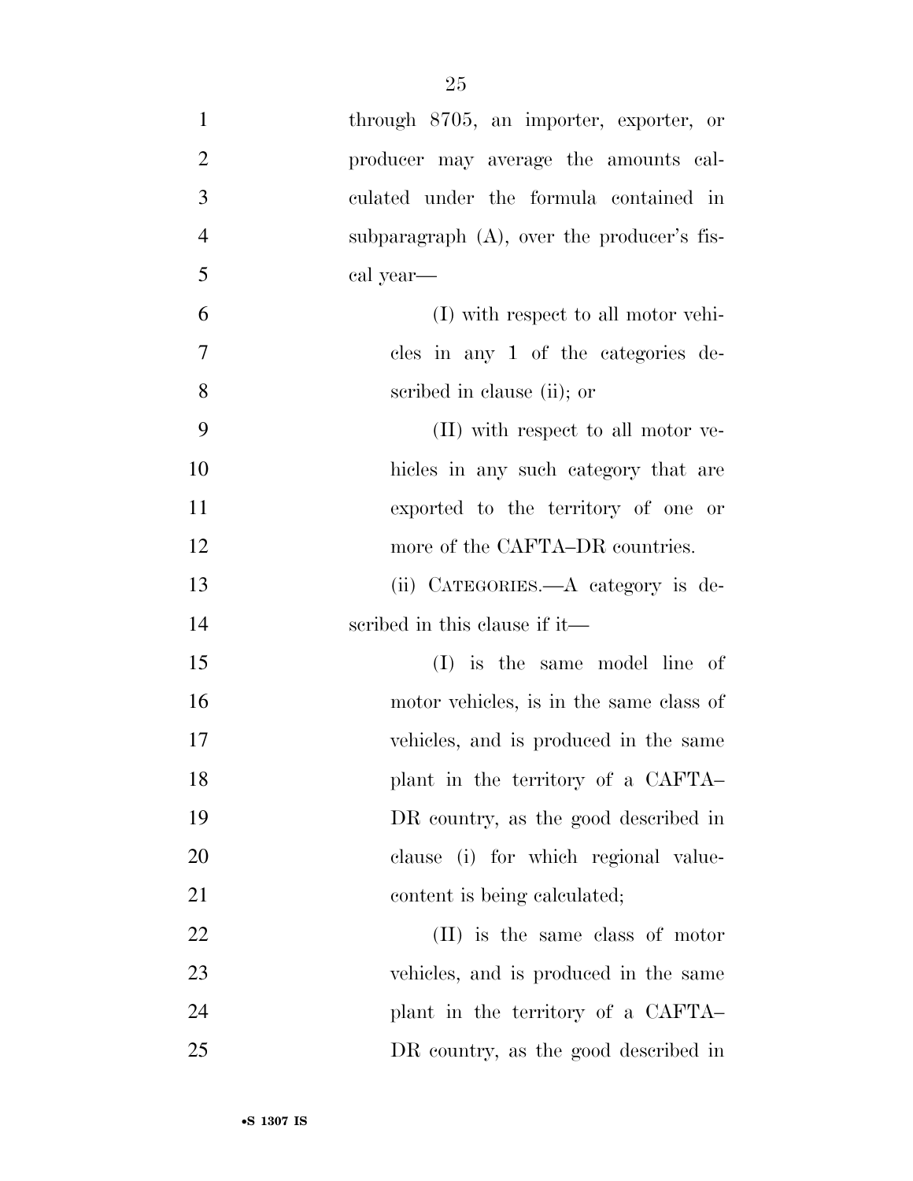through 8705, an importer, exporter, or producer may average the amounts calculated under the formula contained in subparagraph (A), over the producer's fiscal year—

(I) with respect to all motor vehicles in any 1 of the categories described in clause (ii); or

(II) with respect to all motor vehicles in any such category that are exported to the territory of one or more of the CAFTA–DR countries.

(ii) CATEGORIES.—A category is described in this clause if it—

(I) is the same model line of motor vehicles, is in the same class of vehicles, and is produced in the same plant in the territory of a CAFTA–DR country, as the good described in clause (i) for which regional value-content is being calculated;

(II) is the same class of motor vehicles, and is produced in the same plant in the territory of a CAFTA–DR country, as the good described in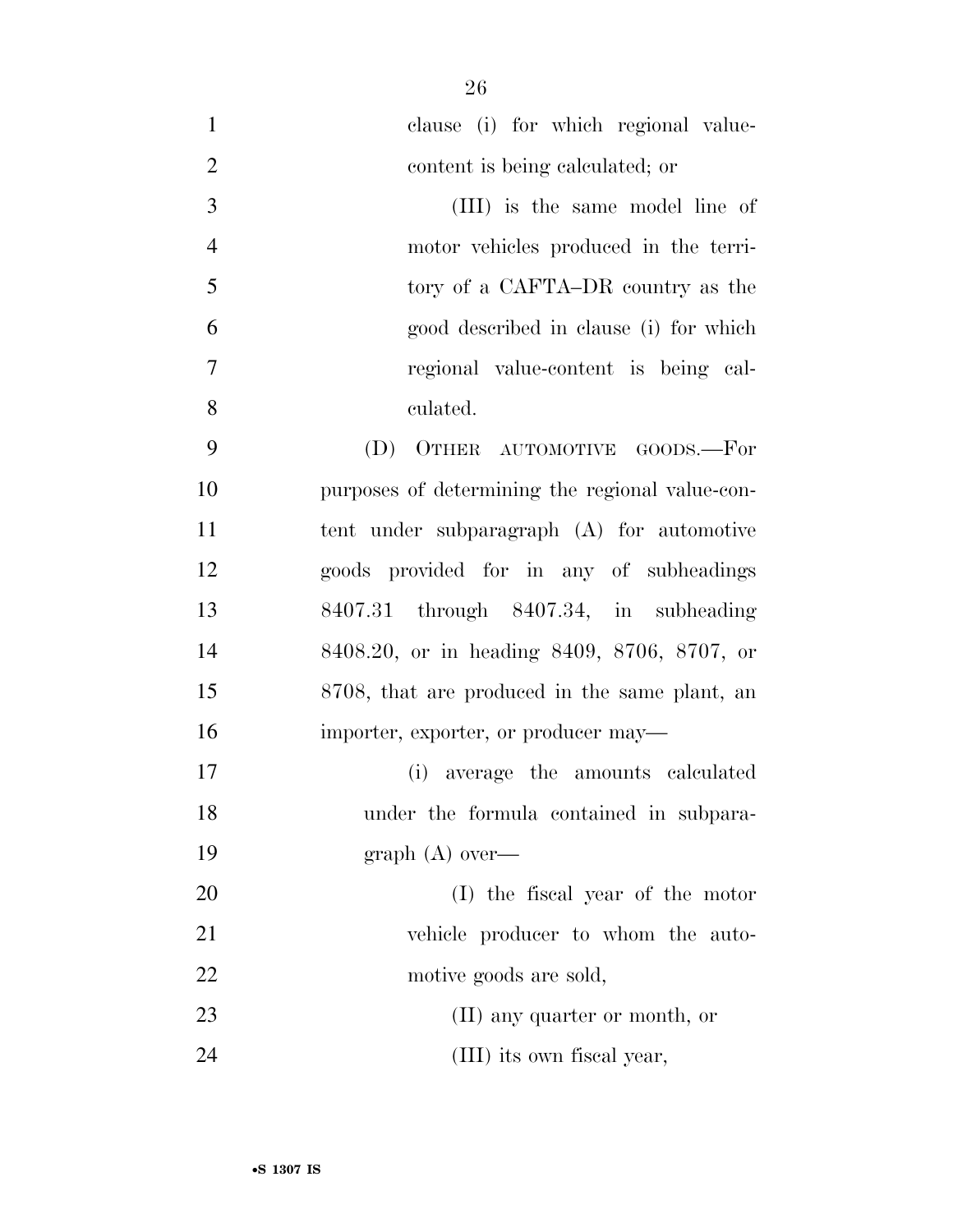clause (i) for which regional value-content is being calculated; or

(III) is the same model line of motor vehicles produced in the territory of a CAFTA–DR country as the good described in clause (i) for which regional value-content is being calculated.

(D) OTHER AUTOMOTIVE GOODS.—For purposes of determining the regional value-content under subparagraph (A) for automotive goods provided for in any of subheadings 8407.31 through 8407.34, in subheading 8408.20, or in heading 8409, 8706, 8707, or 8708, that are produced in the same plant, an importer, exporter, or producer may—

(i) average the amounts calculated under the formula contained in subparagraph (A) over—

(I) the fiscal year of the motor vehicle producer to whom the automotive goods are sold,

(II) any quarter or month, or

(III) its own fiscal year,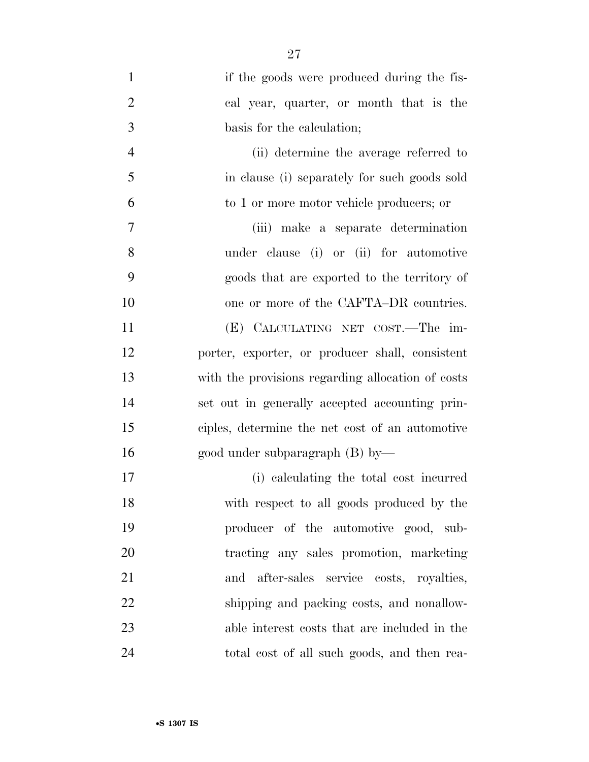if the goods were produced during the fiscal year, quarter, or month that is the basis for the calculation;

(ii) determine the average referred to in clause (i) separately for such goods sold to 1 or more motor vehicle producers; or

(iii) make a separate determination under clause (i) or (ii) for automotive goods that are exported to the territory of one or more of the CAFTA–DR countries.

(E) CALCULATING NET COST.—The importer, exporter, or producer shall, consistent with the provisions regarding allocation of costs set out in generally accepted accounting principles, determine the net cost of an automotive good under subparagraph (B) by—

(i) calculating the total cost incurred with respect to all goods produced by the producer of the automotive good, subtracting any sales promotion, marketing and after-sales service costs, royalties, shipping and packing costs, and nonallowable interest costs that are included in the total cost of all such goods, and then rea-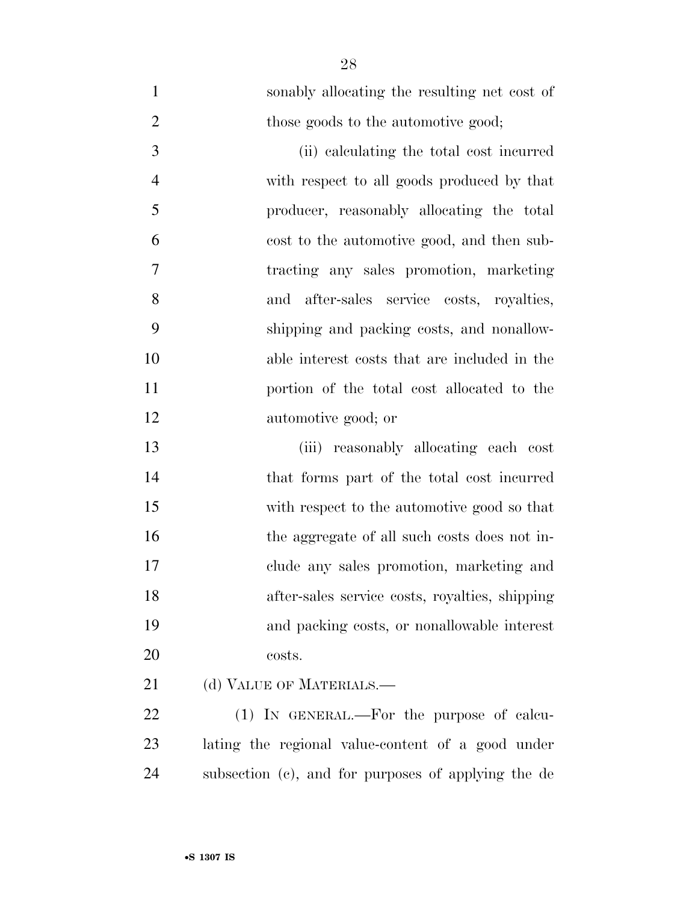sonably allocating the resulting net cost of those goods to the automotive good;

(ii) calculating the total cost incurred with respect to all goods produced by that producer, reasonably allocating the total cost to the automotive good, and then subtracting any sales promotion, marketing and after-sales service costs, royalties, shipping and packing costs, and nonallowable interest costs that are included in the portion of the total cost allocated to the automotive good; or

(iii) reasonably allocating each cost that forms part of the total cost incurred with respect to the automotive good so that the aggregate of all such costs does not include any sales promotion, marketing and after-sales service costs, royalties, shipping and packing costs, or nonallowable interest costs.

(d) VALUE OF MATERIALS.—

(1) IN GENERAL.—For the purpose of calculating the regional value-content of a good under subsection (c), and for purposes of applying the de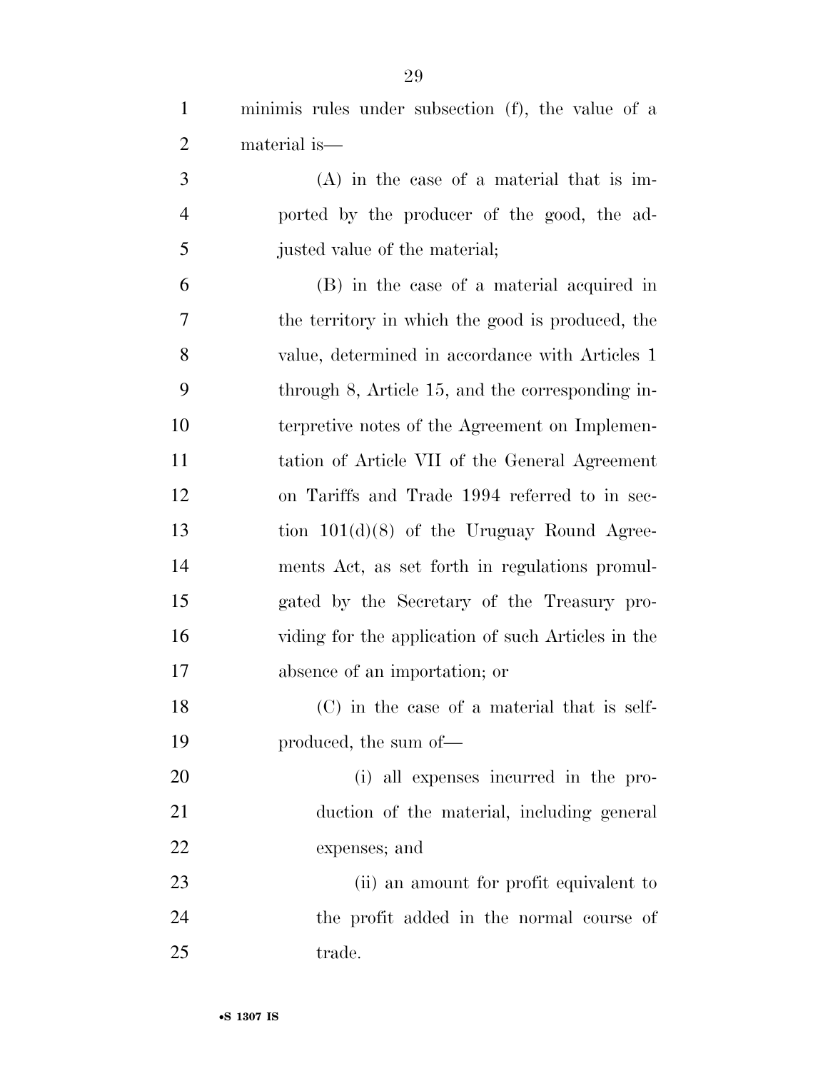minimis rules under subsection (f), the value of a material is—

(A) in the case of a material that is imported by the producer of the good, the adjusted value of the material;

(B) in the case of a material acquired in the territory in which the good is produced, the value, determined in accordance with Articles 1 through 8, Article 15, and the corresponding interpretive notes of the Agreement on Implementation of Article VII of the General Agreement on Tariffs and Trade 1994 referred to in section 101(d)(8) of the Uruguay Round Agreements Act, as set forth in regulations promulgated by the Secretary of the Treasury providing for the application of such Articles in the absence of an importation; or

(C) in the case of a material that is self-produced, the sum of—

(i) all expenses incurred in the production of the material, including general expenses; and

(ii) an amount for profit equivalent to the profit added in the normal course of trade.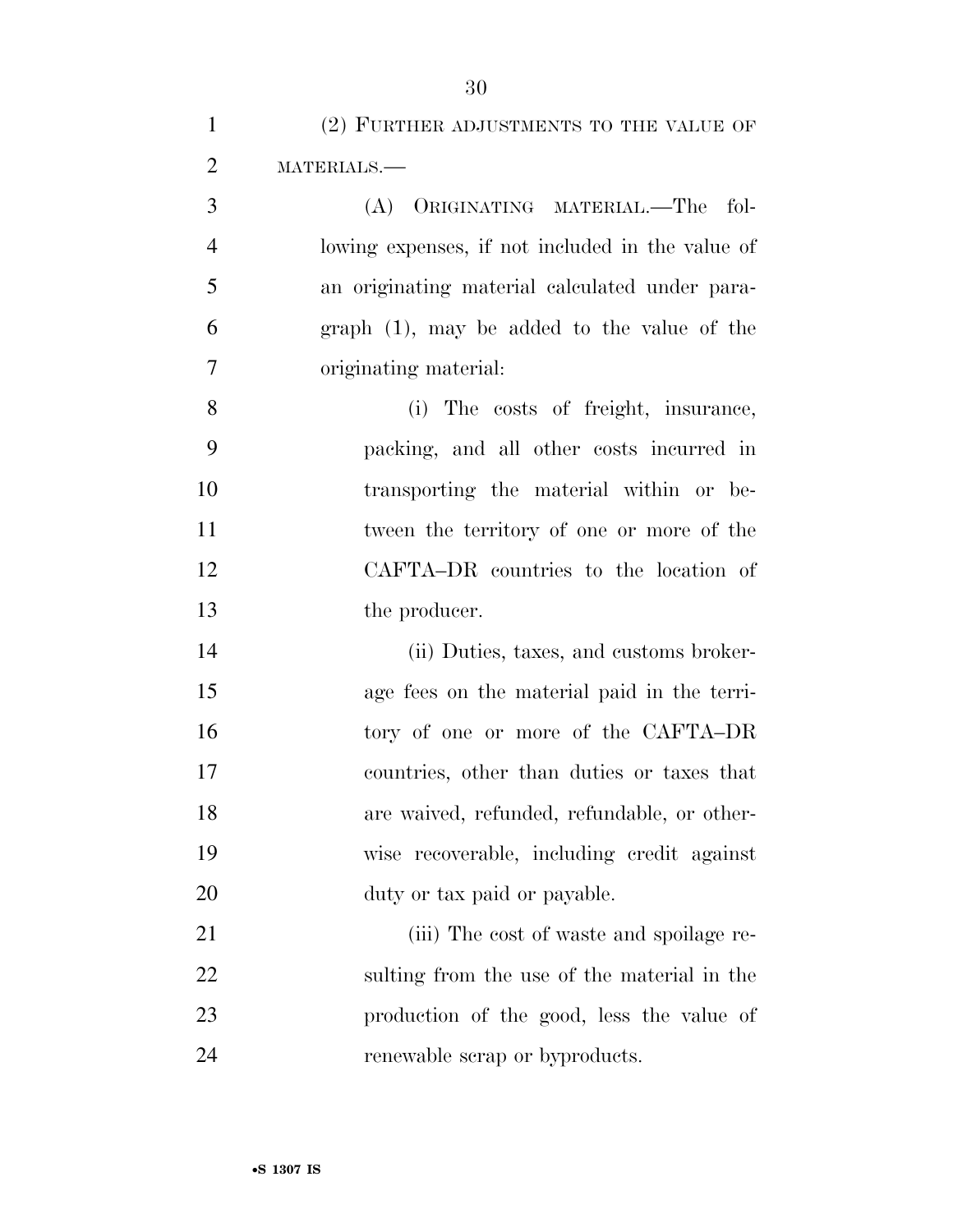(2) FURTHER ADJUSTMENTS TO THE VALUE OF MATERIALS.—

(A) ORIGINATING MATERIAL.—The following expenses, if not included in the value of an originating material calculated under paragraph (1), may be added to the value of the originating material:

(i) The costs of freight, insurance, packing, and all other costs incurred in transporting the material within or between the territory of one or more of the CAFTA–DR countries to the location of the producer.

(ii) Duties, taxes, and customs brokerage fees on the material paid in the territory of one or more of the CAFTA–DR countries, other than duties or taxes that are waived, refunded, refundable, or otherwise recoverable, including credit against duty or tax paid or payable.

(iii) The cost of waste and spoilage resulting from the use of the material in the production of the good, less the value of renewable scrap or byproducts.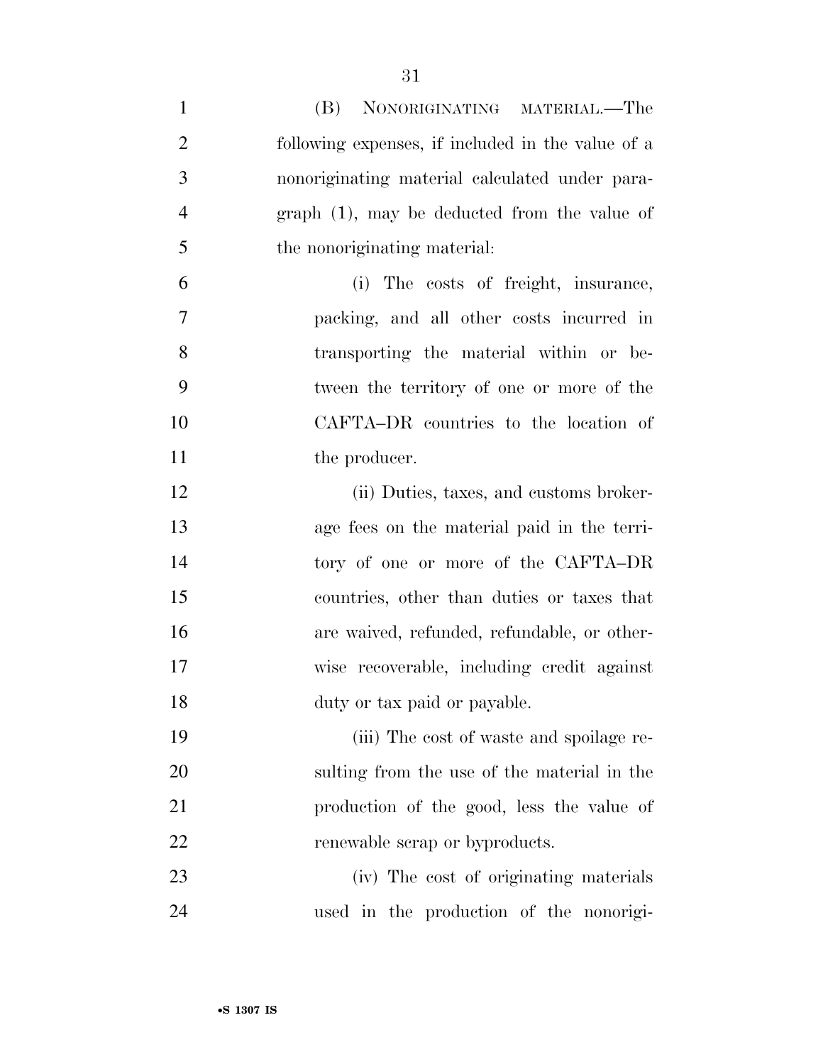(B) NONORIGINATING MATERIAL.—The following expenses, if included in the value of a nonoriginating material calculated under paragraph (1), may be deducted from the value of the nonoriginating material:

(i) The costs of freight, insurance, packing, and all other costs incurred in transporting the material within or between the territory of one or more of the CAFTA–DR countries to the location of the producer.

(ii) Duties, taxes, and customs brokerage fees on the material paid in the territory of one or more of the CAFTA–DR countries, other than duties or taxes that are waived, refunded, refundable, or otherwise recoverable, including credit against duty or tax paid or payable.

(iii) The cost of waste and spoilage resulting from the use of the material in the production of the good, less the value of renewable scrap or byproducts.

(iv) The cost of originating materials used in the production of the nonorigi-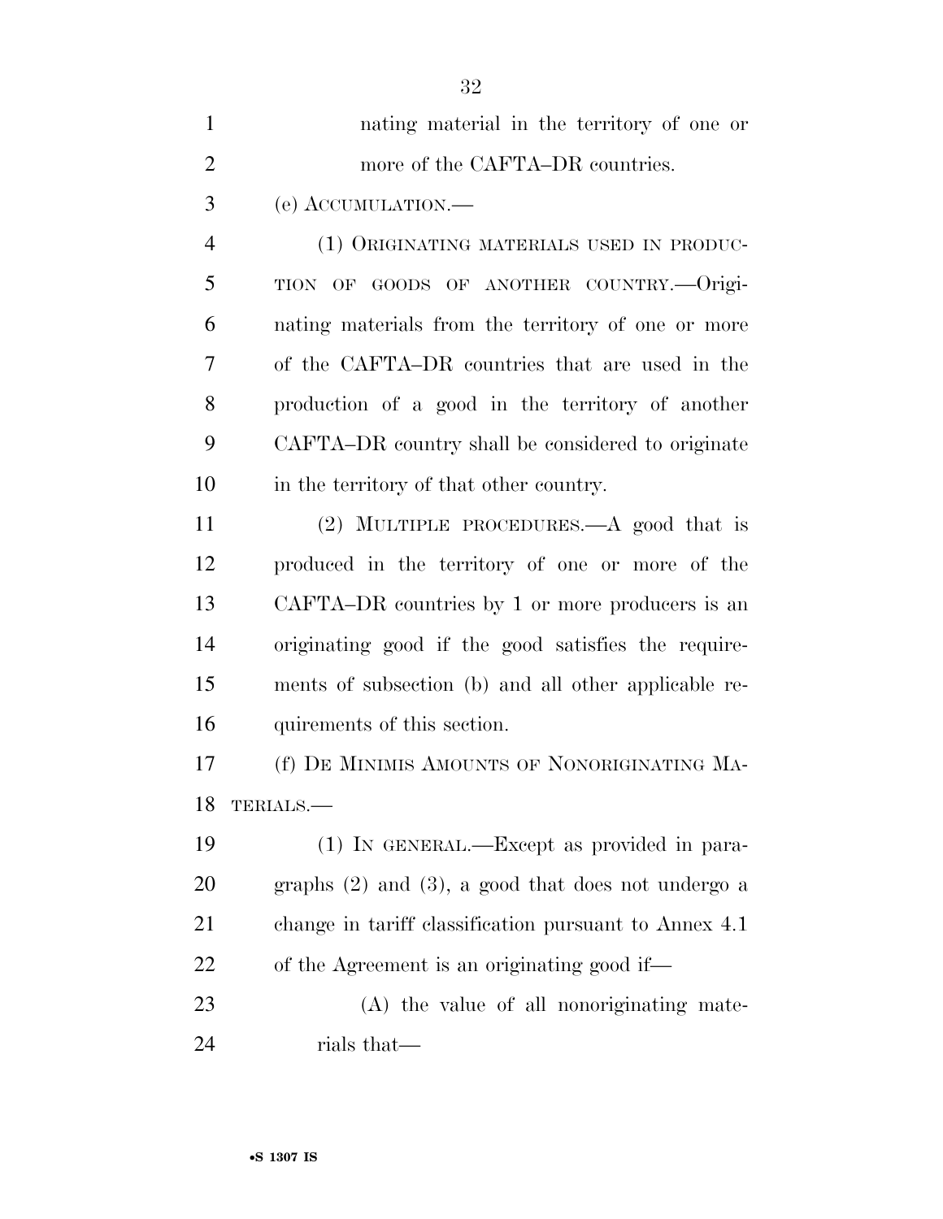nating material in the territory of one or more of the CAFTA–DR countries.

(e) ACCUMULATION.—

(1) ORIGINATING MATERIALS USED IN PRODUCTION OF GOODS OF ANOTHER COUNTRY.—Originating materials from the territory of one or more of the CAFTA–DR countries that are used in the production of a good in the territory of another CAFTA–DR country shall be considered to originate in the territory of that other country.

(2) MULTIPLE PROCEDURES.—A good that is produced in the territory of one or more of the CAFTA–DR countries by 1 or more producers is an originating good if the good satisfies the requirements of subsection (b) and all other applicable requirements of this section.

(f) DE MINIMIS AMOUNTS OF NONORIGINATING MATERIALS.—

(1) IN GENERAL.—Except as provided in paragraphs (2) and (3), a good that does not undergo a change in tariff classification pursuant to Annex 4.1 of the Agreement is an originating good if—

(A) the value of all nonoriginating materials that—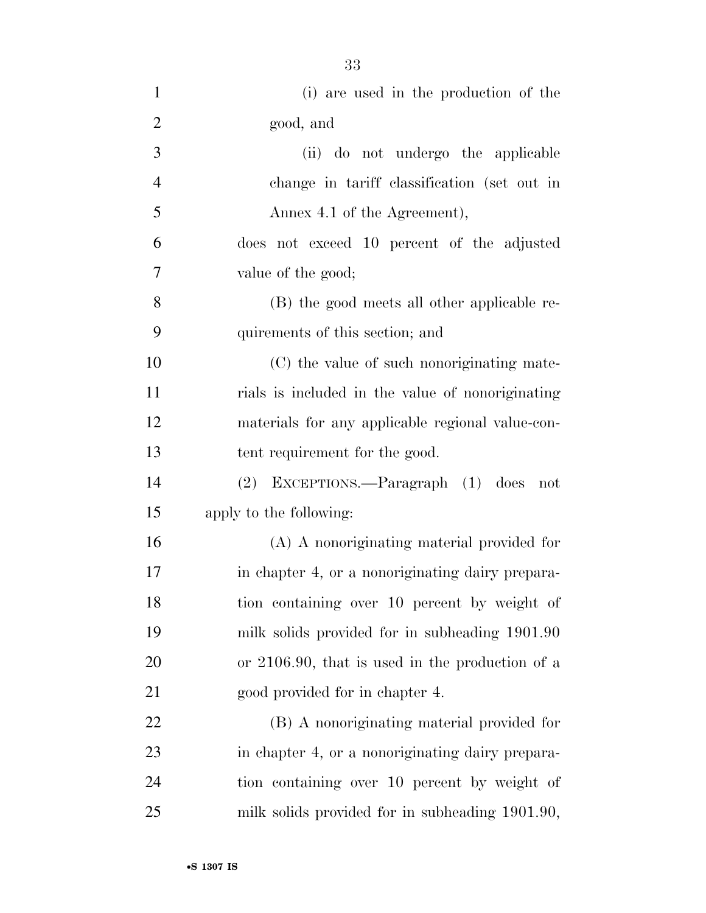(i) are used in the production of the good, and

(ii) do not undergo the applicable change in tariff classification (set out in Annex 4.1 of the Agreement),

does not exceed 10 percent of the adjusted value of the good;

(B) the good meets all other applicable requirements of this section; and

(C) the value of such nonoriginating materials is included in the value of nonoriginating materials for any applicable regional value-content requirement for the good.

(2) EXCEPTIONS.—Paragraph (1) does not apply to the following:

(A) A nonoriginating material provided for in chapter 4, or a nonoriginating dairy preparation containing over 10 percent by weight of milk solids provided for in subheading 1901.90 or 2106.90, that is used in the production of a good provided for in chapter 4.

(B) A nonoriginating material provided for in chapter 4, or a nonoriginating dairy preparation containing over 10 percent by weight of milk solids provided for in subheading 1901.90,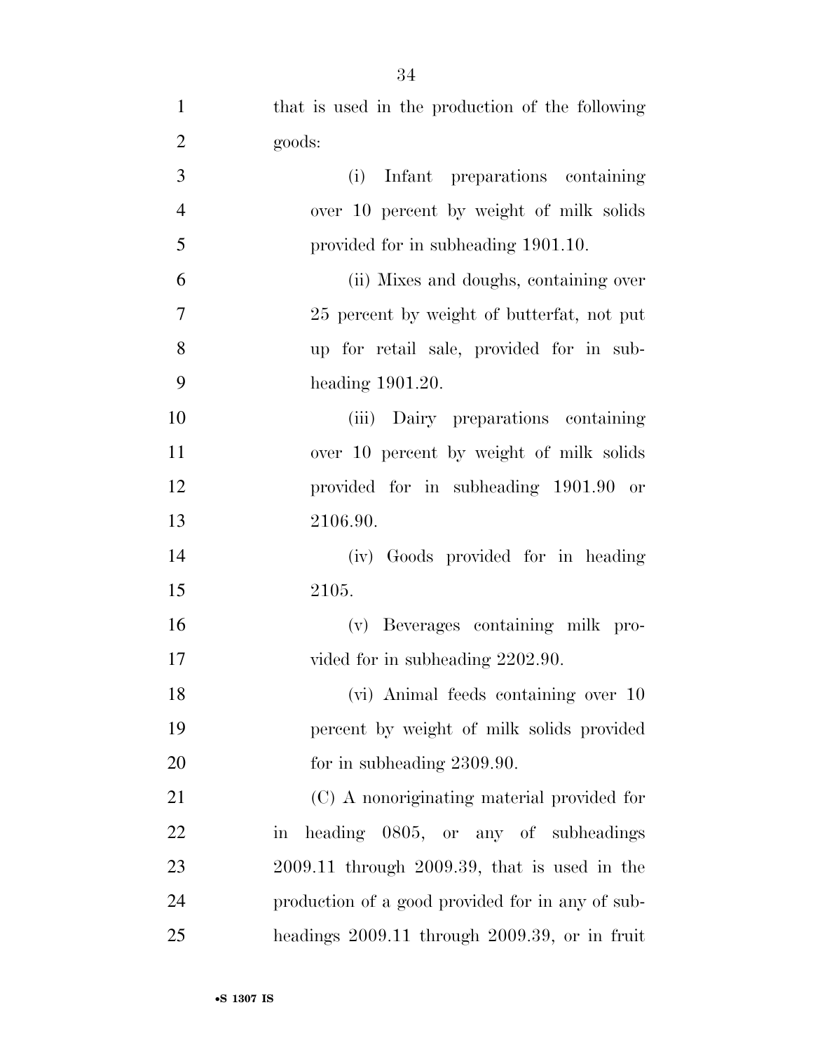that is used in the production of the following goods:

(i) Infant preparations containing over 10 percent by weight of milk solids provided for in subheading 1901.10.

(ii) Mixes and doughs, containing over 25 percent by weight of butterfat, not put up for retail sale, provided for in subheading 1901.20.

(iii) Dairy preparations containing over 10 percent by weight of milk solids provided for in subheading 1901.90 or 2106.90.

(iv) Goods provided for in heading 2105.

(v) Beverages containing milk provided for in subheading 2202.90.

(vi) Animal feeds containing over 10 percent by weight of milk solids provided for in subheading 2309.90.

(C) A nonoriginating material provided for in heading 0805, or any of subheadings 2009.11 through 2009.39, that is used in the production of a good provided for in any of subheadings 2009.11 through 2009.39, or in fruit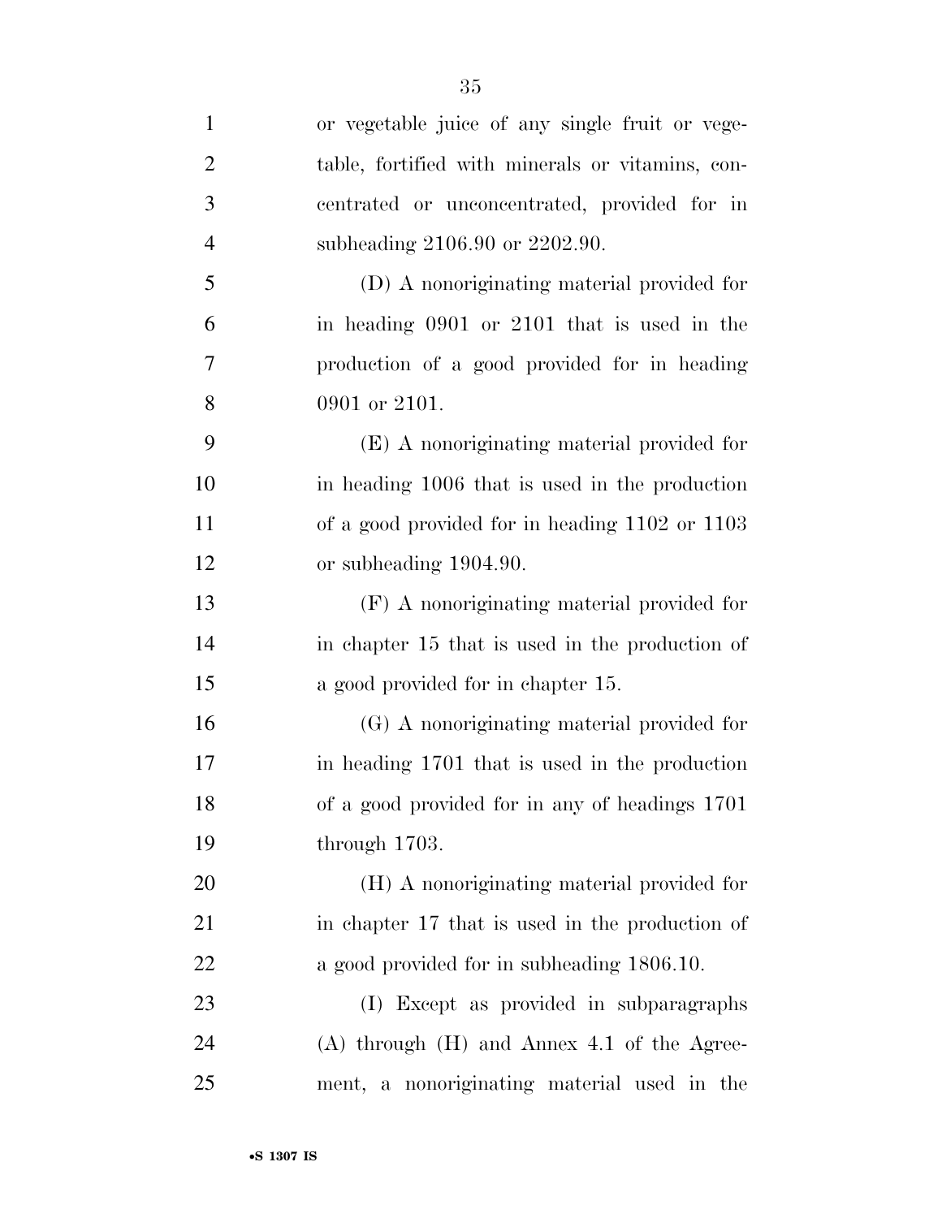or vegetable juice of any single fruit or vegetable, fortified with minerals or vitamins, concentrated or unconcentrated, provided for in subheading 2106.90 or 2202.90.

(D) A nonoriginating material provided for in heading 0901 or 2101 that is used in the production of a good provided for in heading 0901 or 2101.

(E) A nonoriginating material provided for in heading 1006 that is used in the production of a good provided for in heading 1102 or 1103 or subheading 1904.90.

(F) A nonoriginating material provided for in chapter 15 that is used in the production of a good provided for in chapter 15.

(G) A nonoriginating material provided for in heading 1701 that is used in the production of a good provided for in any of headings 1701 through 1703.

(H) A nonoriginating material provided for in chapter 17 that is used in the production of a good provided for in subheading 1806.10.

(I) Except as provided in subparagraphs (A) through (H) and Annex 4.1 of the Agreement, a nonoriginating material used in the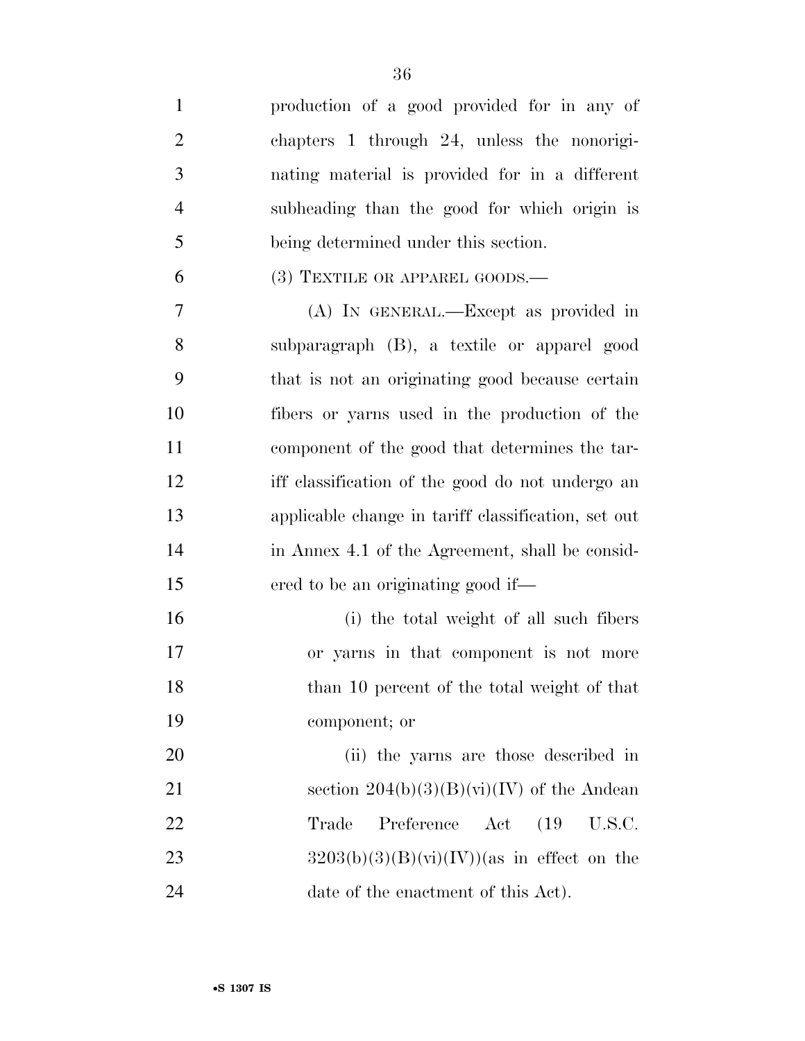production of a good provided for in any of chapters 1 through 24, unless the nonoriginating material is provided for in a different subheading than the good for which origin is being determined under this section.

(3) TEXTILE OR APPAREL GOODS.—

(A) IN GENERAL.—Except as provided in subparagraph (B), a textile or apparel good that is not an originating good because certain fibers or yarns used in the production of the component of the good that determines the tariff classification of the good do not undergo an applicable change in tariff classification, set out in Annex 4.1 of the Agreement, shall be considered to be an originating good if—

(i) the total weight of all such fibers or yarns in that component is not more than 10 percent of the total weight of that component; or

(ii) the yarns are those described in section 204(b)(3)(B)(vi)(IV) of the Andean Trade Preference Act (19 U.S.C. 3203(b)(3)(B)(vi)(IV))(as in effect on the date of the enactment of this Act).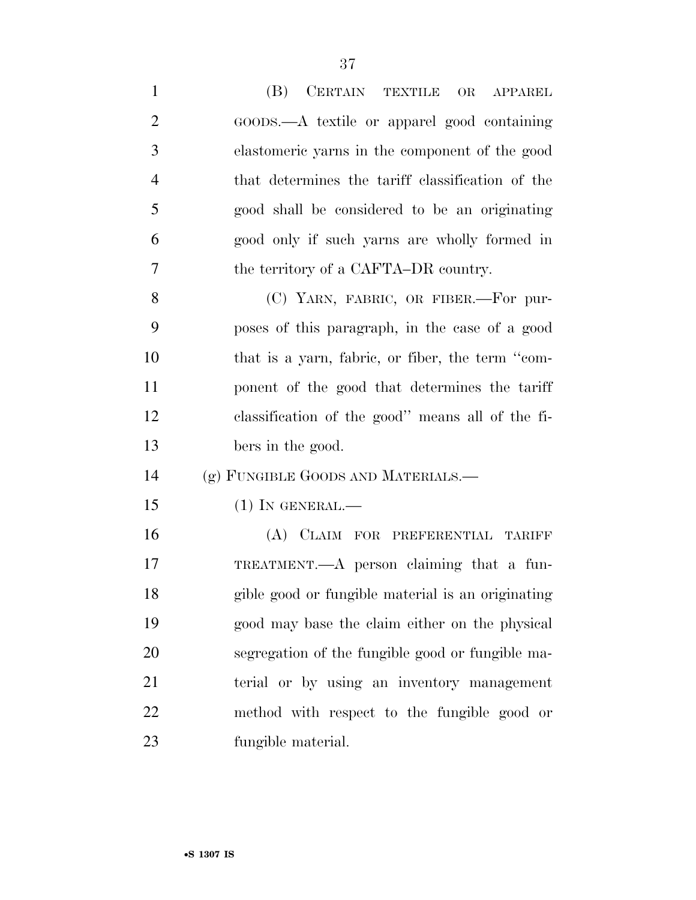(B) CERTAIN TEXTILE OR APPAREL GOODS.—A textile or apparel good containing elastomeric yarns in the component of the good that determines the tariff classification of the good shall be considered to be an originating good only if such yarns are wholly formed in the territory of a CAFTA–DR country.

(C) YARN, FABRIC, OR FIBER.—For purposes of this paragraph, in the case of a good that is a yarn, fabric, or fiber, the term ''component of the good that determines the tariff classification of the good'' means all of the fibers in the good.

(g) FUNGIBLE GOODS AND MATERIALS.—

(1) IN GENERAL.—

(A) CLAIM FOR PREFERENTIAL TARIFF TREATMENT.—A person claiming that a fungible good or fungible material is an originating good may base the claim either on the physical segregation of the fungible good or fungible material or by using an inventory management method with respect to the fungible good or fungible material.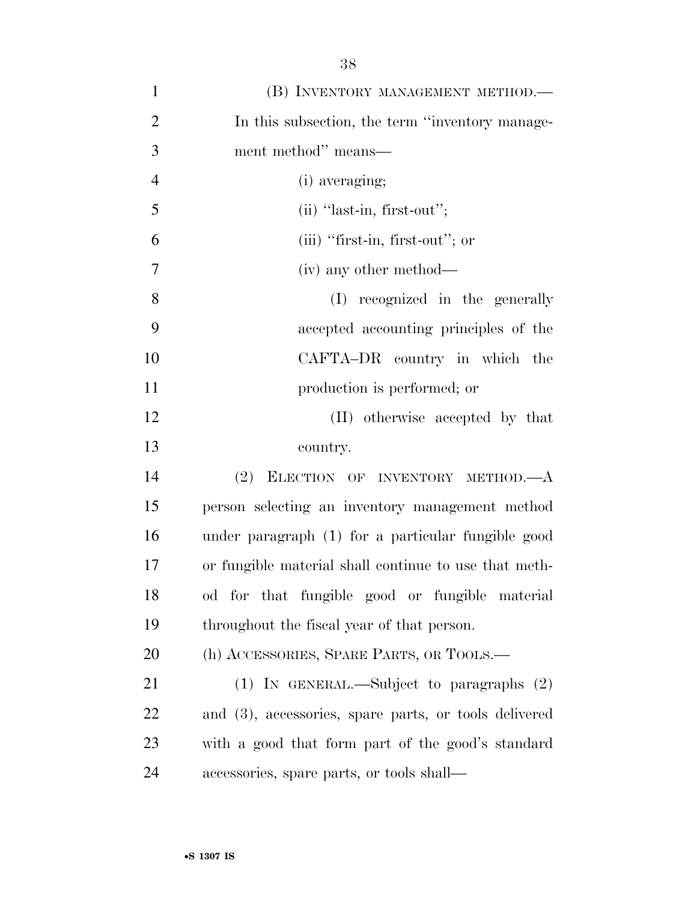(B) INVENTORY MANAGEMENT METHOD.—In this subsection, the term ''inventory management method'' means—

(i) averaging;

(ii) ''last-in, first-out'';

(iii) ''first-in, first-out''; or

(iv) any other method—

(I) recognized in the generally accepted accounting principles of the CAFTA–DR country in which the production is performed; or

(II) otherwise accepted by that country.

(2) ELECTION OF INVENTORY METHOD.—A person selecting an inventory management method under paragraph (1) for a particular fungible good or fungible material shall continue to use that method for that fungible good or fungible material throughout the fiscal year of that person.

(h) ACCESSORIES, SPARE PARTS, OR TOOLS.—

(1) IN GENERAL.—Subject to paragraphs (2) and (3), accessories, spare parts, or tools delivered with a good that form part of the good's standard accessories, spare parts, or tools shall—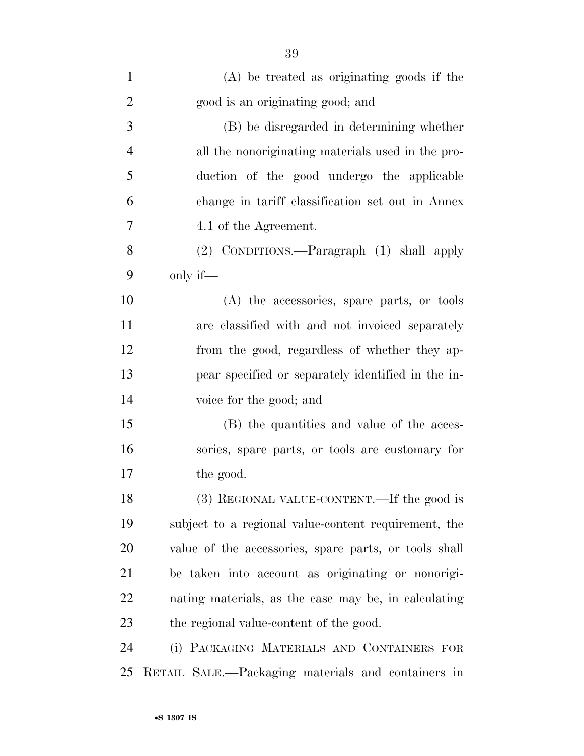(A) be treated as originating goods if the good is an originating good; and

(B) be disregarded in determining whether all the nonoriginating materials used in the production of the good undergo the applicable change in tariff classification set out in Annex 4.1 of the Agreement.

(2) CONDITIONS.—Paragraph (1) shall apply only if—

(A) the accessories, spare parts, or tools are classified with and not invoiced separately from the good, regardless of whether they appear specified or separately identified in the invoice for the good; and

(B) the quantities and value of the accessories, spare parts, or tools are customary for the good.

(3) REGIONAL VALUE-CONTENT.—If the good is subject to a regional value-content requirement, the value of the accessories, spare parts, or tools shall be taken into account as originating or nonoriginating materials, as the case may be, in calculating the regional value-content of the good.

(i) PACKAGING MATERIALS AND CONTAINERS FOR RETAIL SALE.—Packaging materials and containers in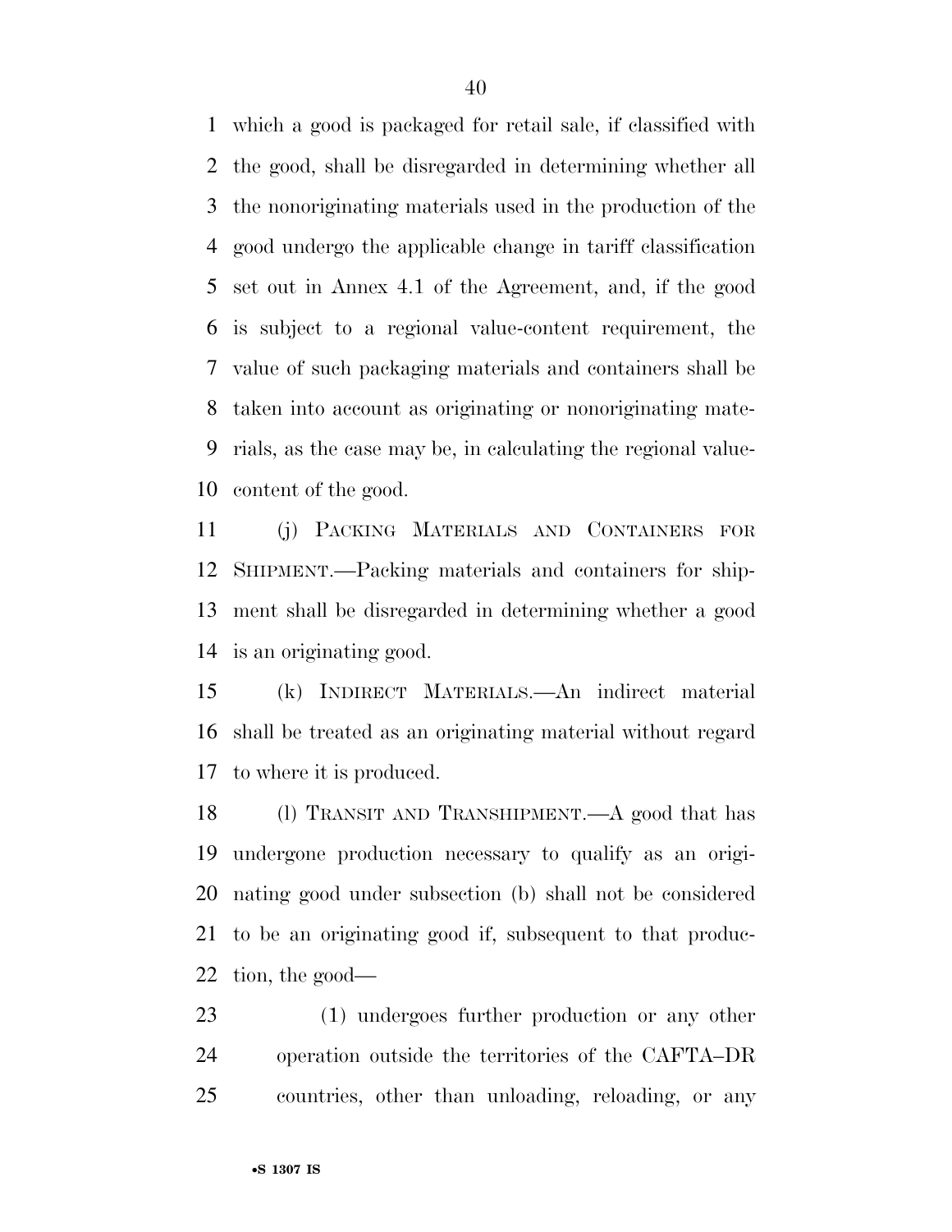which a good is packaged for retail sale, if classified with the good, shall be disregarded in determining whether all the nonoriginating materials used in the production of the good undergo the applicable change in tariff classification set out in Annex 4.1 of the Agreement, and, if the good is subject to a regional value-content requirement, the value of such packaging materials and containers shall be taken into account as originating or nonoriginating materials, as the case may be, in calculating the regional value-content of the good.

(j) PACKING MATERIALS AND CONTAINERS FOR SHIPMENT.—Packing materials and containers for shipment shall be disregarded in determining whether a good is an originating good.

(k) INDIRECT MATERIALS.—An indirect material shall be treated as an originating material without regard to where it is produced.

(l) TRANSIT AND TRANSHIPMENT.—A good that has undergone production necessary to qualify as an originating good under subsection (b) shall not be considered to be an originating good if, subsequent to that production, the good—

(1) undergoes further production or any other operation outside the territories of the CAFTA–DR countries, other than unloading, reloading, or any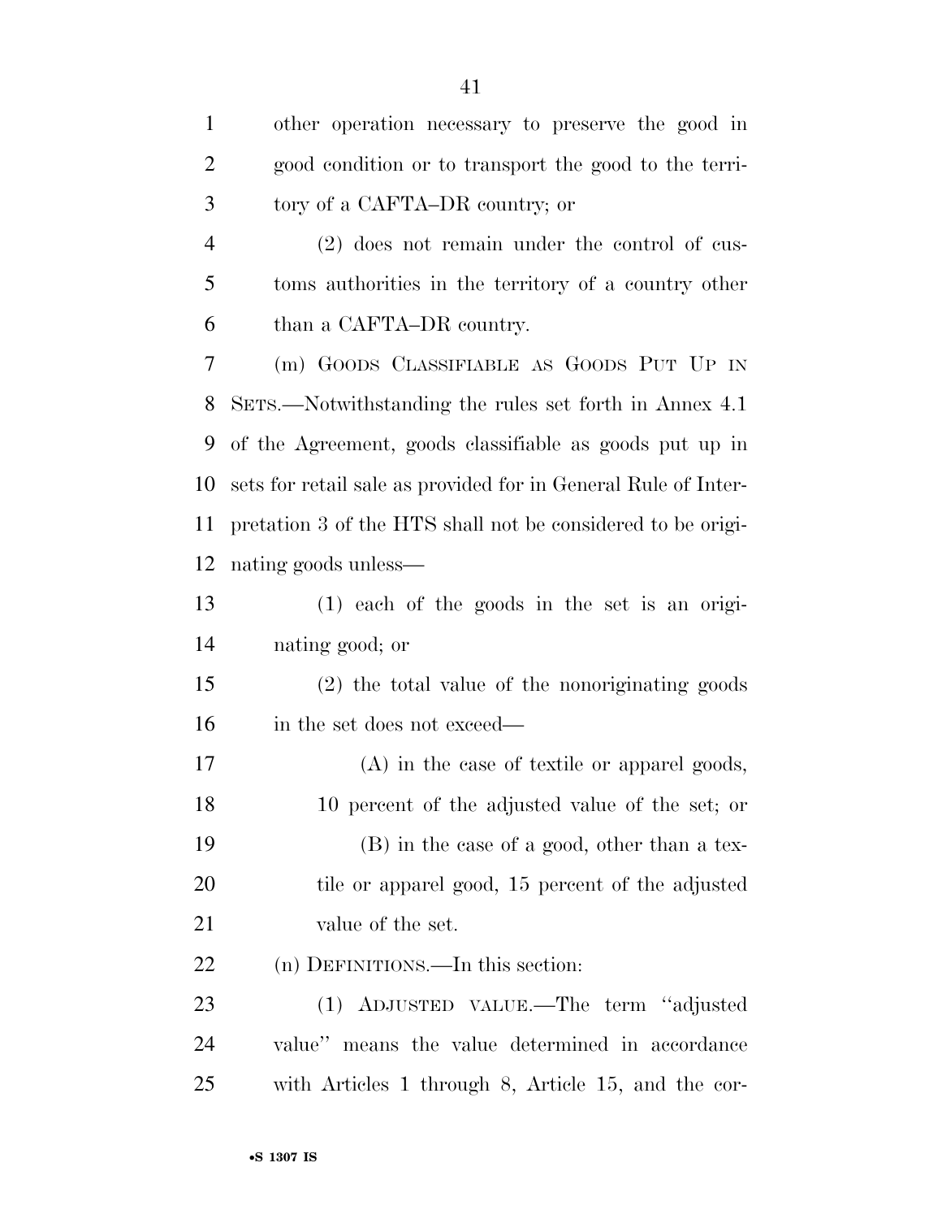other operation necessary to preserve the good in good condition or to transport the good to the territory of a CAFTA–DR country; or

(2) does not remain under the control of customs authorities in the territory of a country other than a CAFTA–DR country.

(m) GOODS CLASSIFIABLE AS GOODS PUT UP IN SETS.—Notwithstanding the rules set forth in Annex 4.1 of the Agreement, goods classifiable as goods put up in sets for retail sale as provided for in General Rule of Interpretation 3 of the HTS shall not be considered to be originating goods unless—

(1) each of the goods in the set is an originating good; or

(2) the total value of the nonoriginating goods in the set does not exceed—

(A) in the case of textile or apparel goods, 10 percent of the adjusted value of the set; or

(B) in the case of a good, other than a textile or apparel good, 15 percent of the adjusted value of the set.

(n) DEFINITIONS.—In this section:

(1) ADJUSTED VALUE.—The term ''adjusted value'' means the value determined in accordance with Articles 1 through 8, Article 15, and the cor-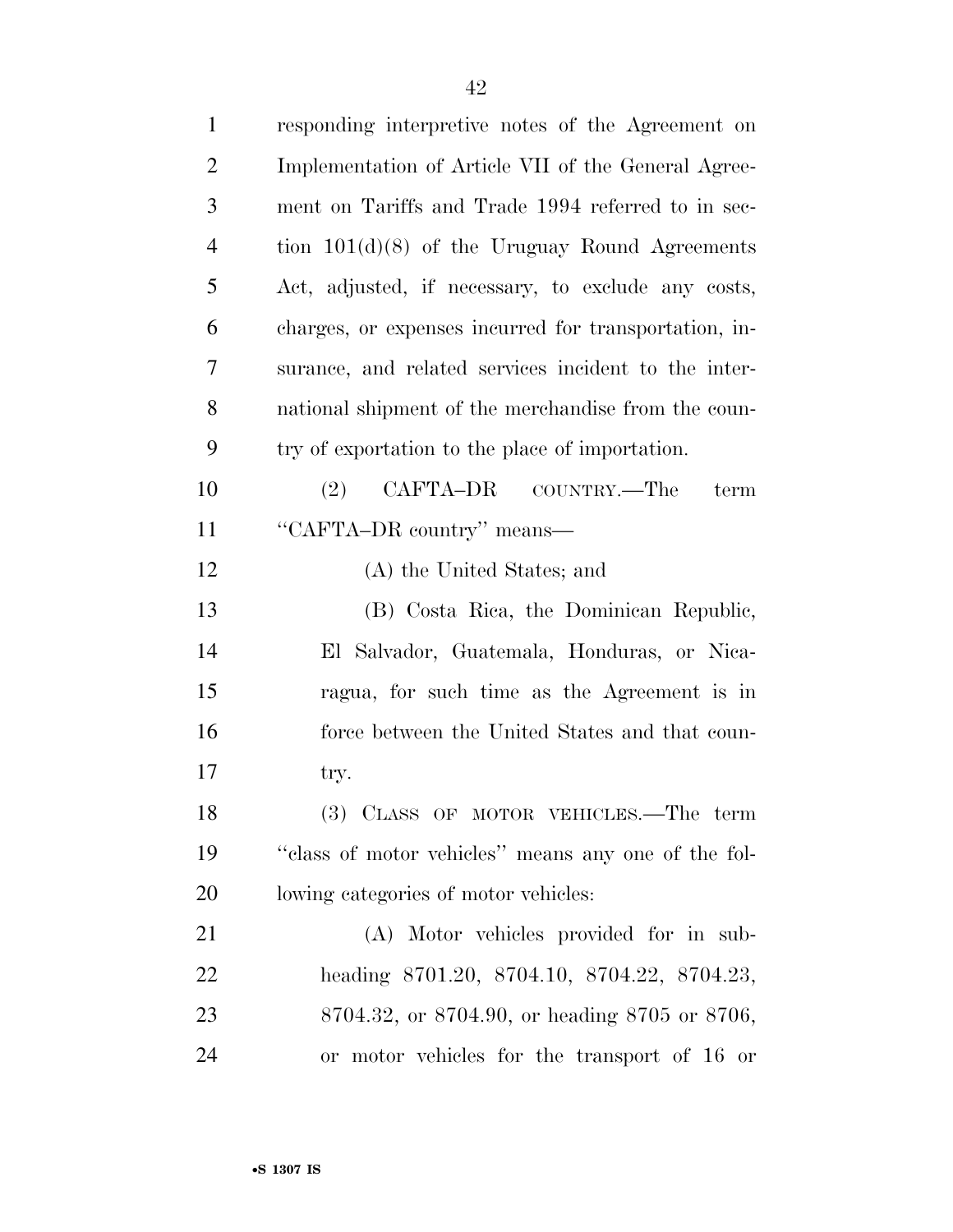responding interpretive notes of the Agreement on Implementation of Article VII of the General Agreement on Tariffs and Trade 1994 referred to in section 101(d)(8) of the Uruguay Round Agreements Act, adjusted, if necessary, to exclude any costs, charges, or expenses incurred for transportation, insurance, and related services incident to the international shipment of the merchandise from the country of exportation to the place of importation.

(2) CAFTA–DR COUNTRY.—The term "CAFTA–DR country" means—

(A) the United States; and

(B) Costa Rica, the Dominican Republic, El Salvador, Guatemala, Honduras, or Nicaragua, for such time as the Agreement is in force between the United States and that country.

(3) CLASS OF MOTOR VEHICLES.—The term "class of motor vehicles" means any one of the following categories of motor vehicles:

(A) Motor vehicles provided for in subheading 8701.20, 8704.10, 8704.22, 8704.23, 8704.32, or 8704.90, or heading 8705 or 8706, or motor vehicles for the transport of 16 or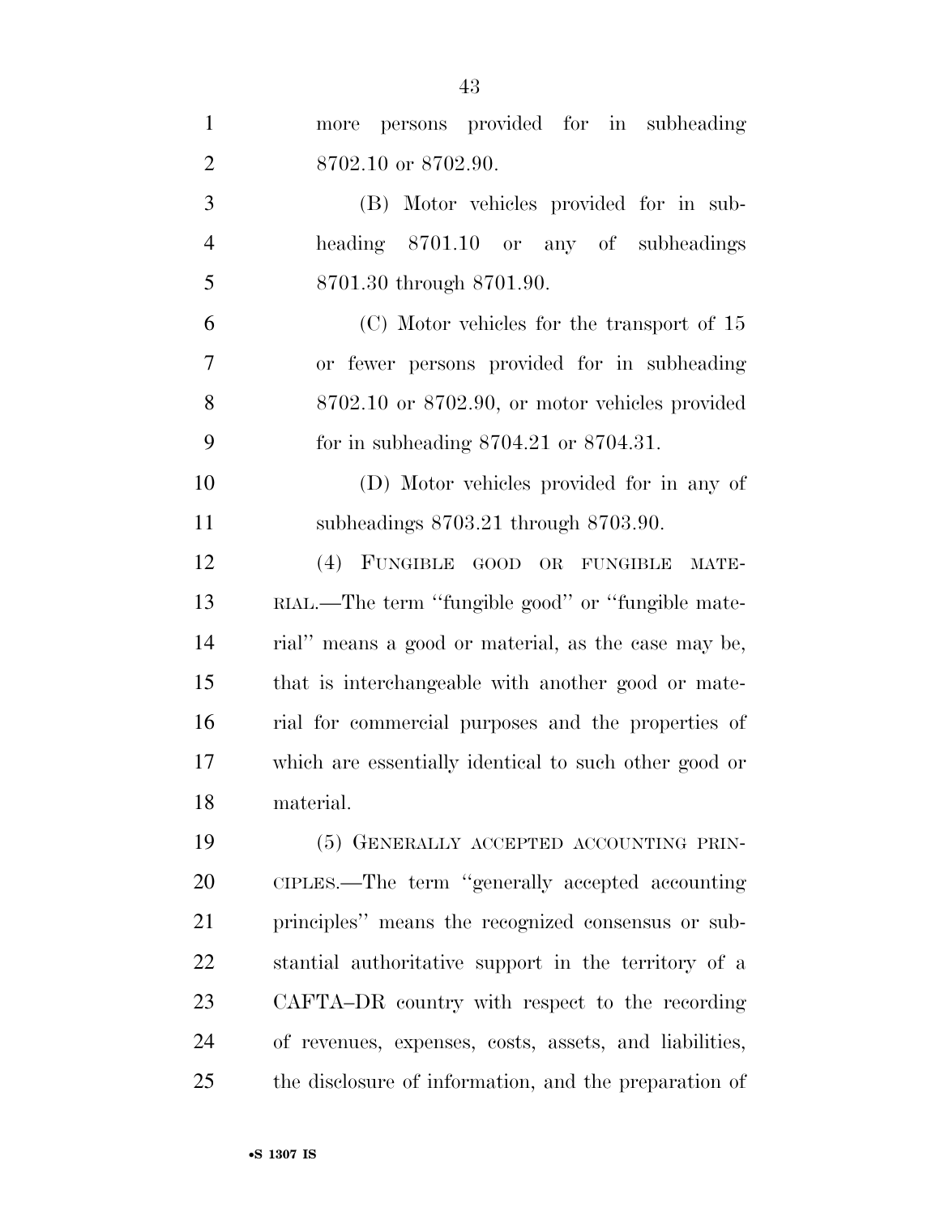more persons provided for in subheading 8702.10 or 8702.90.

(B) Motor vehicles provided for in subheading 8701.10 or any of subheadings 8701.30 through 8701.90.

(C) Motor vehicles for the transport of 15 or fewer persons provided for in subheading 8702.10 or 8702.90, or motor vehicles provided for in subheading 8704.21 or 8704.31.

(D) Motor vehicles provided for in any of subheadings 8703.21 through 8703.90.

(4) FUNGIBLE GOOD OR FUNGIBLE MATERIAL.—The term ''fungible good'' or ''fungible material'' means a good or material, as the case may be, that is interchangeable with another good or material for commercial purposes and the properties of which are essentially identical to such other good or material.

(5) GENERALLY ACCEPTED ACCOUNTING PRINCIPLES.—The term ''generally accepted accounting principles'' means the recognized consensus or substantial authoritative support in the territory of a CAFTA–DR country with respect to the recording of revenues, expenses, costs, assets, and liabilities, the disclosure of information, and the preparation of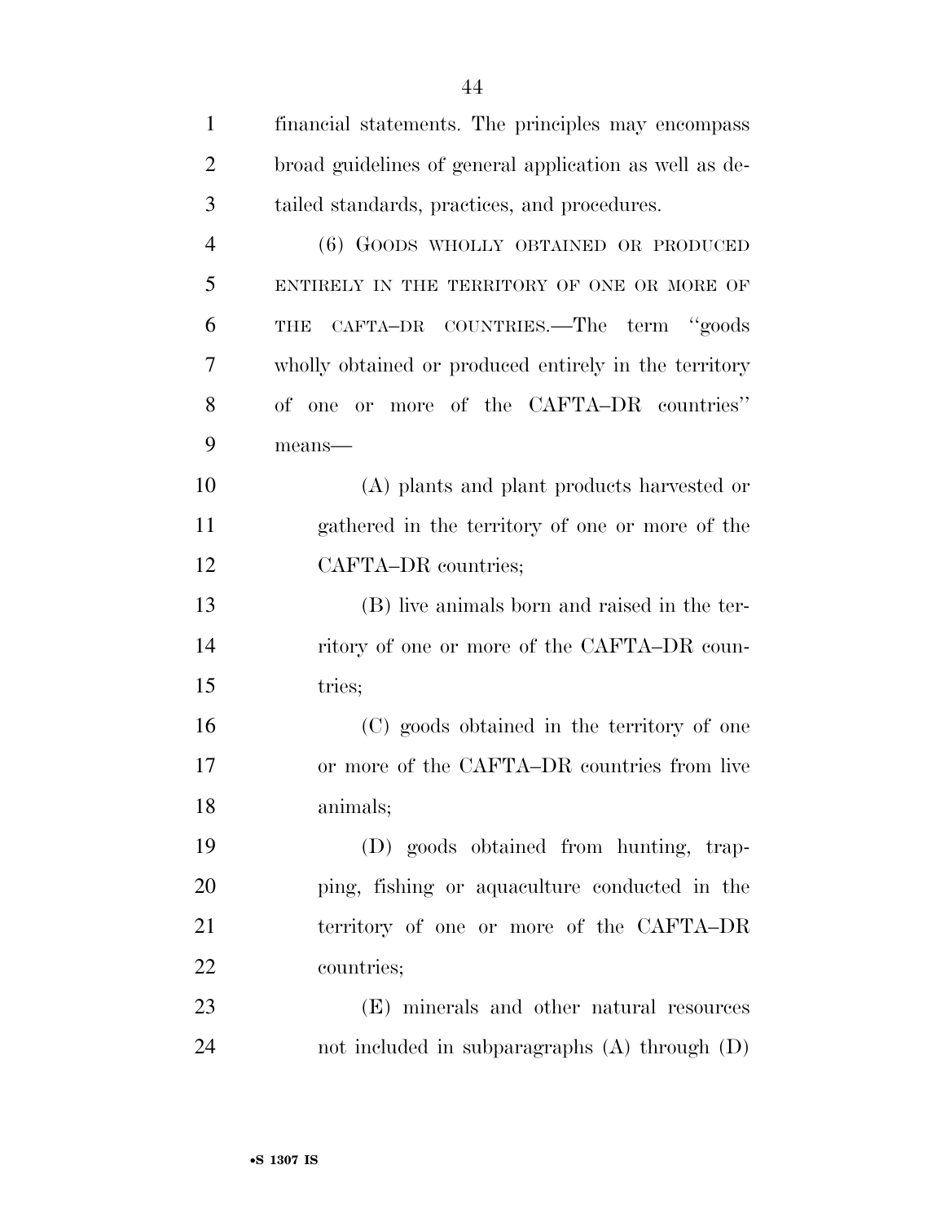financial statements. The principles may encompass broad guidelines of general application as well as detailed standards, practices, and procedures.

(6) GOODS WHOLLY OBTAINED OR PRODUCED ENTIRELY IN THE TERRITORY OF ONE OR MORE OF THE CAFTA–DR COUNTRIES.—The term ''goods wholly obtained or produced entirely in the territory of one or more of the CAFTA–DR countries'' means—

(A) plants and plant products harvested or gathered in the territory of one or more of the CAFTA–DR countries;

(B) live animals born and raised in the territory of one or more of the CAFTA–DR countries;

(C) goods obtained in the territory of one or more of the CAFTA–DR countries from live animals;

(D) goods obtained from hunting, trapping, fishing or aquaculture conducted in the territory of one or more of the CAFTA–DR countries;

(E) minerals and other natural resources not included in subparagraphs (A) through (D)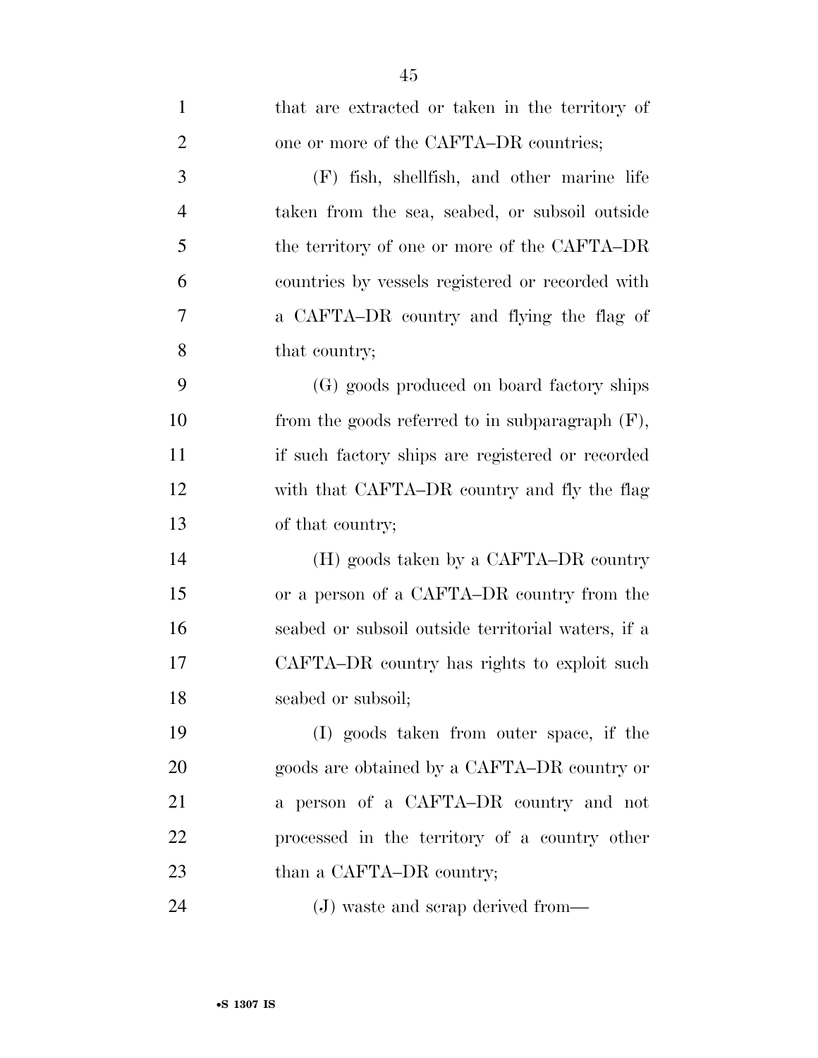that are extracted or taken in the territory of one or more of the CAFTA–DR countries;

(F) fish, shellfish, and other marine life taken from the sea, seabed, or subsoil outside the territory of one or more of the CAFTA–DR countries by vessels registered or recorded with a CAFTA–DR country and flying the flag of that country;

(G) goods produced on board factory ships from the goods referred to in subparagraph (F), if such factory ships are registered or recorded with that CAFTA–DR country and fly the flag of that country;

(H) goods taken by a CAFTA–DR country or a person of a CAFTA–DR country from the seabed or subsoil outside territorial waters, if a CAFTA–DR country has rights to exploit such seabed or subsoil;

(I) goods taken from outer space, if the goods are obtained by a CAFTA–DR country or a person of a CAFTA–DR country and not processed in the territory of a country other than a CAFTA–DR country;

(J) waste and scrap derived from—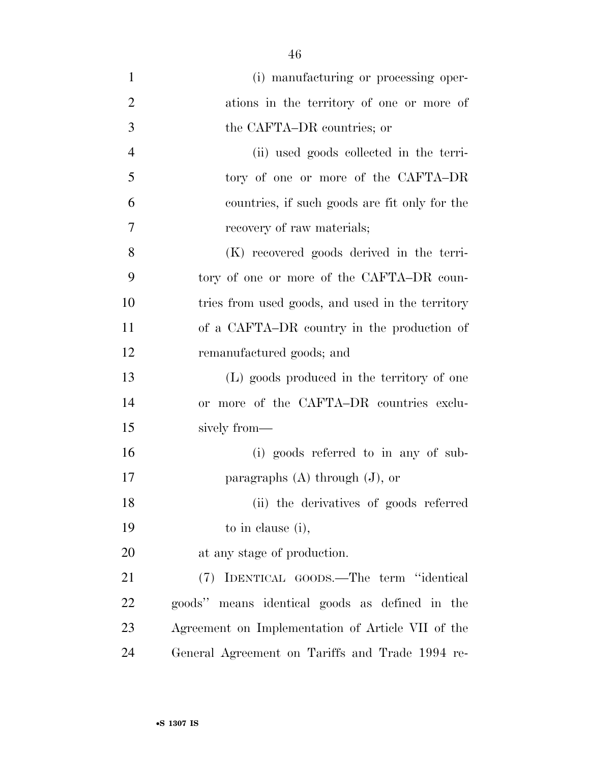(i) manufacturing or processing operations in the territory of one or more of the CAFTA–DR countries; or

(ii) used goods collected in the territory of one or more of the CAFTA–DR countries, if such goods are fit only for the recovery of raw materials;

(K) recovered goods derived in the territory of one or more of the CAFTA–DR countries from used goods, and used in the territory of a CAFTA–DR country in the production of remanufactured goods; and

(L) goods produced in the territory of one or more of the CAFTA–DR countries exclusively from—

(i) goods referred to in any of subparagraphs (A) through (J), or

(ii) the derivatives of goods referred to in clause (i),

at any stage of production.

(7) IDENTICAL GOODS.—The term ''identical goods'' means identical goods as defined in the Agreement on Implementation of Article VII of the General Agreement on Tariffs and Trade 1994 re-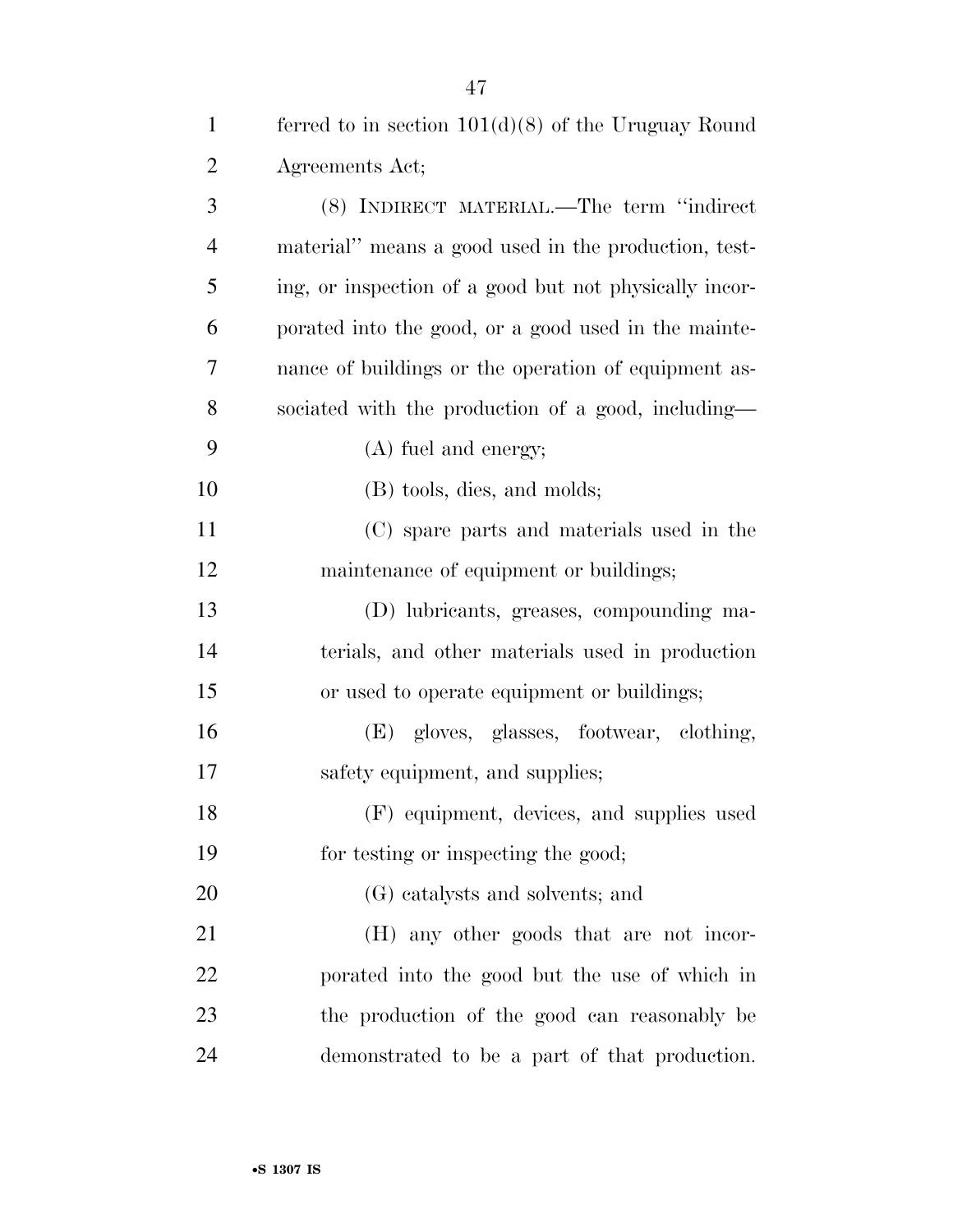ferred to in section 101(d)(8) of the Uruguay Round Agreements Act;

(8) INDIRECT MATERIAL.—The term ''indirect material'' means a good used in the production, testing, or inspection of a good but not physically incorporated into the good, or a good used in the maintenance of buildings or the operation of equipment associated with the production of a good, including—

(A) fuel and energy;

(B) tools, dies, and molds;

(C) spare parts and materials used in the maintenance of equipment or buildings;

(D) lubricants, greases, compounding materials, and other materials used in production or used to operate equipment or buildings;

(E) gloves, glasses, footwear, clothing, safety equipment, and supplies;

(F) equipment, devices, and supplies used for testing or inspecting the good;

(G) catalysts and solvents; and

(H) any other goods that are not incorporated into the good but the use of which in the production of the good can reasonably be demonstrated to be a part of that production.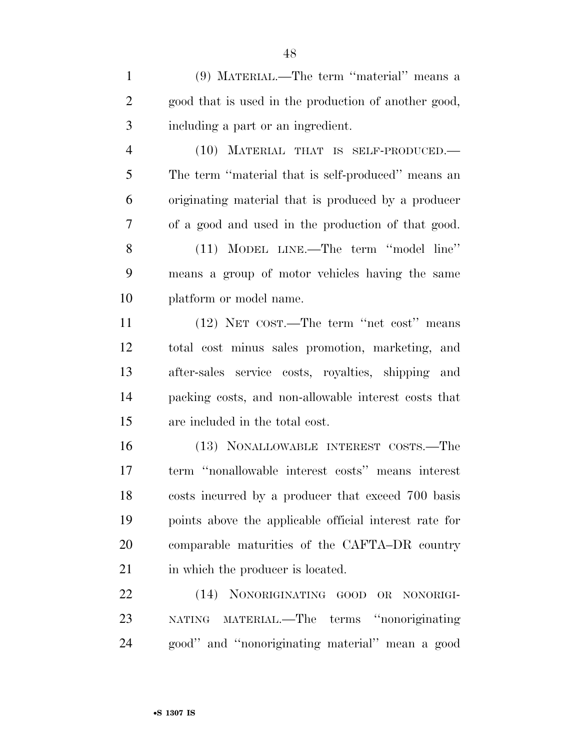(9) MATERIAL.—The term ''material'' means a good that is used in the production of another good, including a part or an ingredient.

(10) MATERIAL THAT IS SELF-PRODUCED.—The term ''material that is self-produced'' means an originating material that is produced by a producer of a good and used in the production of that good.

(11) MODEL LINE.—The term ''model line'' means a group of motor vehicles having the same platform or model name.

(12) NET COST.—The term ''net cost'' means total cost minus sales promotion, marketing, and after-sales service costs, royalties, shipping and packing costs, and non-allowable interest costs that are included in the total cost.

(13) NONALLOWABLE INTEREST COSTS.—The term ''nonallowable interest costs'' means interest costs incurred by a producer that exceed 700 basis points above the applicable official interest rate for comparable maturities of the CAFTA–DR country in which the producer is located.

(14) NONORIGINATING GOOD OR NONORIGINATING MATERIAL.—The terms ''nonoriginating good'' and ''nonoriginating material'' mean a good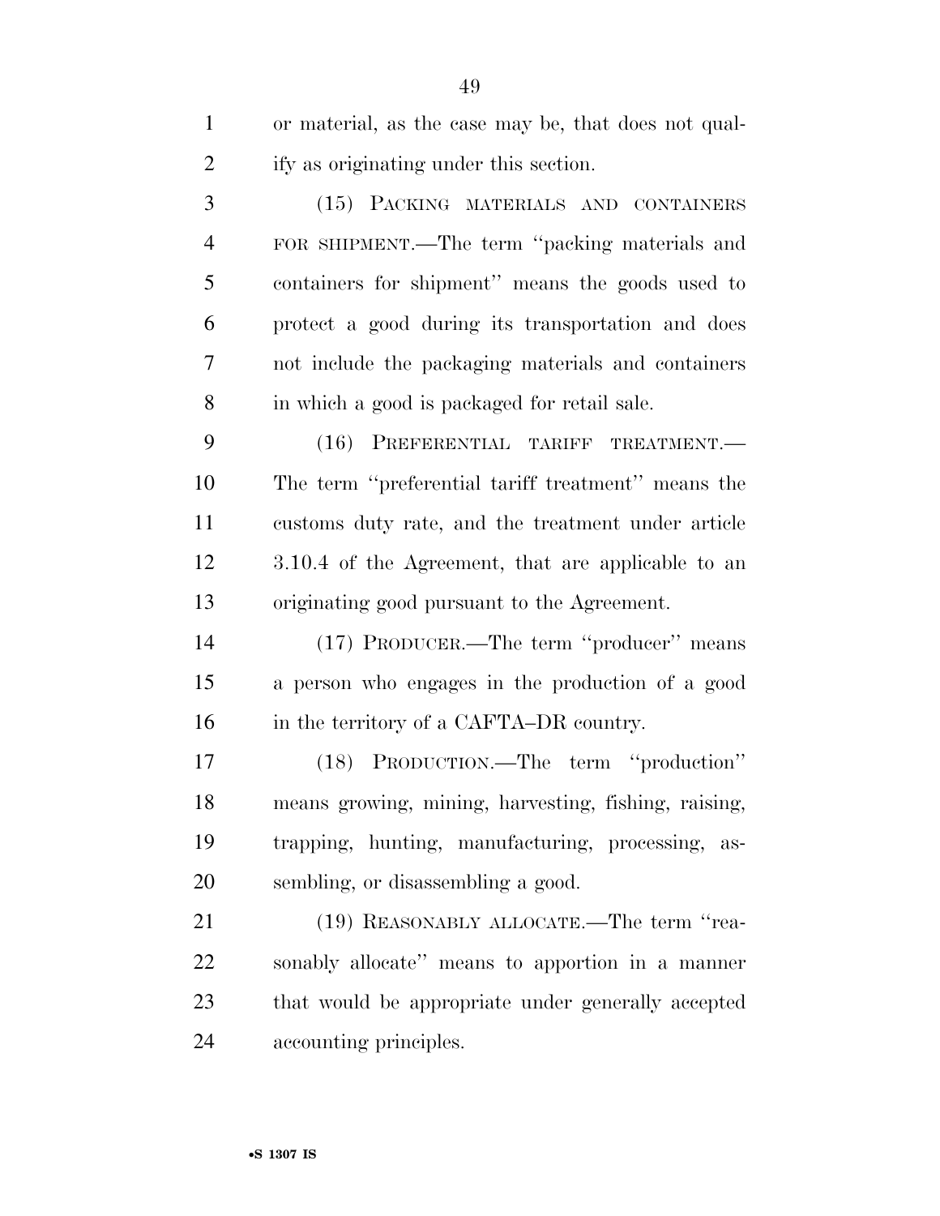or material, as the case may be, that does not qualify as originating under this section.

(15) PACKING MATERIALS AND CONTAINERS FOR SHIPMENT.—The term ''packing materials and containers for shipment'' means the goods used to protect a good during its transportation and does not include the packaging materials and containers in which a good is packaged for retail sale.

(16) PREFERENTIAL TARIFF TREATMENT.—The term ''preferential tariff treatment'' means the customs duty rate, and the treatment under article 3.10.4 of the Agreement, that are applicable to an originating good pursuant to the Agreement.

(17) PRODUCER.—The term ''producer'' means a person who engages in the production of a good in the territory of a CAFTA–DR country.

(18) PRODUCTION.—The term ''production'' means growing, mining, harvesting, fishing, raising, trapping, hunting, manufacturing, processing, assembling, or disassembling a good.

(19) REASONABLY ALLOCATE.—The term ''reasonably allocate'' means to apportion in a manner that would be appropriate under generally accepted accounting principles.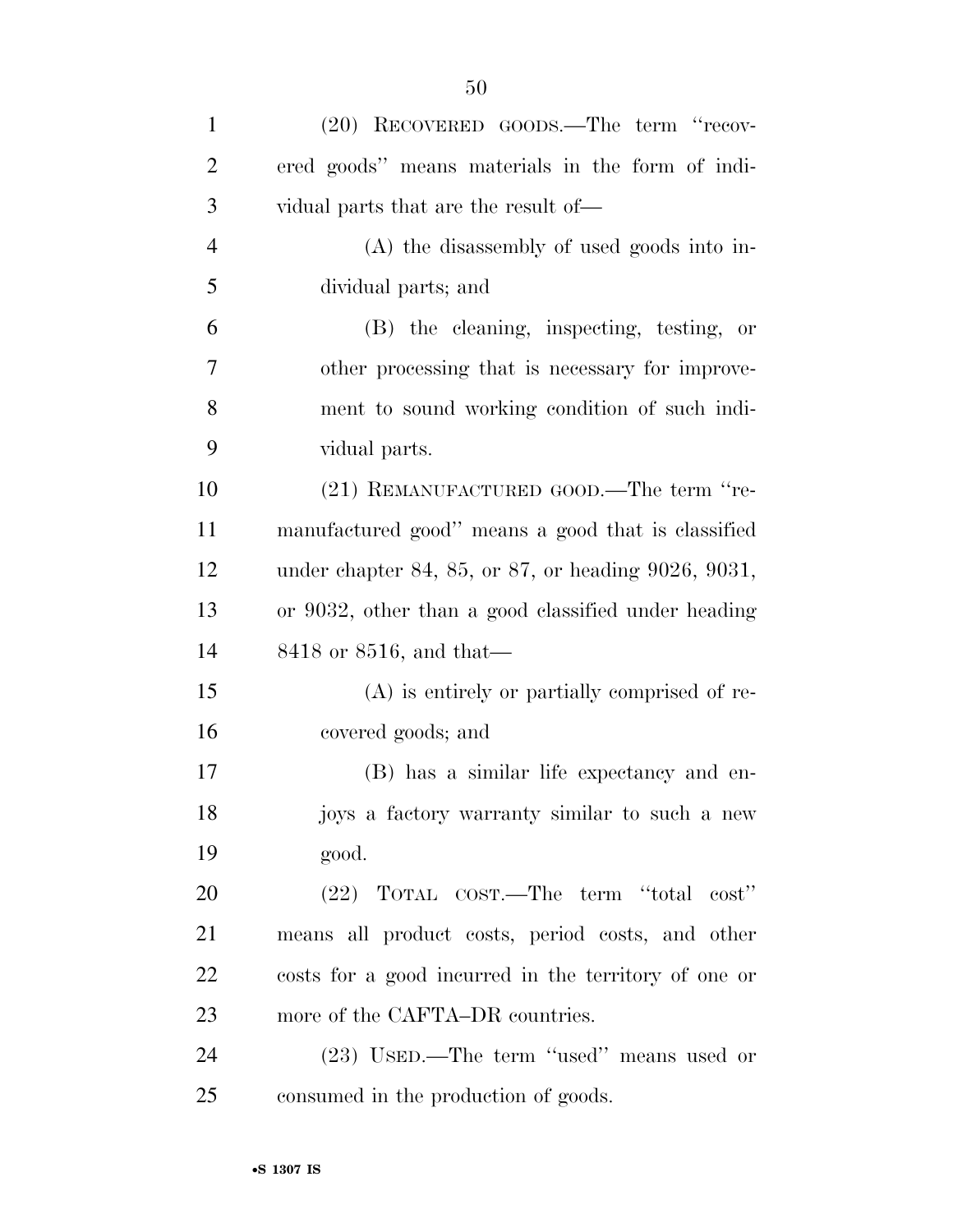(20) RECOVERED GOODS.—The term ''recovered goods'' means materials in the form of individual parts that are the result of—

(A) the disassembly of used goods into individual parts; and

(B) the cleaning, inspecting, testing, or other processing that is necessary for improvement to sound working condition of such individual parts.

(21) REMANUFACTURED GOOD.—The term ''remanufactured good'' means a good that is classified under chapter 84, 85, or 87, or heading 9026, 9031, or 9032, other than a good classified under heading 8418 or 8516, and that—

(A) is entirely or partially comprised of recovered goods; and

(B) has a similar life expectancy and enjoys a factory warranty similar to such a new good.

(22) TOTAL COST.—The term ''total cost'' means all product costs, period costs, and other costs for a good incurred in the territory of one or more of the CAFTA–DR countries.

(23) USED.—The term ''used'' means used or consumed in the production of goods.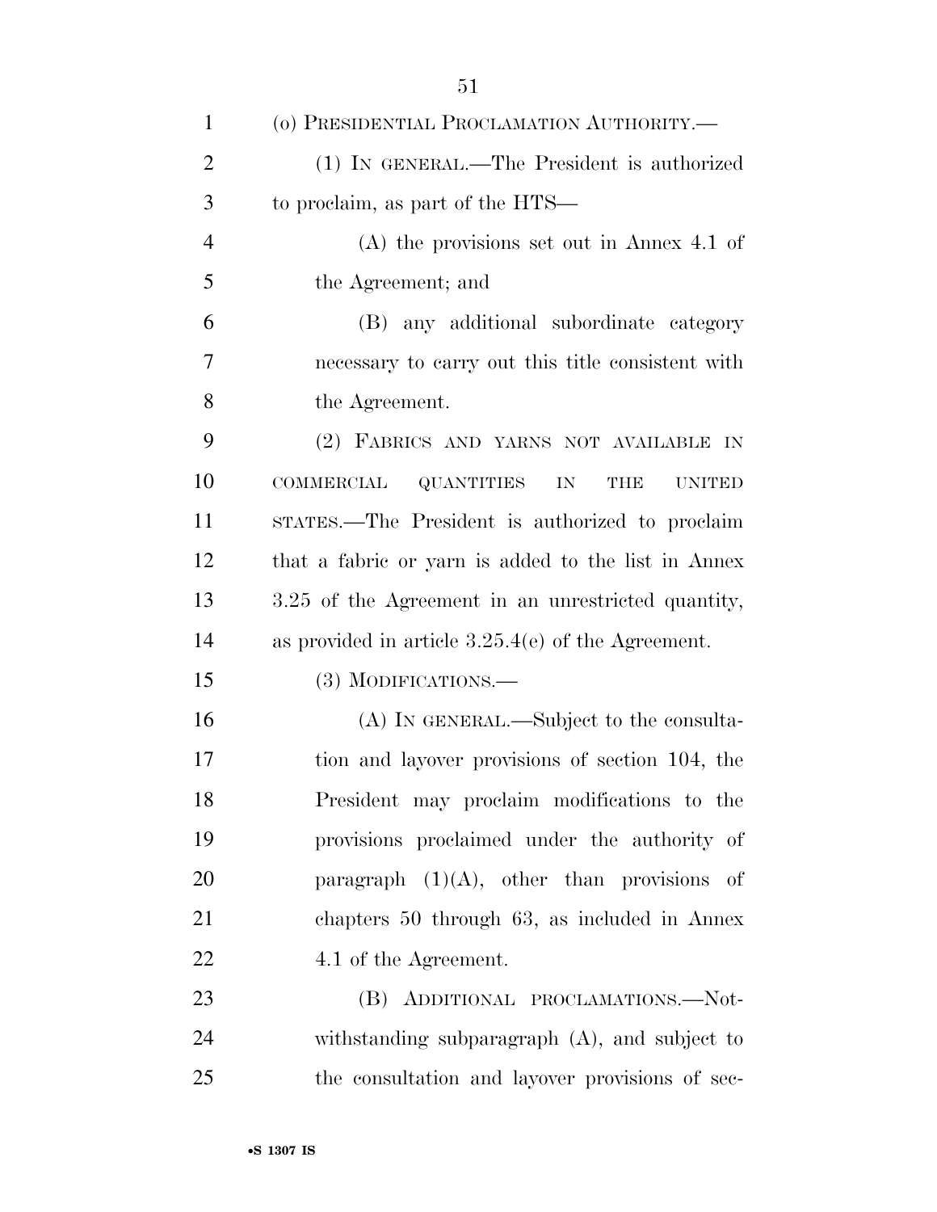(o) PRESIDENTIAL PROCLAMATION AUTHORITY.—

(1) IN GENERAL.—The President is authorized to proclaim, as part of the HTS—

(A) the provisions set out in Annex 4.1 of the Agreement; and

(B) any additional subordinate category necessary to carry out this title consistent with the Agreement.

(2) FABRICS AND YARNS NOT AVAILABLE IN COMMERCIAL QUANTITIES IN THE UNITED STATES.—The President is authorized to proclaim that a fabric or yarn is added to the list in Annex 3.25 of the Agreement in an unrestricted quantity, as provided in article 3.25.4(e) of the Agreement.

(3) MODIFICATIONS.—

(A) IN GENERAL.—Subject to the consultation and layover provisions of section 104, the President may proclaim modifications to the provisions proclaimed under the authority of paragraph (1)(A), other than provisions of chapters 50 through 63, as included in Annex 4.1 of the Agreement.

(B) ADDITIONAL PROCLAMATIONS.—Notwithstanding subparagraph (A), and subject to the consultation and layover provisions of sec-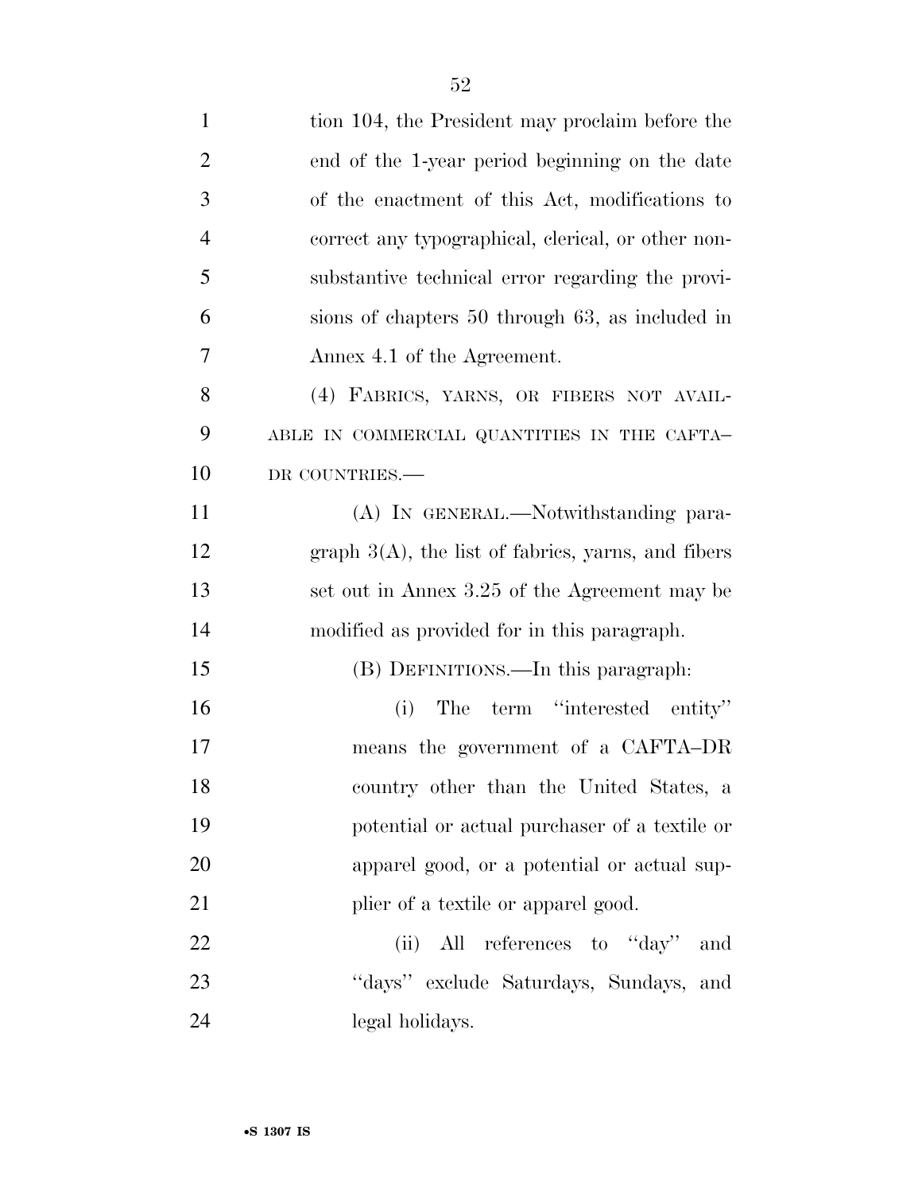tion 104, the President may proclaim before the end of the 1-year period beginning on the date of the enactment of this Act, modifications to correct any typographical, clerical, or other non-substantive technical error regarding the provisions of chapters 50 through 63, as included in Annex 4.1 of the Agreement.

(4) FABRICS, YARNS, OR FIBERS NOT AVAILABLE IN COMMERCIAL QUANTITIES IN THE CAFTA–DR COUNTRIES.—

(A) IN GENERAL.—Notwithstanding paragraph 3(A), the list of fabrics, yarns, and fibers set out in Annex 3.25 of the Agreement may be modified as provided for in this paragraph.

(B) DEFINITIONS.—In this paragraph:

(i) The term ''interested entity'' means the government of a CAFTA–DR country other than the United States, a potential or actual purchaser of a textile or apparel good, or a potential or actual supplier of a textile or apparel good.

(ii) All references to ''day'' and ''days'' exclude Saturdays, Sundays, and legal holidays.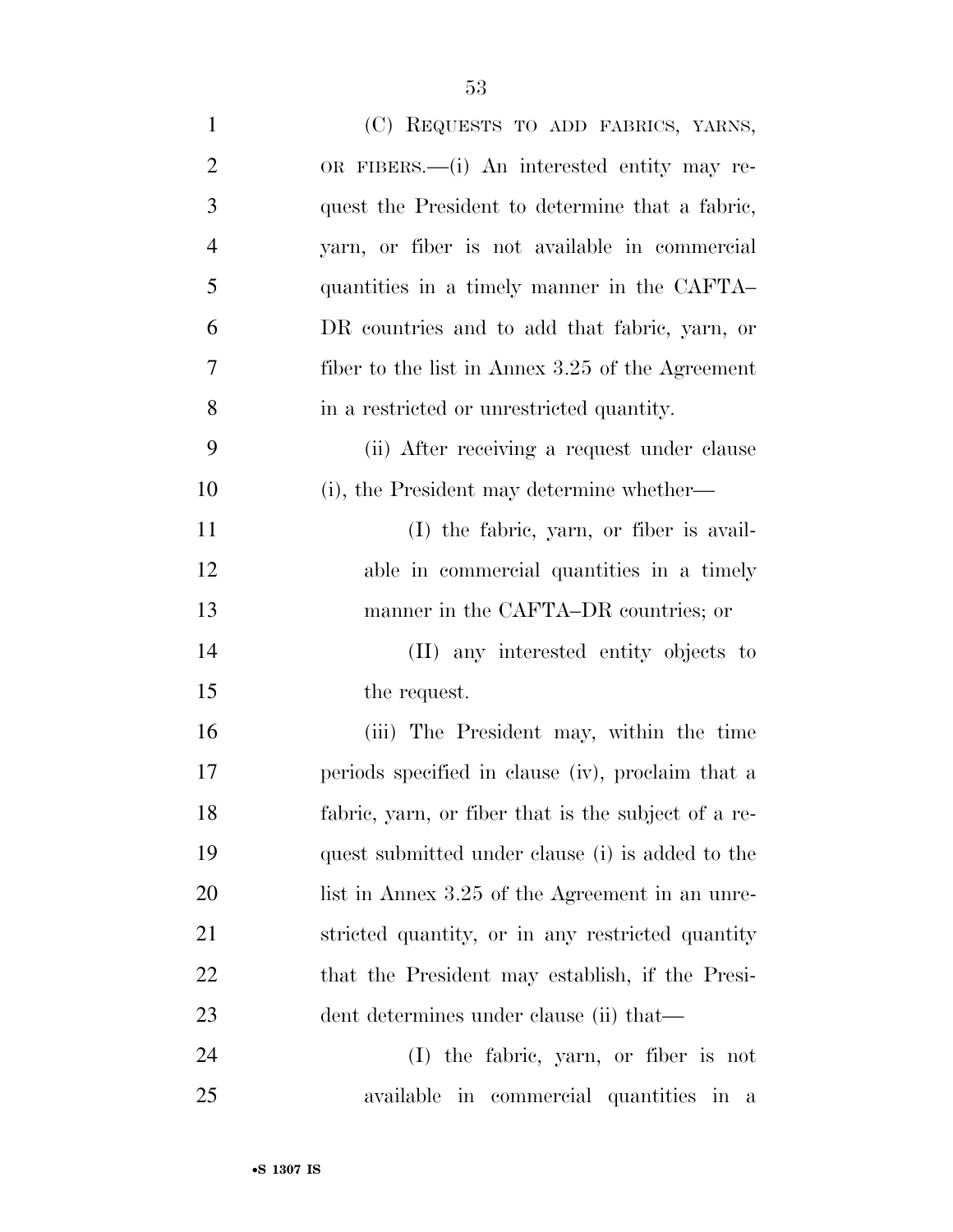(C) REQUESTS TO ADD FABRICS, YARNS, OR FIBERS.—(i) An interested entity may request the President to determine that a fabric, yarn, or fiber is not available in commercial quantities in a timely manner in the CAFTA–DR countries and to add that fabric, yarn, or fiber to the list in Annex 3.25 of the Agreement in a restricted or unrestricted quantity.

(ii) After receiving a request under clause (i), the President may determine whether—

(I) the fabric, yarn, or fiber is available in commercial quantities in a timely manner in the CAFTA–DR countries; or

(II) any interested entity objects to the request.

(iii) The President may, within the time periods specified in clause (iv), proclaim that a fabric, yarn, or fiber that is the subject of a request submitted under clause (i) is added to the list in Annex 3.25 of the Agreement in an unrestricted quantity, or in any restricted quantity that the President may establish, if the President determines under clause (ii) that—

(I) the fabric, yarn, or fiber is not available in commercial quantities in a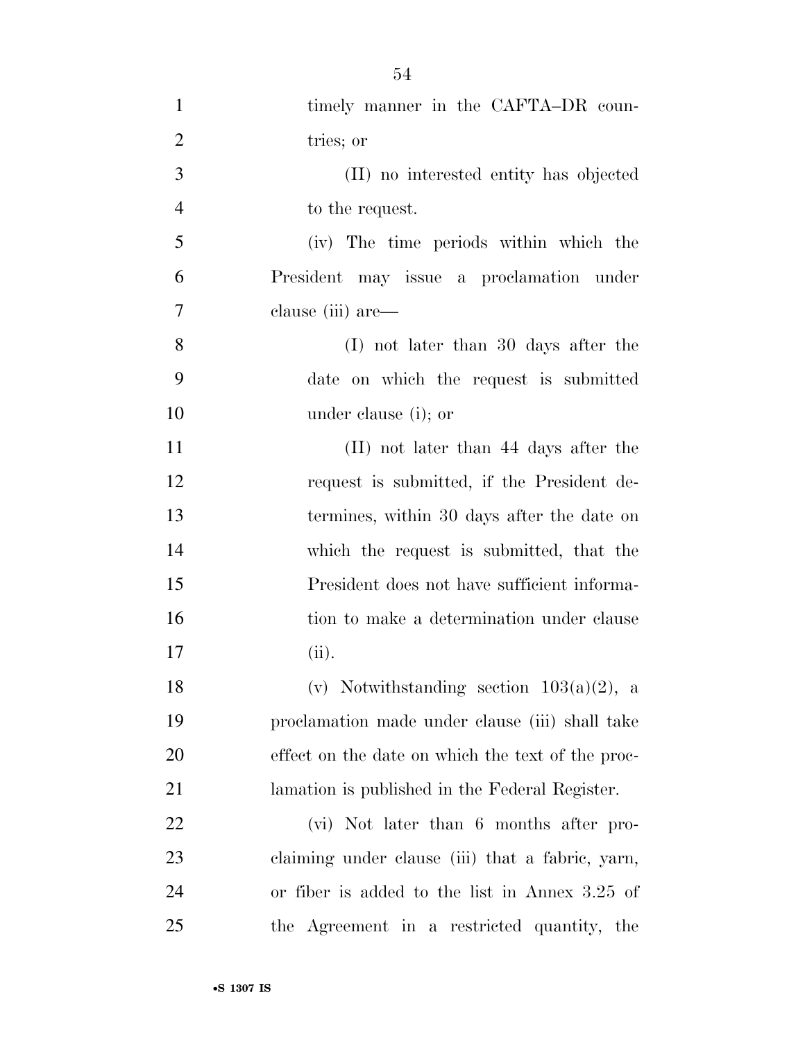timely manner in the CAFTA–DR countries; or

(II) no interested entity has objected to the request.

(iv) The time periods within which the President may issue a proclamation under clause (iii) are—

(I) not later than 30 days after the date on which the request is submitted under clause (i); or

(II) not later than 44 days after the request is submitted, if the President determines, within 30 days after the date on which the request is submitted, that the President does not have sufficient information to make a determination under clause (ii).

(v) Notwithstanding section 103(a)(2), a proclamation made under clause (iii) shall take effect on the date on which the text of the proclamation is published in the Federal Register.

(vi) Not later than 6 months after proclaiming under clause (iii) that a fabric, yarn, or fiber is added to the list in Annex 3.25 of the Agreement in a restricted quantity, the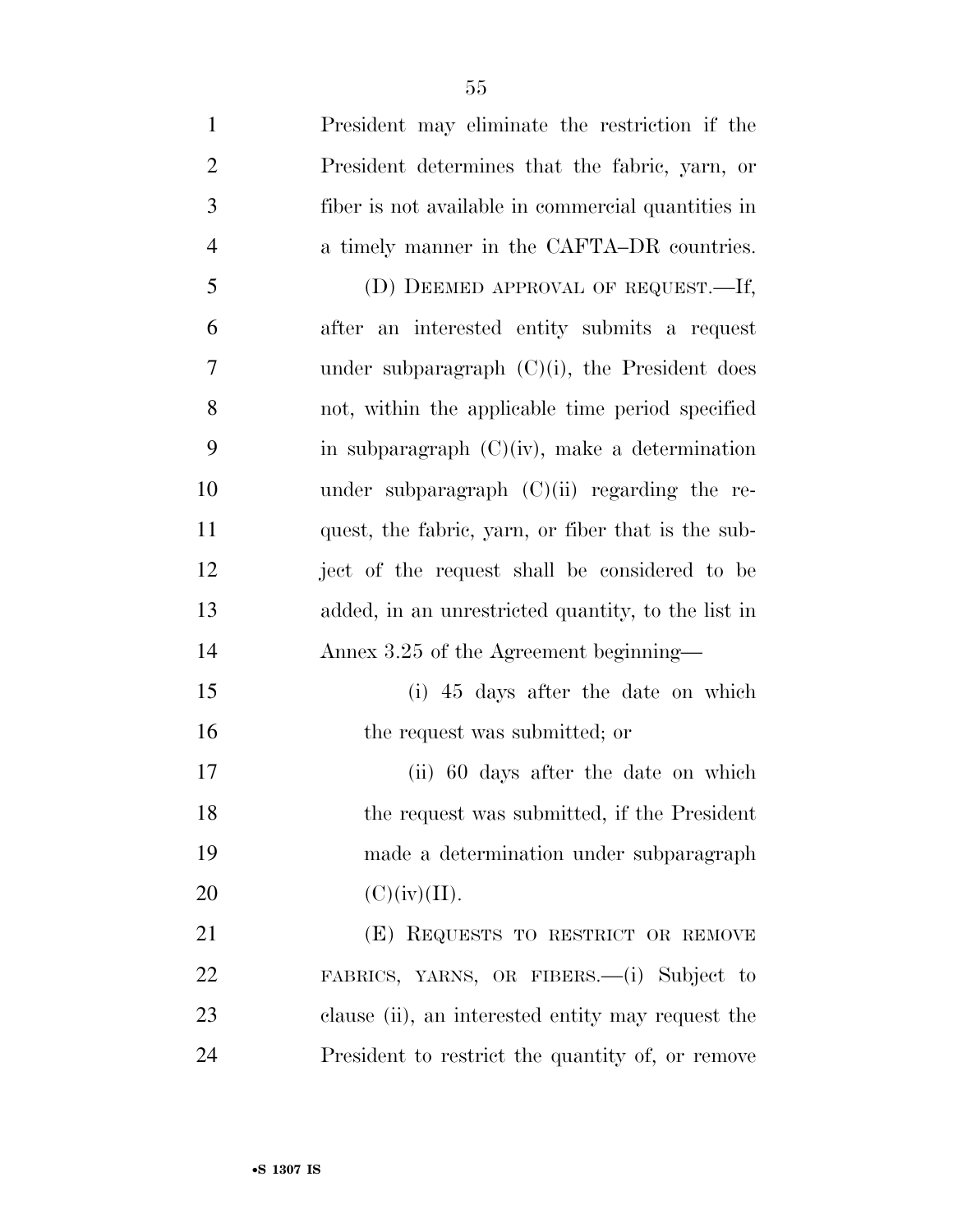President may eliminate the restriction if the President determines that the fabric, yarn, or fiber is not available in commercial quantities in a timely manner in the CAFTA–DR countries.

(D) DEEMED APPROVAL OF REQUEST.—If, after an interested entity submits a request under subparagraph (C)(i), the President does not, within the applicable time period specified in subparagraph (C)(iv), make a determination under subparagraph (C)(ii) regarding the request, the fabric, yarn, or fiber that is the subject of the request shall be considered to be added, in an unrestricted quantity, to the list in Annex 3.25 of the Agreement beginning—

(i) 45 days after the date on which the request was submitted; or

(ii) 60 days after the date on which the request was submitted, if the President made a determination under subparagraph (C)(iv)(II).

(E) REQUESTS TO RESTRICT OR REMOVE FABRICS, YARNS, OR FIBERS.—(i) Subject to clause (ii), an interested entity may request the President to restrict the quantity of, or remove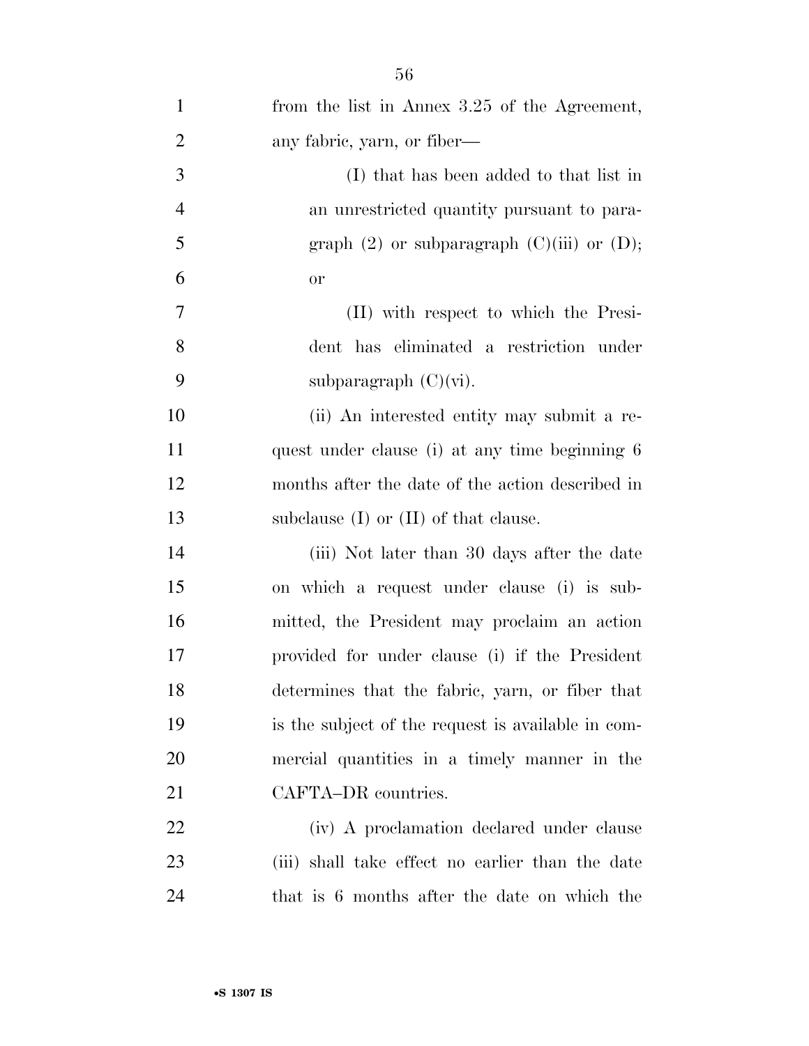from the list in Annex 3.25 of the Agreement, any fabric, yarn, or fiber—

(I) that has been added to that list in an unrestricted quantity pursuant to paragraph (2) or subparagraph (C)(iii) or (D); or

(II) with respect to which the President has eliminated a restriction under subparagraph (C)(vi).

(ii) An interested entity may submit a request under clause (i) at any time beginning 6 months after the date of the action described in subclause (I) or (II) of that clause.

(iii) Not later than 30 days after the date on which a request under clause (i) is submitted, the President may proclaim an action provided for under clause (i) if the President determines that the fabric, yarn, or fiber that is the subject of the request is available in commercial quantities in a timely manner in the CAFTA–DR countries.

(iv) A proclamation declared under clause (iii) shall take effect no earlier than the date that is 6 months after the date on which the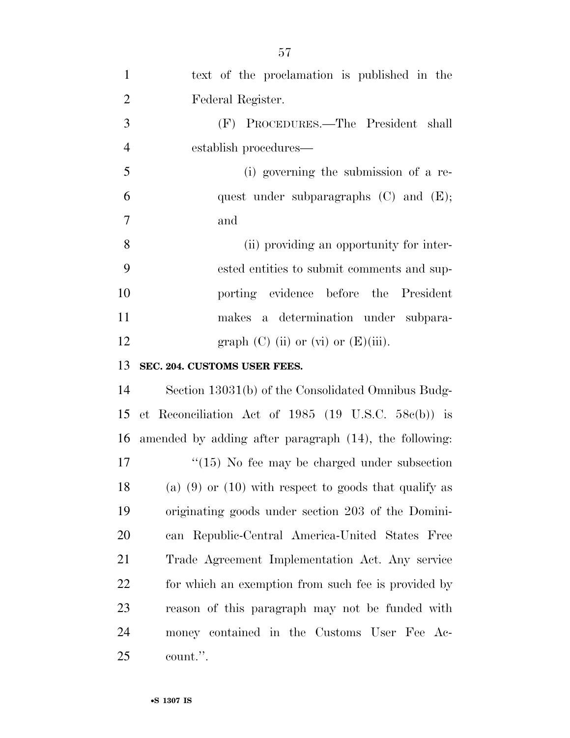text of the proclamation is published in the Federal Register.

(F) PROCEDURES.—The President shall establish procedures—

(i) governing the submission of a request under subparagraphs (C) and (E); and

(ii) providing an opportunity for interested entities to submit comments and supporting evidence before the President makes a determination under subparagraph (C) (ii) or (vi) or (E)(iii).

**SEC. 204. CUSTOMS USER FEES.**

Section 13031(b) of the Consolidated Omnibus Budget Reconciliation Act of 1985 (19 U.S.C. 58c(b)) is amended by adding after paragraph (14), the following:

"(15) No fee may be charged under subsection (a) (9) or (10) with respect to goods that qualify as originating goods under section 203 of the Dominican Republic-Central America-United States Free Trade Agreement Implementation Act. Any service for which an exemption from such fee is provided by reason of this paragraph may not be funded with money contained in the Customs User Fee Account.".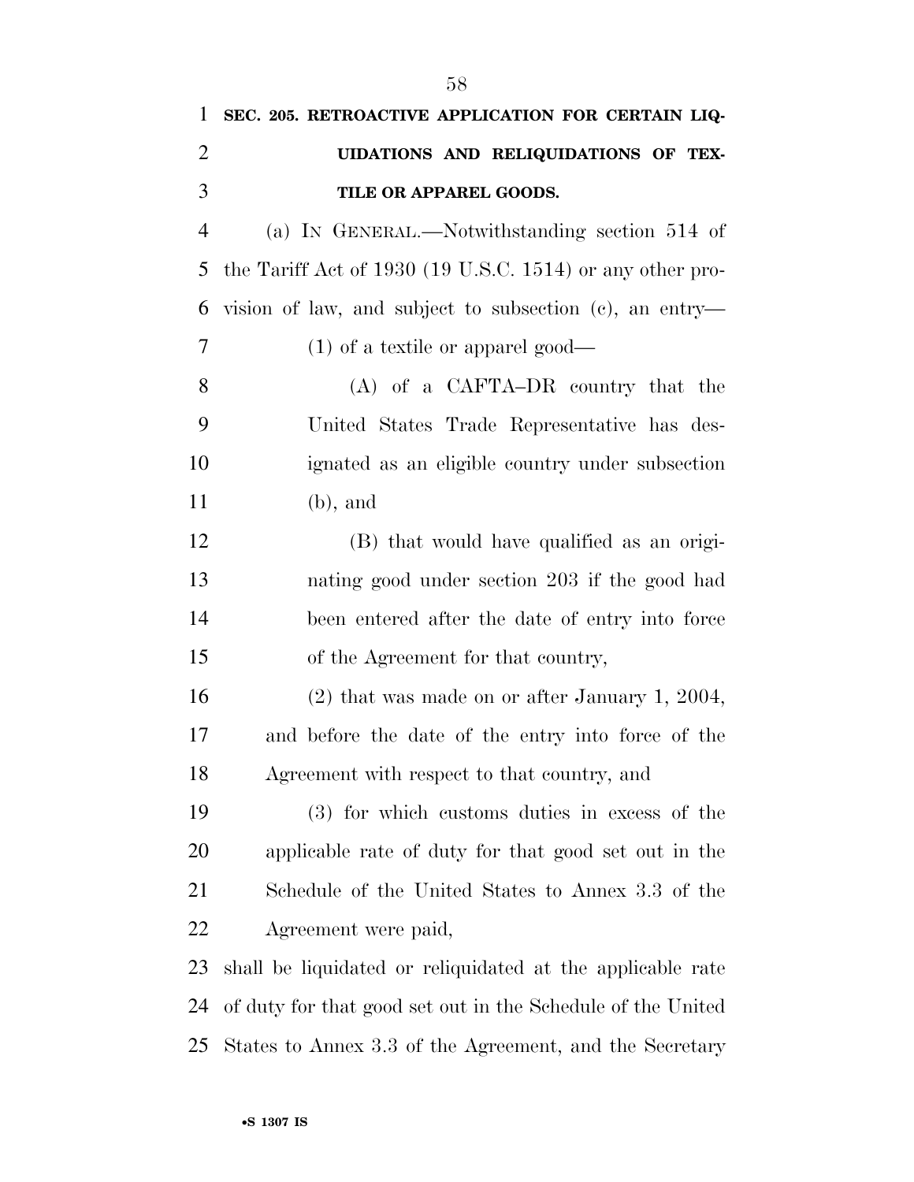## SEC. 205. RETROACTIVE APPLICATION FOR CERTAIN LIQUIDATIONS AND RELIQUIDATIONS OF TEXTILE OR APPAREL GOODS.

(a) IN GENERAL.—Notwithstanding section 514 of the Tariff Act of 1930 (19 U.S.C. 1514) or any other provision of law, and subject to subsection (c), an entry—

(1) of a textile or apparel good—

(A) of a CAFTA–DR country that the United States Trade Representative has designated as an eligible country under subsection (b), and

(B) that would have qualified as an originating good under section 203 if the good had been entered after the date of entry into force of the Agreement for that country,

(2) that was made on or after January 1, 2004, and before the date of the entry into force of the Agreement with respect to that country, and

(3) for which customs duties in excess of the applicable rate of duty for that good set out in the Schedule of the United States to Annex 3.3 of the Agreement were paid,

shall be liquidated or reliquidated at the applicable rate of duty for that good set out in the Schedule of the United States to Annex 3.3 of the Agreement, and the Secretary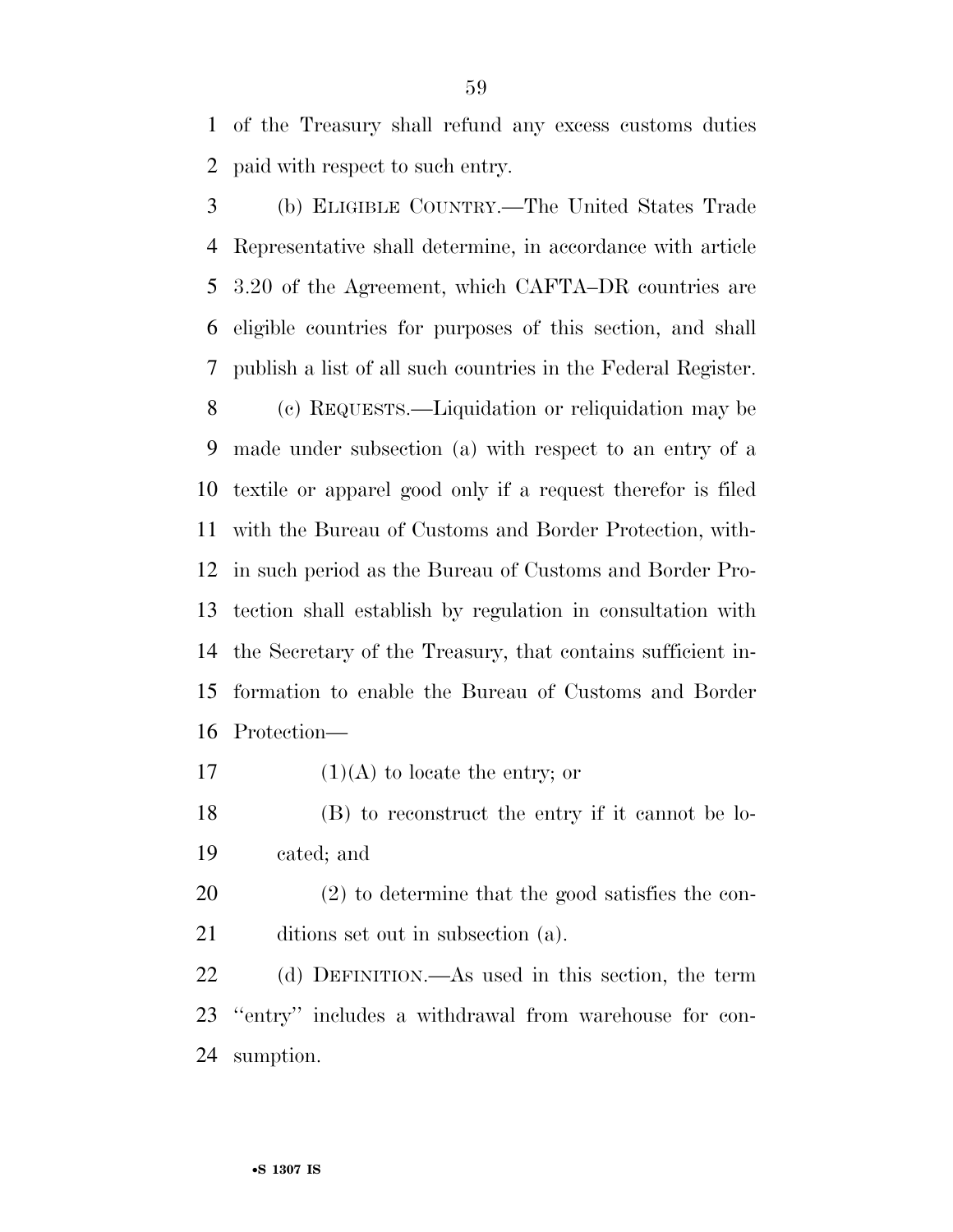of the Treasury shall refund any excess customs duties paid with respect to such entry.

(b) ELIGIBLE COUNTRY.—The United States Trade Representative shall determine, in accordance with article 3.20 of the Agreement, which CAFTA–DR countries are eligible countries for purposes of this section, and shall publish a list of all such countries in the Federal Register.

(c) REQUESTS.—Liquidation or reliquidation may be made under subsection (a) with respect to an entry of a textile or apparel good only if a request therefor is filed with the Bureau of Customs and Border Protection, within such period as the Bureau of Customs and Border Protection shall establish by regulation in consultation with the Secretary of the Treasury, that contains sufficient information to enable the Bureau of Customs and Border Protection—

(1)(A) to locate the entry; or

(B) to reconstruct the entry if it cannot be located; and

(2) to determine that the good satisfies the conditions set out in subsection (a).

(d) DEFINITION.—As used in this section, the term ''entry'' includes a withdrawal from warehouse for consumption.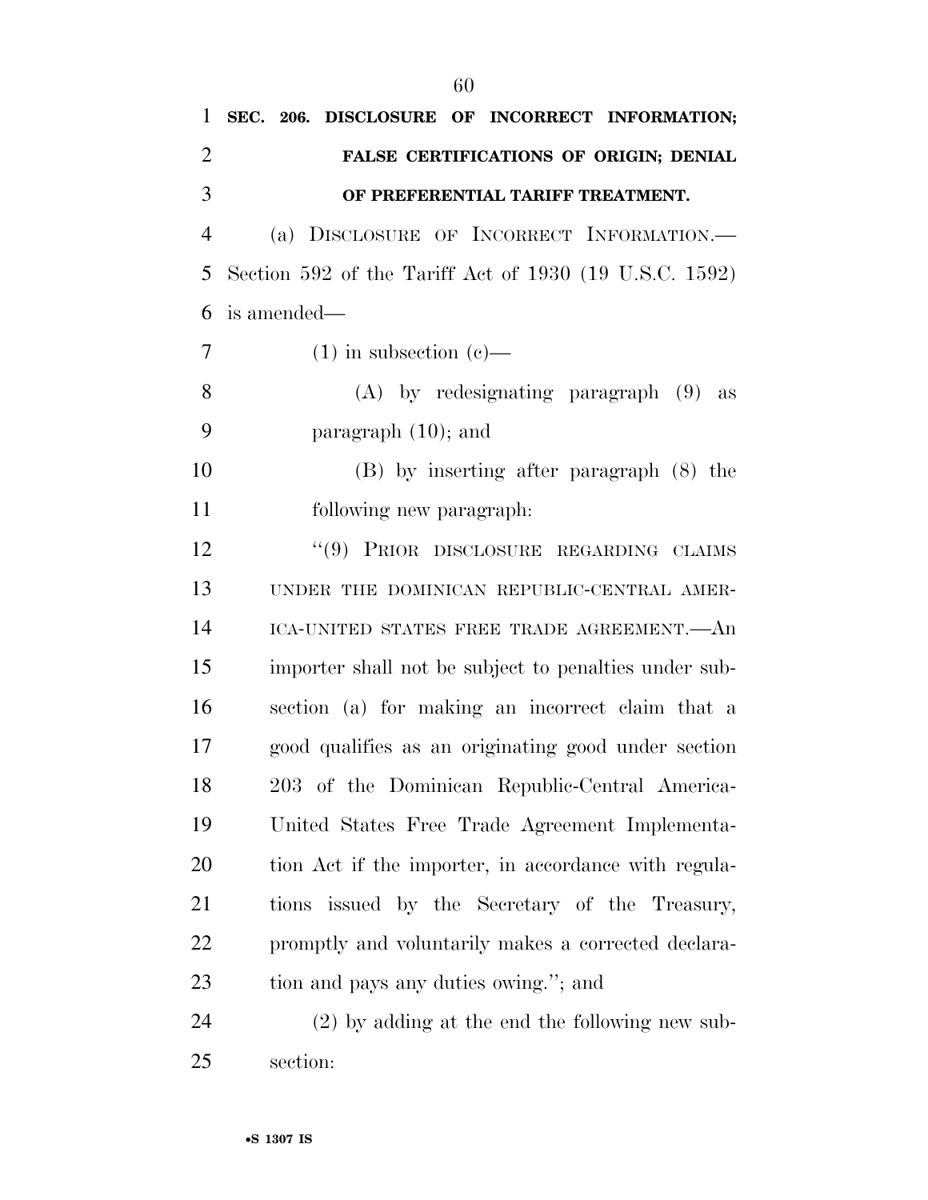**SEC. 206. DISCLOSURE OF INCORRECT INFORMATION; FALSE CERTIFICATIONS OF ORIGIN; DENIAL OF PREFERENTIAL TARIFF TREATMENT.**

(a) DISCLOSURE OF INCORRECT INFORMATION.—Section 592 of the Tariff Act of 1930 (19 U.S.C. 1592) is amended—

(1) in subsection (c)—

(A) by redesignating paragraph (9) as paragraph (10); and

(B) by inserting after paragraph (8) the following new paragraph:

"(9) PRIOR DISCLOSURE REGARDING CLAIMS UNDER THE DOMINICAN REPUBLIC-CENTRAL AMERICA-UNITED STATES FREE TRADE AGREEMENT.—An importer shall not be subject to penalties under subsection (a) for making an incorrect claim that a good qualifies as an originating good under section 203 of the Dominican Republic-Central America-United States Free Trade Agreement Implementation Act if the importer, in accordance with regulations issued by the Secretary of the Treasury, promptly and voluntarily makes a corrected declaration and pays any duties owing."; and

(2) by adding at the end the following new subsection: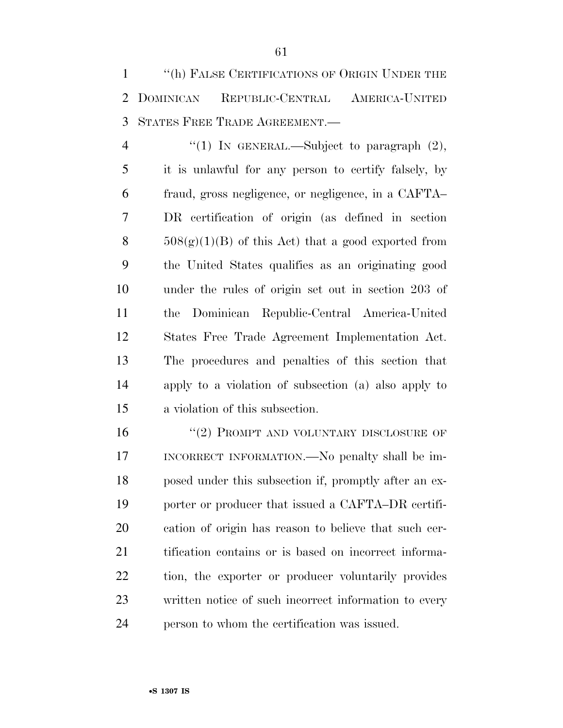"(h) FALSE CERTIFICATIONS OF ORIGIN UNDER THE DOMINICAN REPUBLIC-CENTRAL AMERICA-UNITED STATES FREE TRADE AGREEMENT.—

"(1) IN GENERAL.—Subject to paragraph (2), it is unlawful for any person to certify falsely, by fraud, gross negligence, or negligence, in a CAFTA–DR certification of origin (as defined in section 508(g)(1)(B) of this Act) that a good exported from the United States qualifies as an originating good under the rules of origin set out in section 203 of the Dominican Republic-Central America-United States Free Trade Agreement Implementation Act. The procedures and penalties of this section that apply to a violation of subsection (a) also apply to a violation of this subsection.

"(2) PROMPT AND VOLUNTARY DISCLOSURE OF INCORRECT INFORMATION.—No penalty shall be imposed under this subsection if, promptly after an exporter or producer that issued a CAFTA–DR certification of origin has reason to believe that such certification contains or is based on incorrect information, the exporter or producer voluntarily provides written notice of such incorrect information to every person to whom the certification was issued.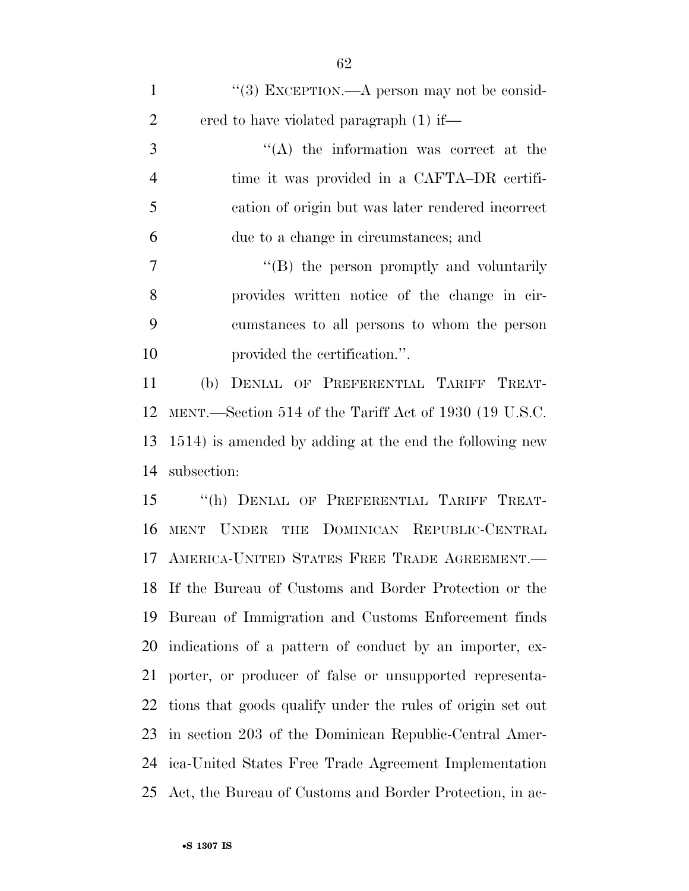''(3) EXCEPTION.—A person may not be considered to have violated paragraph (1) if—

''(A) the information was correct at the time it was provided in a CAFTA–DR certification of origin but was later rendered incorrect due to a change in circumstances; and

''(B) the person promptly and voluntarily provides written notice of the change in circumstances to all persons to whom the person provided the certification.''.

(b) DENIAL OF PREFERENTIAL TARIFF TREATMENT.—Section 514 of the Tariff Act of 1930 (19 U.S.C. 1514) is amended by adding at the end the following new subsection:

''(h) DENIAL OF PREFERENTIAL TARIFF TREATMENT UNDER THE DOMINICAN REPUBLIC-CENTRAL AMERICA-UNITED STATES FREE TRADE AGREEMENT.—If the Bureau of Customs and Border Protection or the Bureau of Immigration and Customs Enforcement finds indications of a pattern of conduct by an importer, exporter, or producer of false or unsupported representations that goods qualify under the rules of origin set out in section 203 of the Dominican Republic-Central America-United States Free Trade Agreement Implementation Act, the Bureau of Customs and Border Protection, in ac-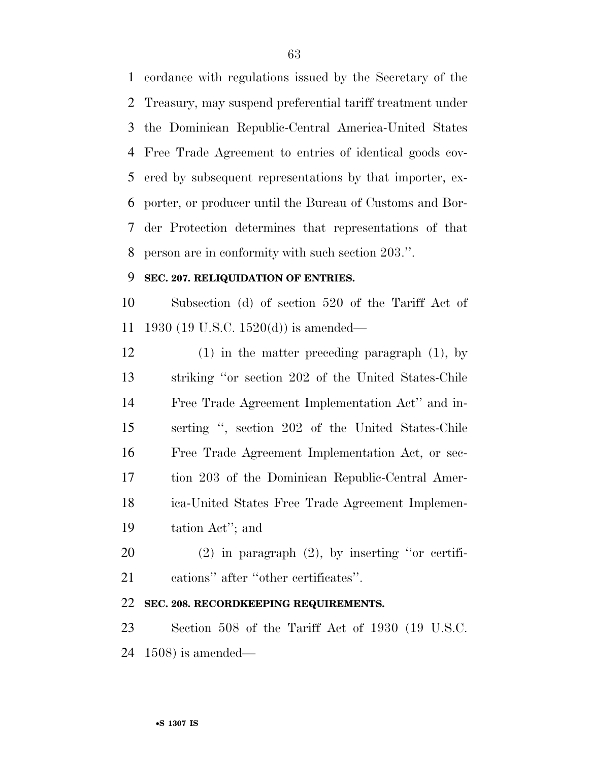cordance with regulations issued by the Secretary of the Treasury, may suspend preferential tariff treatment under the Dominican Republic-Central America-United States Free Trade Agreement to entries of identical goods covered by subsequent representations by that importer, exporter, or producer until the Bureau of Customs and Border Protection determines that representations of that person are in conformity with such section 203.''.

**SEC. 207. RELIQUIDATION OF ENTRIES.**

Subsection (d) of section 520 of the Tariff Act of 1930 (19 U.S.C. 1520(d)) is amended—

(1) in the matter preceding paragraph (1), by striking ''or section 202 of the United States-Chile Free Trade Agreement Implementation Act'' and inserting '', section 202 of the United States-Chile Free Trade Agreement Implementation Act, or section 203 of the Dominican Republic-Central America-United States Free Trade Agreement Implementation Act''; and

(2) in paragraph (2), by inserting ''or certifications'' after ''other certificates''.

**SEC. 208. RECORDKEEPING REQUIREMENTS.**

Section 508 of the Tariff Act of 1930 (19 U.S.C. 1508) is amended—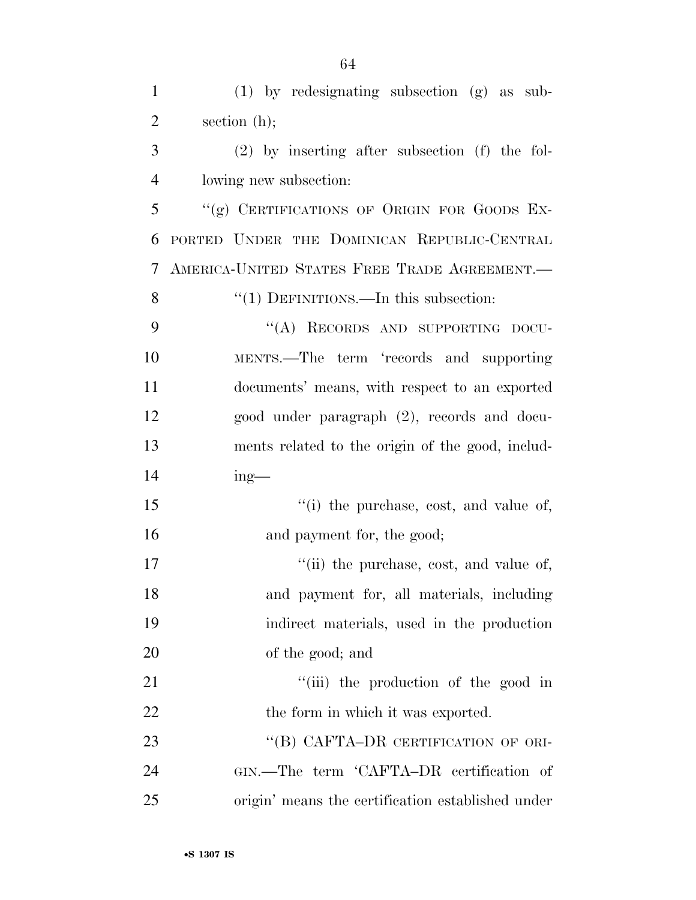(1) by redesignating subsection (g) as subsection (h);

(2) by inserting after subsection (f) the following new subsection:

"(g) CERTIFICATIONS OF ORIGIN FOR GOODS EXPORTED UNDER THE DOMINICAN REPUBLIC-CENTRAL AMERICA-UNITED STATES FREE TRADE AGREEMENT.—

"(1) DEFINITIONS.—In this subsection:

"(A) RECORDS AND SUPPORTING DOCUMENTS.—The term 'records and supporting documents' means, with respect to an exported good under paragraph (2), records and documents related to the origin of the good, including—

"(i) the purchase, cost, and value of, and payment for, the good;

"(ii) the purchase, cost, and value of, and payment for, all materials, including indirect materials, used in the production of the good; and

"(iii) the production of the good in the form in which it was exported.

"(B) CAFTA–DR CERTIFICATION OF ORIGIN.—The term 'CAFTA–DR certification of origin' means the certification established under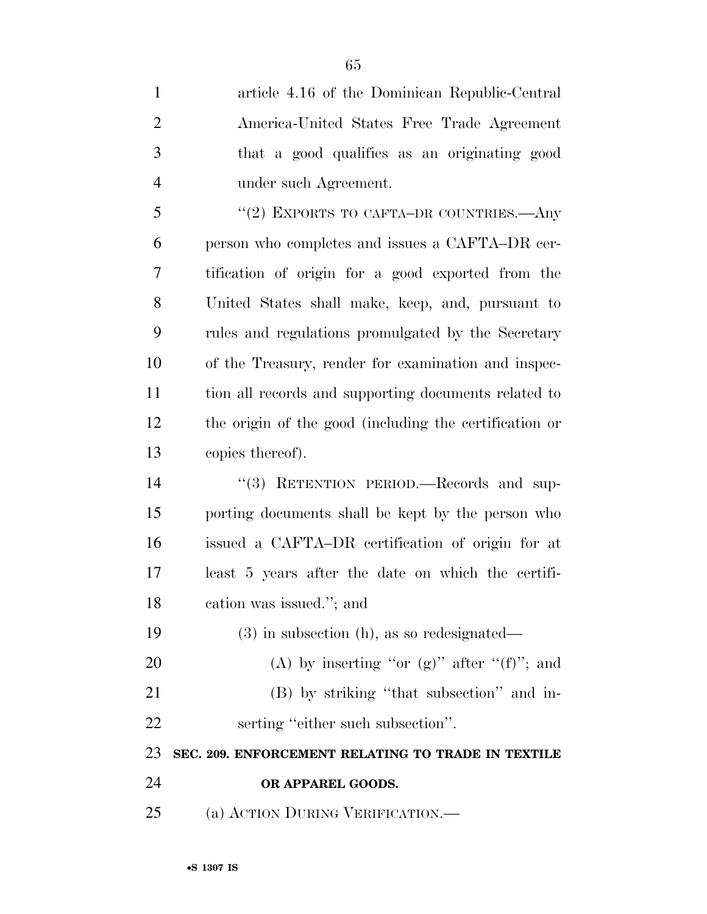article 4.16 of the Dominican Republic-Central America-United States Free Trade Agreement that a good qualifies as an originating good under such Agreement.

"(2) EXPORTS TO CAFTA–DR COUNTRIES.—Any person who completes and issues a CAFTA–DR certification of origin for a good exported from the United States shall make, keep, and, pursuant to rules and regulations promulgated by the Secretary of the Treasury, render for examination and inspection all records and supporting documents related to the origin of the good (including the certification or copies thereof).

"(3) RETENTION PERIOD.—Records and supporting documents shall be kept by the person who issued a CAFTA–DR certification of origin for at least 5 years after the date on which the certification was issued."; and

(3) in subsection (h), as so redesignated—

(A) by inserting "or (g)" after "(f)"; and

(B) by striking "that subsection" and inserting "either such subsection".

**SEC. 209. ENFORCEMENT RELATING TO TRADE IN TEXTILE OR APPAREL GOODS.**

(a) ACTION DURING VERIFICATION.—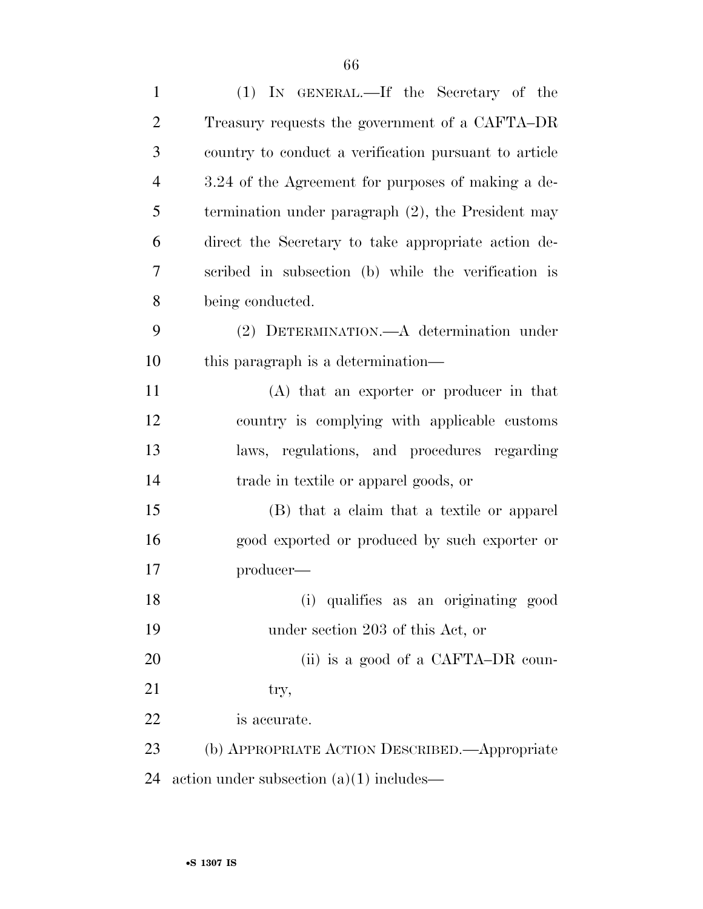(1) IN GENERAL.—If the Secretary of the Treasury requests the government of a CAFTA–DR country to conduct a verification pursuant to article 3.24 of the Agreement for purposes of making a determination under paragraph (2), the President may direct the Secretary to take appropriate action described in subsection (b) while the verification is being conducted.

(2) DETERMINATION.—A determination under this paragraph is a determination—

(A) that an exporter or producer in that country is complying with applicable customs laws, regulations, and procedures regarding trade in textile or apparel goods, or

(B) that a claim that a textile or apparel good exported or produced by such exporter or producer—

(i) qualifies as an originating good under section 203 of this Act, or

(ii) is a good of a CAFTA–DR country,

is accurate.

(b) APPROPRIATE ACTION DESCRIBED.—Appropriate action under subsection (a)(1) includes—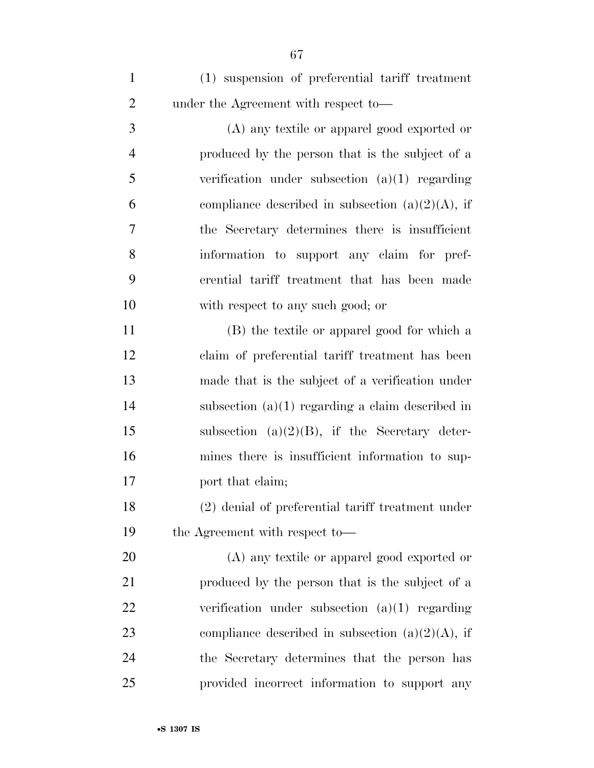(1) suspension of preferential tariff treatment under the Agreement with respect to—

(A) any textile or apparel good exported or produced by the person that is the subject of a verification under subsection (a)(1) regarding compliance described in subsection (a)(2)(A), if the Secretary determines there is insufficient information to support any claim for preferential tariff treatment that has been made with respect to any such good; or

(B) the textile or apparel good for which a claim of preferential tariff treatment has been made that is the subject of a verification under subsection (a)(1) regarding a claim described in subsection (a)(2)(B), if the Secretary determines there is insufficient information to support that claim;

(2) denial of preferential tariff treatment under the Agreement with respect to—

(A) any textile or apparel good exported or produced by the person that is the subject of a verification under subsection (a)(1) regarding compliance described in subsection (a)(2)(A), if the Secretary determines that the person has provided incorrect information to support any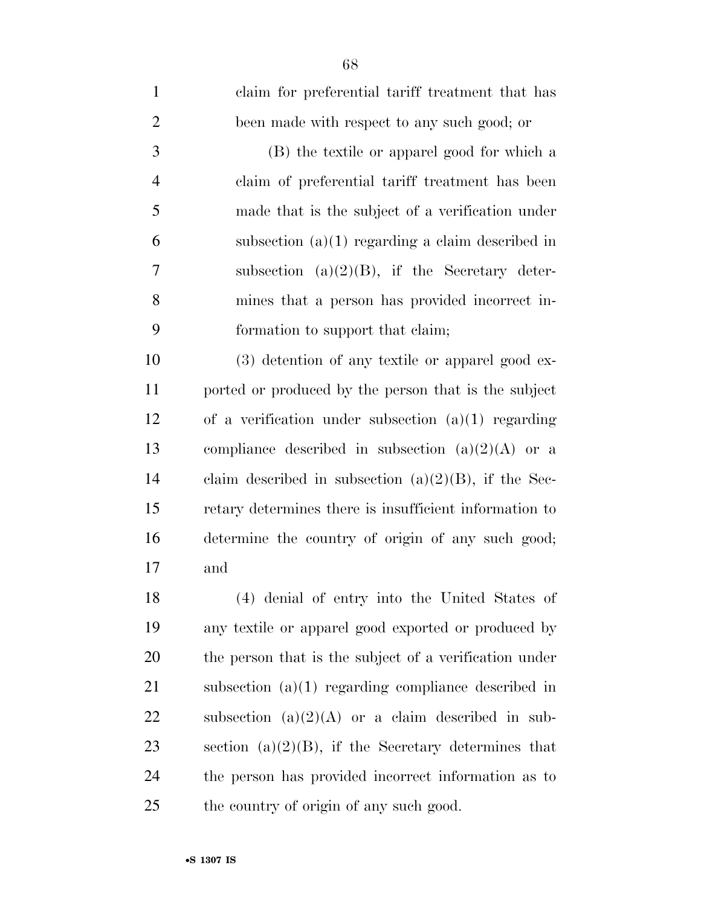claim for preferential tariff treatment that has been made with respect to any such good; or

(B) the textile or apparel good for which a claim of preferential tariff treatment has been made that is the subject of a verification under subsection (a)(1) regarding a claim described in subsection (a)(2)(B), if the Secretary determines that a person has provided incorrect information to support that claim;

(3) detention of any textile or apparel good exported or produced by the person that is the subject of a verification under subsection (a)(1) regarding compliance described in subsection (a)(2)(A) or a claim described in subsection (a)(2)(B), if the Secretary determines there is insufficient information to determine the country of origin of any such good; and

(4) denial of entry into the United States of any textile or apparel good exported or produced by the person that is the subject of a verification under subsection (a)(1) regarding compliance described in subsection (a)(2)(A) or a claim described in subsection (a)(2)(B), if the Secretary determines that the person has provided incorrect information as to the country of origin of any such good.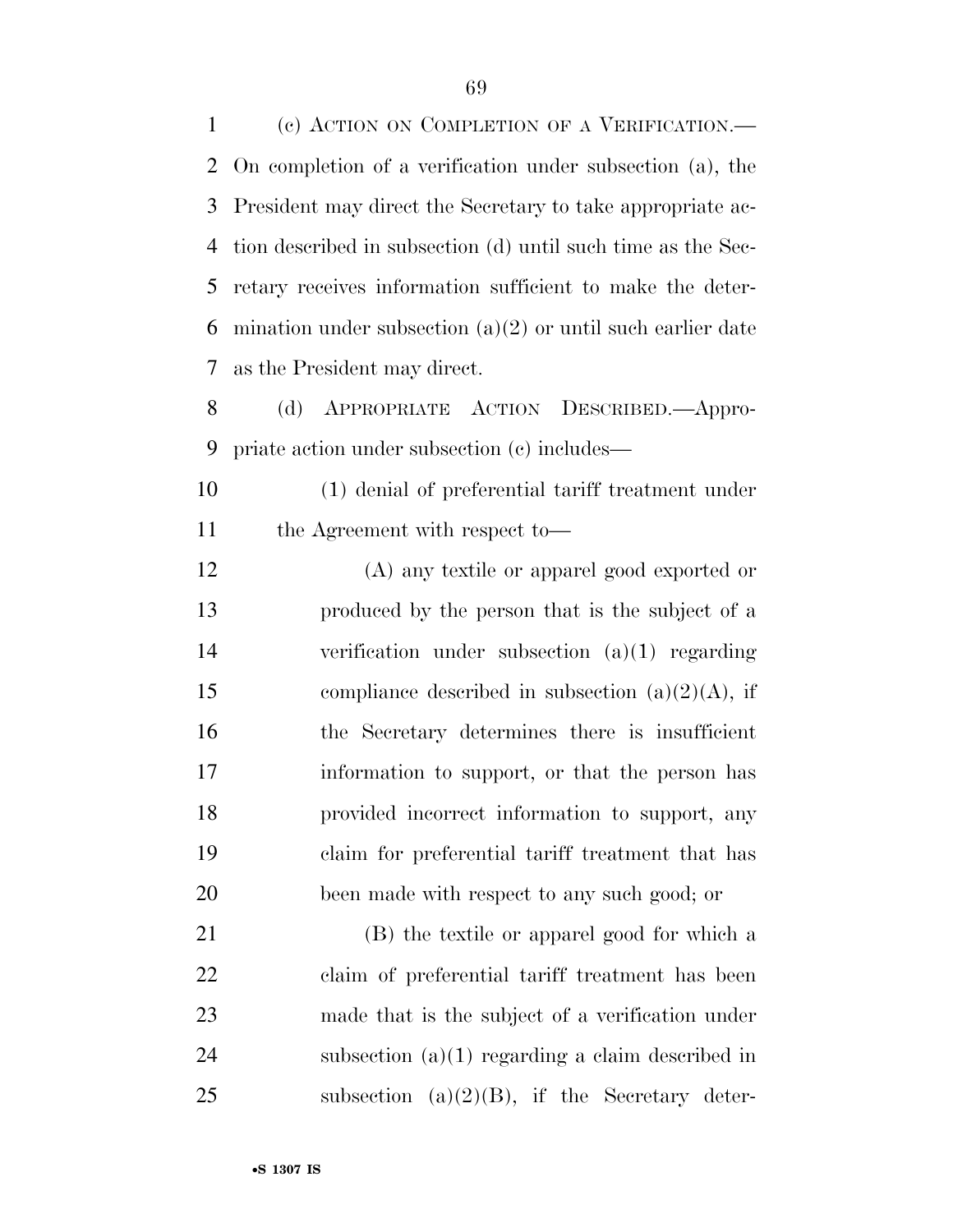(c) ACTION ON COMPLETION OF A VERIFICATION.—On completion of a verification under subsection (a), the President may direct the Secretary to take appropriate action described in subsection (d) until such time as the Secretary receives information sufficient to make the determination under subsection (a)(2) or until such earlier date as the President may direct.

(d) APPROPRIATE ACTION DESCRIBED.—Appropriate action under subsection (c) includes—

(1) denial of preferential tariff treatment under the Agreement with respect to—

(A) any textile or apparel good exported or produced by the person that is the subject of a verification under subsection (a)(1) regarding compliance described in subsection (a)(2)(A), if the Secretary determines there is insufficient information to support, or that the person has provided incorrect information to support, any claim for preferential tariff treatment that has been made with respect to any such good; or

(B) the textile or apparel good for which a claim of preferential tariff treatment has been made that is the subject of a verification under subsection (a)(1) regarding a claim described in subsection (a)(2)(B), if the Secretary deter-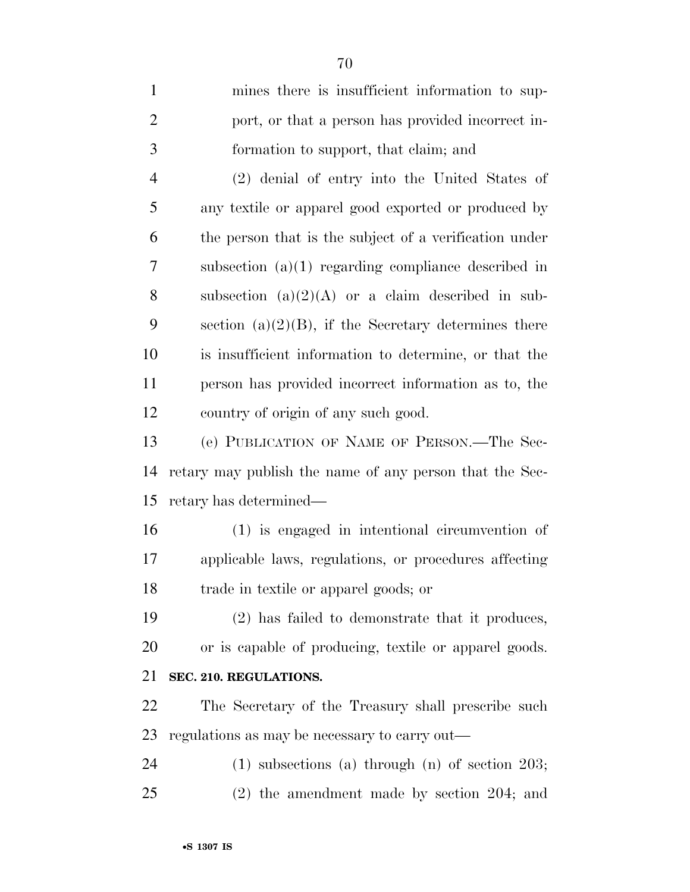mines there is insufficient information to support, or that a person has provided incorrect information to support, that claim; and

(2) denial of entry into the United States of any textile or apparel good exported or produced by the person that is the subject of a verification under subsection (a)(1) regarding compliance described in subsection (a)(2)(A) or a claim described in subsection (a)(2)(B), if the Secretary determines there is insufficient information to determine, or that the person has provided incorrect information as to, the country of origin of any such good.

(e) PUBLICATION OF NAME OF PERSON.—The Secretary may publish the name of any person that the Secretary has determined—

(1) is engaged in intentional circumvention of applicable laws, regulations, or procedures affecting trade in textile or apparel goods; or

(2) has failed to demonstrate that it produces, or is capable of producing, textile or apparel goods.

**SEC. 210. REGULATIONS.**

The Secretary of the Treasury shall prescribe such regulations as may be necessary to carry out—

(1) subsections (a) through (n) of section 203;

(2) the amendment made by section 204; and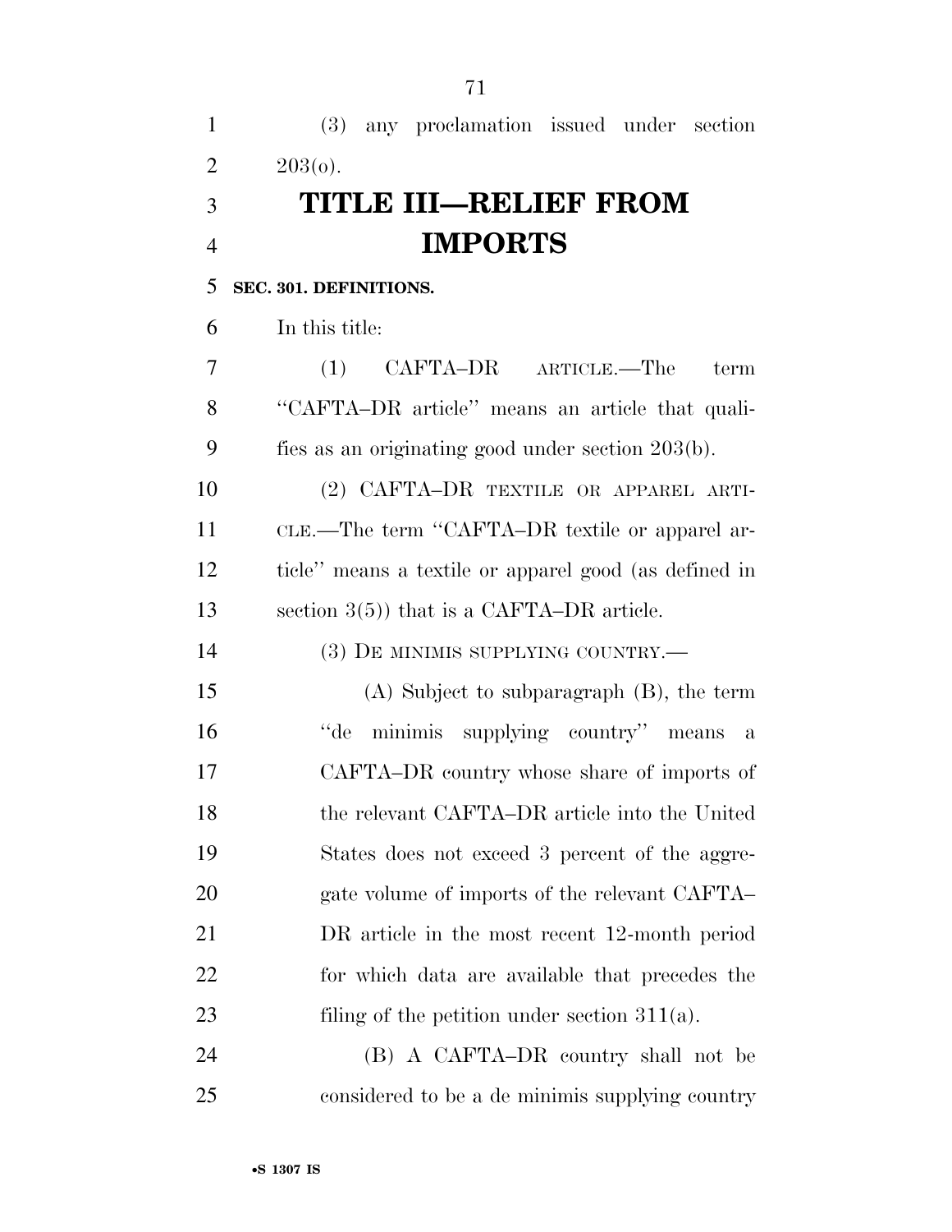(3) any proclamation issued under section 203(o).

# TITLE III—RELIEF FROM IMPORTS

**SEC. 301. DEFINITIONS.**

In this title:

(1) CAFTA–DR ARTICLE.—The term "CAFTA–DR article" means an article that qualifies as an originating good under section 203(b).

(2) CAFTA–DR TEXTILE OR APPAREL ARTICLE.—The term "CAFTA–DR textile or apparel article" means a textile or apparel good (as defined in section 3(5)) that is a CAFTA–DR article.

(3) DE MINIMIS SUPPLYING COUNTRY.—

(A) Subject to subparagraph (B), the term "de minimis supplying country" means a CAFTA–DR country whose share of imports of the relevant CAFTA–DR article into the United States does not exceed 3 percent of the aggregate volume of imports of the relevant CAFTA–DR article in the most recent 12-month period for which data are available that precedes the filing of the petition under section 311(a).

(B) A CAFTA–DR country shall not be considered to be a de minimis supplying country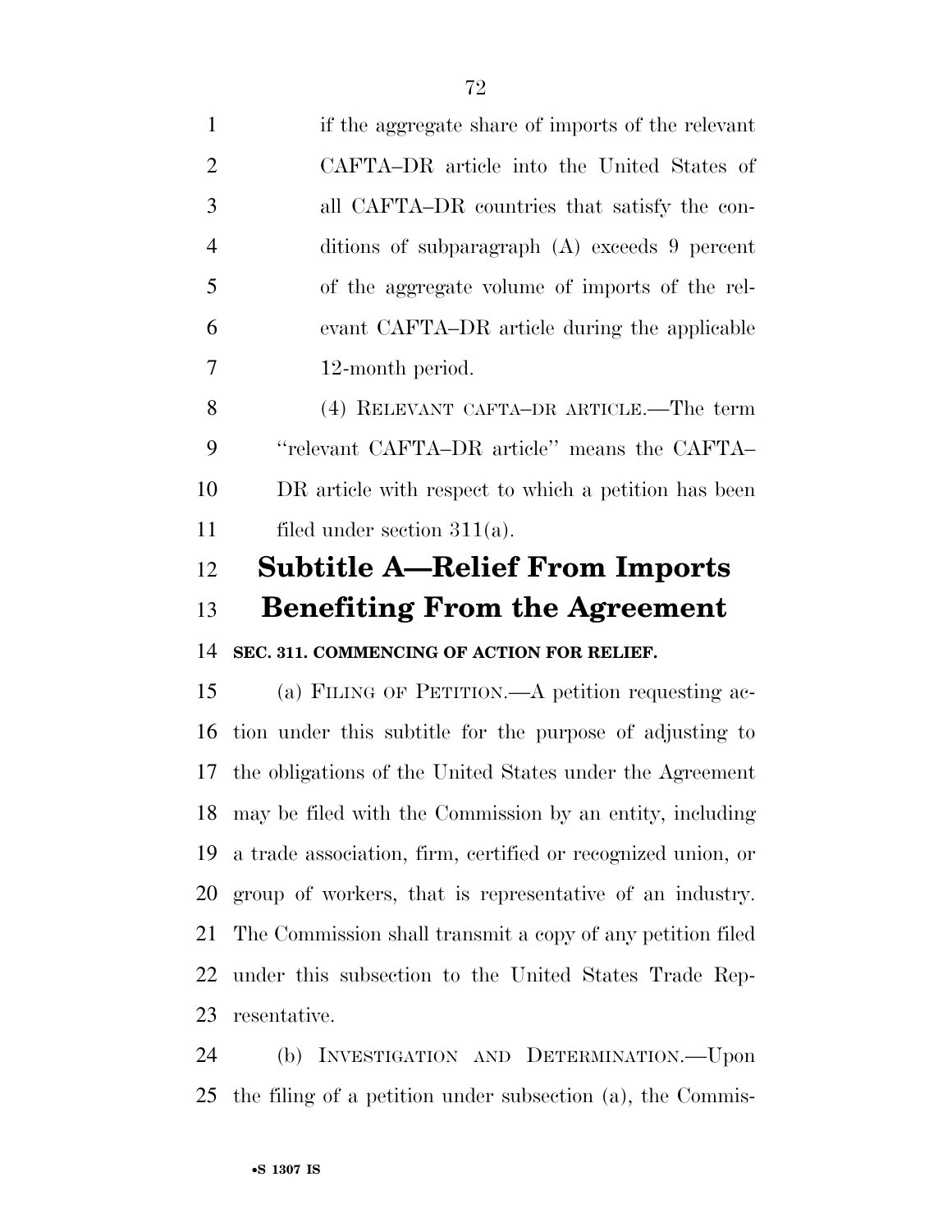if the aggregate share of imports of the relevant CAFTA–DR article into the United States of all CAFTA–DR countries that satisfy the conditions of subparagraph (A) exceeds 9 percent of the aggregate volume of imports of the relevant CAFTA–DR article during the applicable 12-month period.

(4) RELEVANT CAFTA–DR ARTICLE.—The term ''relevant CAFTA–DR article'' means the CAFTA–DR article with respect to which a petition has been filed under section 311(a).

## Subtitle A—Relief From Imports Benefiting From the Agreement

**SEC. 311. COMMENCING OF ACTION FOR RELIEF.**

(a) FILING OF PETITION.—A petition requesting action under this subtitle for the purpose of adjusting to the obligations of the United States under the Agreement may be filed with the Commission by an entity, including a trade association, firm, certified or recognized union, or group of workers, that is representative of an industry. The Commission shall transmit a copy of any petition filed under this subsection to the United States Trade Representative.

(b) INVESTIGATION AND DETERMINATION.—Upon the filing of a petition under subsection (a), the Commis-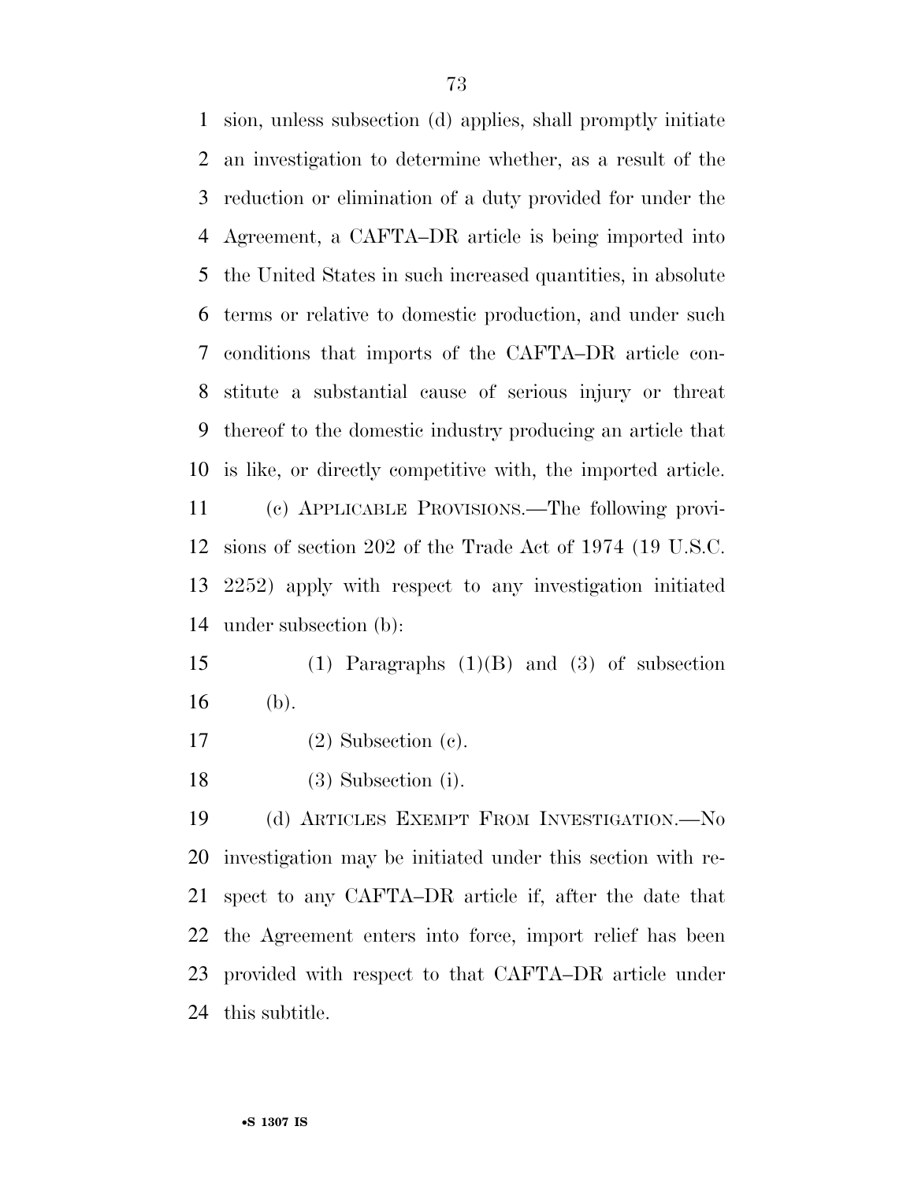sion, unless subsection (d) applies, shall promptly initiate an investigation to determine whether, as a result of the reduction or elimination of a duty provided for under the Agreement, a CAFTA–DR article is being imported into the United States in such increased quantities, in absolute terms or relative to domestic production, and under such conditions that imports of the CAFTA–DR article constitute a substantial cause of serious injury or threat thereof to the domestic industry producing an article that is like, or directly competitive with, the imported article.

(c) APPLICABLE PROVISIONS.—The following provisions of section 202 of the Trade Act of 1974 (19 U.S.C. 2252) apply with respect to any investigation initiated under subsection (b):

(1) Paragraphs (1)(B) and (3) of subsection (b).

(2) Subsection (c).

(3) Subsection (i).

(d) ARTICLES EXEMPT FROM INVESTIGATION.—No investigation may be initiated under this section with respect to any CAFTA–DR article if, after the date that the Agreement enters into force, import relief has been provided with respect to that CAFTA–DR article under this subtitle.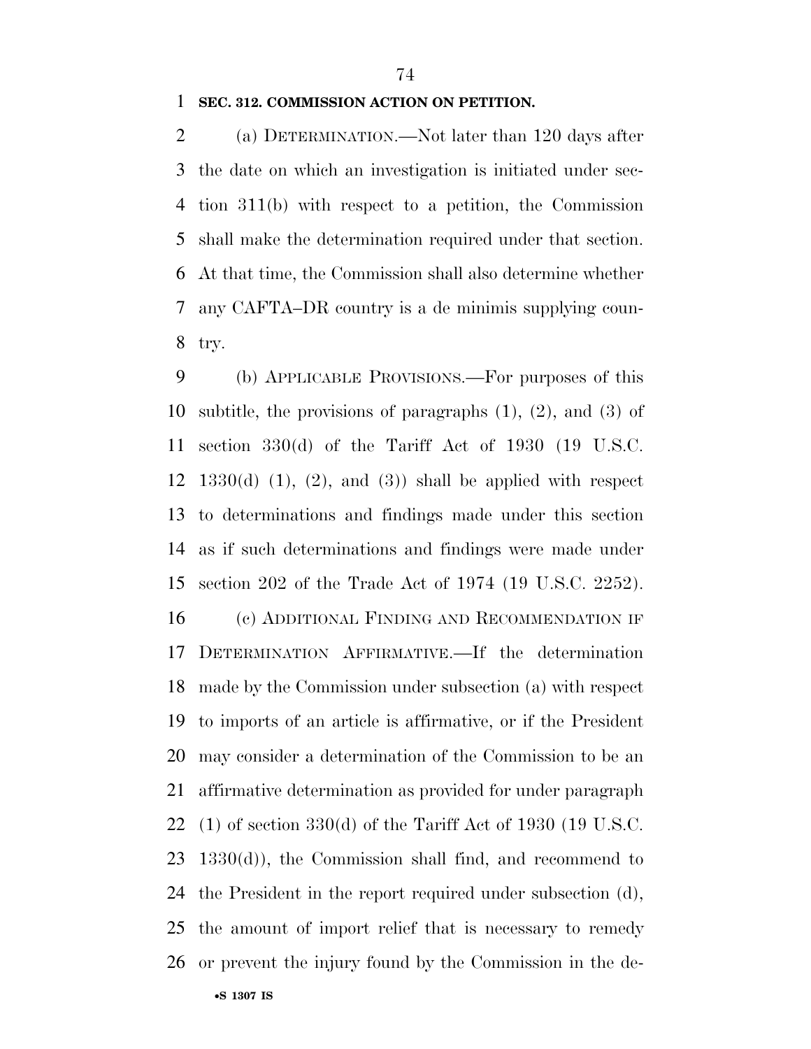**SEC. 312. COMMISSION ACTION ON PETITION.**

(a) DETERMINATION.—Not later than 120 days after the date on which an investigation is initiated under section 311(b) with respect to a petition, the Commission shall make the determination required under that section. At that time, the Commission shall also determine whether any CAFTA–DR country is a de minimis supplying country.

(b) APPLICABLE PROVISIONS.—For purposes of this subtitle, the provisions of paragraphs (1), (2), and (3) of section 330(d) of the Tariff Act of 1930 (19 U.S.C. 1330(d) (1), (2), and (3)) shall be applied with respect to determinations and findings made under this section as if such determinations and findings were made under section 202 of the Trade Act of 1974 (19 U.S.C. 2252).

(c) ADDITIONAL FINDING AND RECOMMENDATION IF DETERMINATION AFFIRMATIVE.—If the determination made by the Commission under subsection (a) with respect to imports of an article is affirmative, or if the President may consider a determination of the Commission to be an affirmative determination as provided for under paragraph (1) of section 330(d) of the Tariff Act of 1930 (19 U.S.C. 1330(d)), the Commission shall find, and recommend to the President in the report required under subsection (d), the amount of import relief that is necessary to remedy or prevent the injury found by the Commission in the de-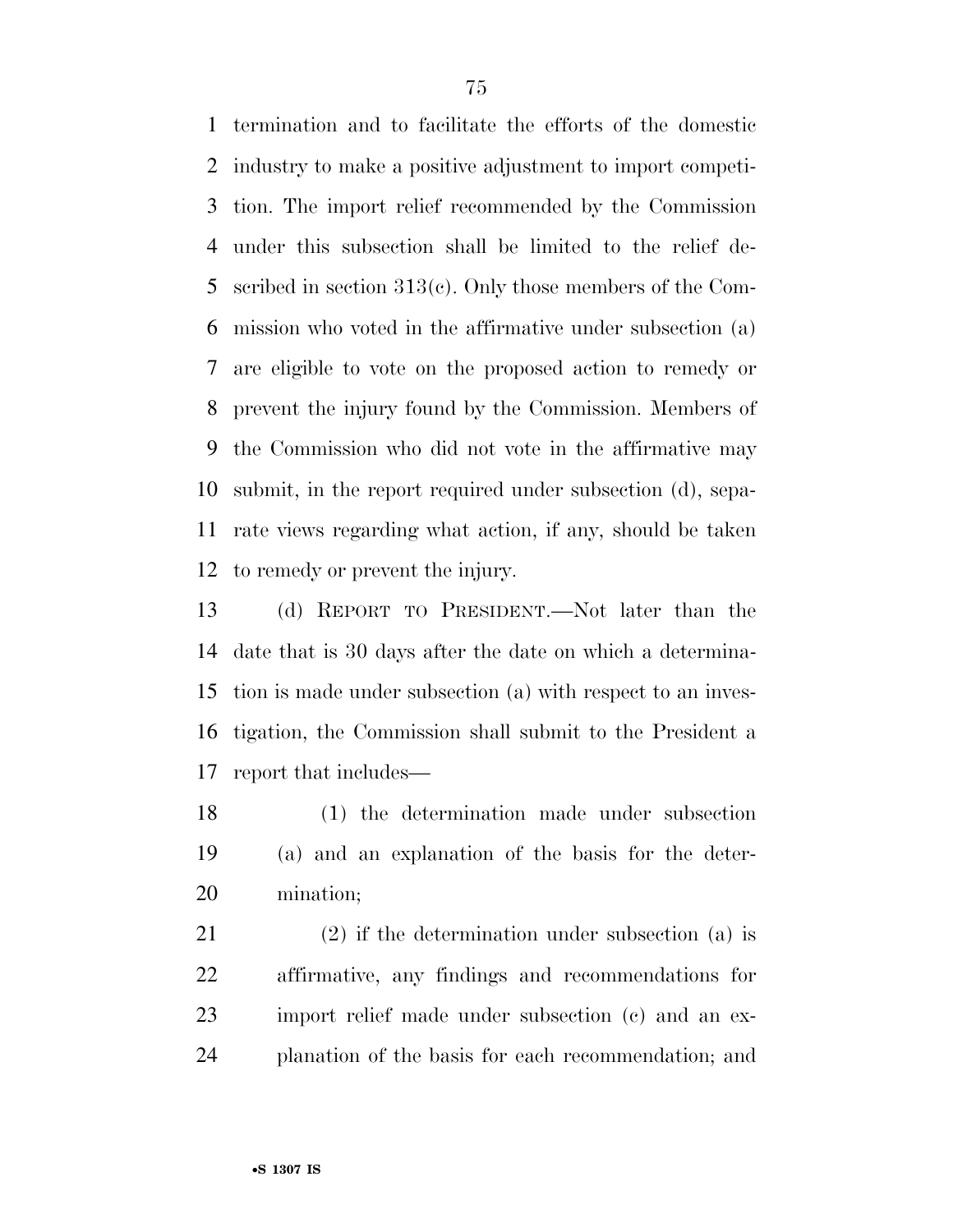termination and to facilitate the efforts of the domestic industry to make a positive adjustment to import competition. The import relief recommended by the Commission under this subsection shall be limited to the relief described in section 313(c). Only those members of the Commission who voted in the affirmative under subsection (a) are eligible to vote on the proposed action to remedy or prevent the injury found by the Commission. Members of the Commission who did not vote in the affirmative may submit, in the report required under subsection (d), separate views regarding what action, if any, should be taken to remedy or prevent the injury.

(d) REPORT TO PRESIDENT.—Not later than the date that is 30 days after the date on which a determination is made under subsection (a) with respect to an investigation, the Commission shall submit to the President a report that includes—

(1) the determination made under subsection (a) and an explanation of the basis for the determination;

(2) if the determination under subsection (a) is affirmative, any findings and recommendations for import relief made under subsection (c) and an explanation of the basis for each recommendation; and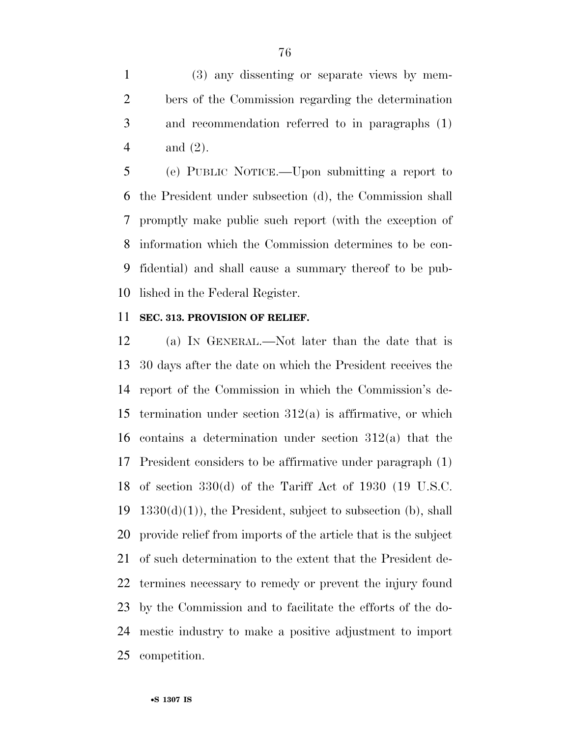(3) any dissenting or separate views by members of the Commission regarding the determination and recommendation referred to in paragraphs (1) and (2).

(e) PUBLIC NOTICE.—Upon submitting a report to the President under subsection (d), the Commission shall promptly make public such report (with the exception of information which the Commission determines to be confidential) and shall cause a summary thereof to be published in the Federal Register.

**SEC. 313. PROVISION OF RELIEF.**

(a) IN GENERAL.—Not later than the date that is 30 days after the date on which the President receives the report of the Commission in which the Commission's determination under section 312(a) is affirmative, or which contains a determination under section 312(a) that the President considers to be affirmative under paragraph (1) of section 330(d) of the Tariff Act of 1930 (19 U.S.C. 1330(d)(1)), the President, subject to subsection (b), shall provide relief from imports of the article that is the subject of such determination to the extent that the President determines necessary to remedy or prevent the injury found by the Commission and to facilitate the efforts of the domestic industry to make a positive adjustment to import competition.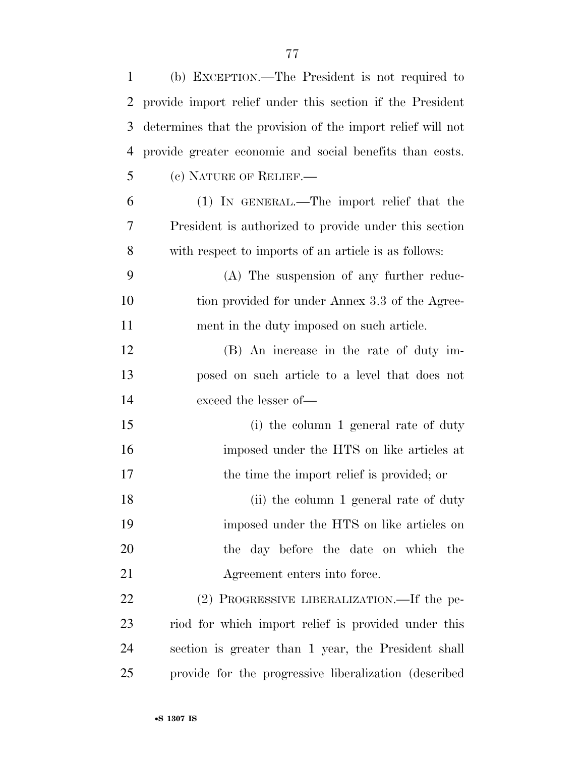(b) EXCEPTION.—The President is not required to provide import relief under this section if the President determines that the provision of the import relief will not provide greater economic and social benefits than costs.

(c) NATURE OF RELIEF.—

(1) IN GENERAL.—The import relief that the President is authorized to provide under this section with respect to imports of an article is as follows:

(A) The suspension of any further reduction provided for under Annex 3.3 of the Agreement in the duty imposed on such article.

(B) An increase in the rate of duty imposed on such article to a level that does not exceed the lesser of—

(i) the column 1 general rate of duty imposed under the HTS on like articles at the time the import relief is provided; or

(ii) the column 1 general rate of duty imposed under the HTS on like articles on the day before the date on which the Agreement enters into force.

(2) PROGRESSIVE LIBERALIZATION.—If the period for which import relief is provided under this section is greater than 1 year, the President shall provide for the progressive liberalization (described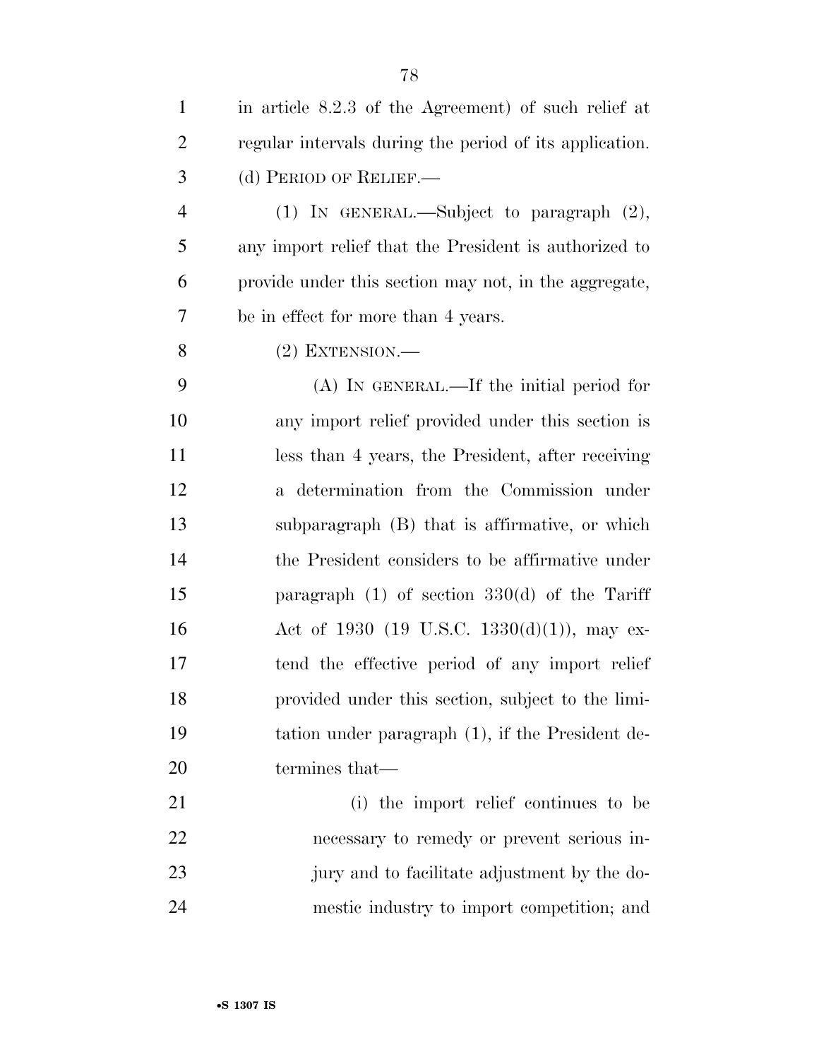in article 8.2.3 of the Agreement) of such relief at regular intervals during the period of its application.

(d) PERIOD OF RELIEF.—

(1) IN GENERAL.—Subject to paragraph (2), any import relief that the President is authorized to provide under this section may not, in the aggregate, be in effect for more than 4 years.

(2) EXTENSION.—

(A) IN GENERAL.—If the initial period for any import relief provided under this section is less than 4 years, the President, after receiving a determination from the Commission under subparagraph (B) that is affirmative, or which the President considers to be affirmative under paragraph (1) of section 330(d) of the Tariff Act of 1930 (19 U.S.C. 1330(d)(1)), may extend the effective period of any import relief provided under this section, subject to the limitation under paragraph (1), if the President determines that—

(i) the import relief continues to be necessary to remedy or prevent serious injury and to facilitate adjustment by the domestic industry to import competition; and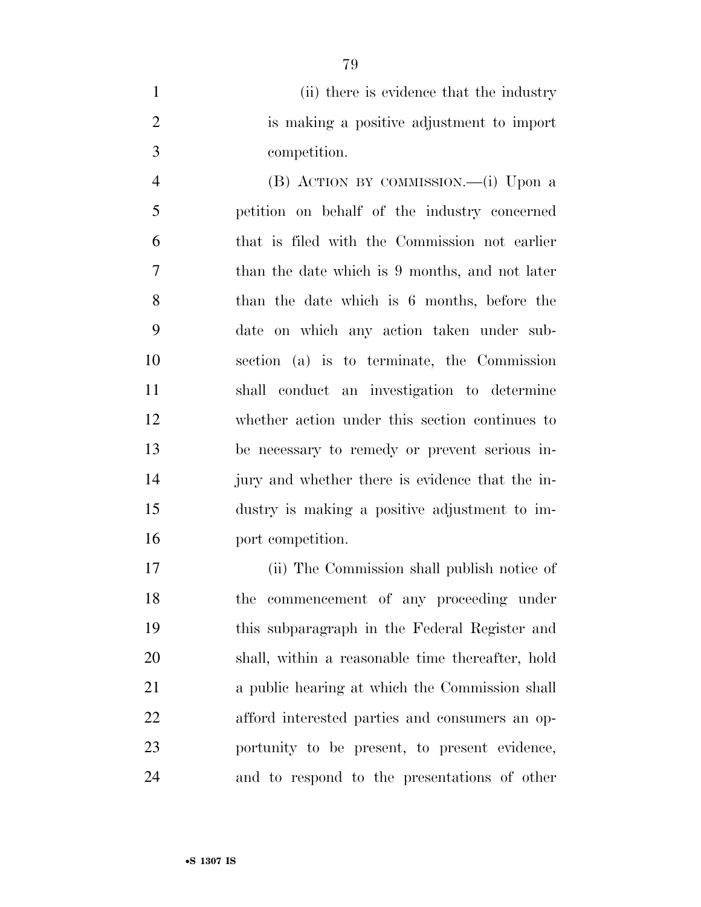(ii) there is evidence that the industry is making a positive adjustment to import competition.

(B) ACTION BY COMMISSION.—(i) Upon a petition on behalf of the industry concerned that is filed with the Commission not earlier than the date which is 9 months, and not later than the date which is 6 months, before the date on which any action taken under subsection (a) is to terminate, the Commission shall conduct an investigation to determine whether action under this section continues to be necessary to remedy or prevent serious injury and whether there is evidence that the industry is making a positive adjustment to import competition.

(ii) The Commission shall publish notice of the commencement of any proceeding under this subparagraph in the Federal Register and shall, within a reasonable time thereafter, hold a public hearing at which the Commission shall afford interested parties and consumers an opportunity to be present, to present evidence, and to respond to the presentations of other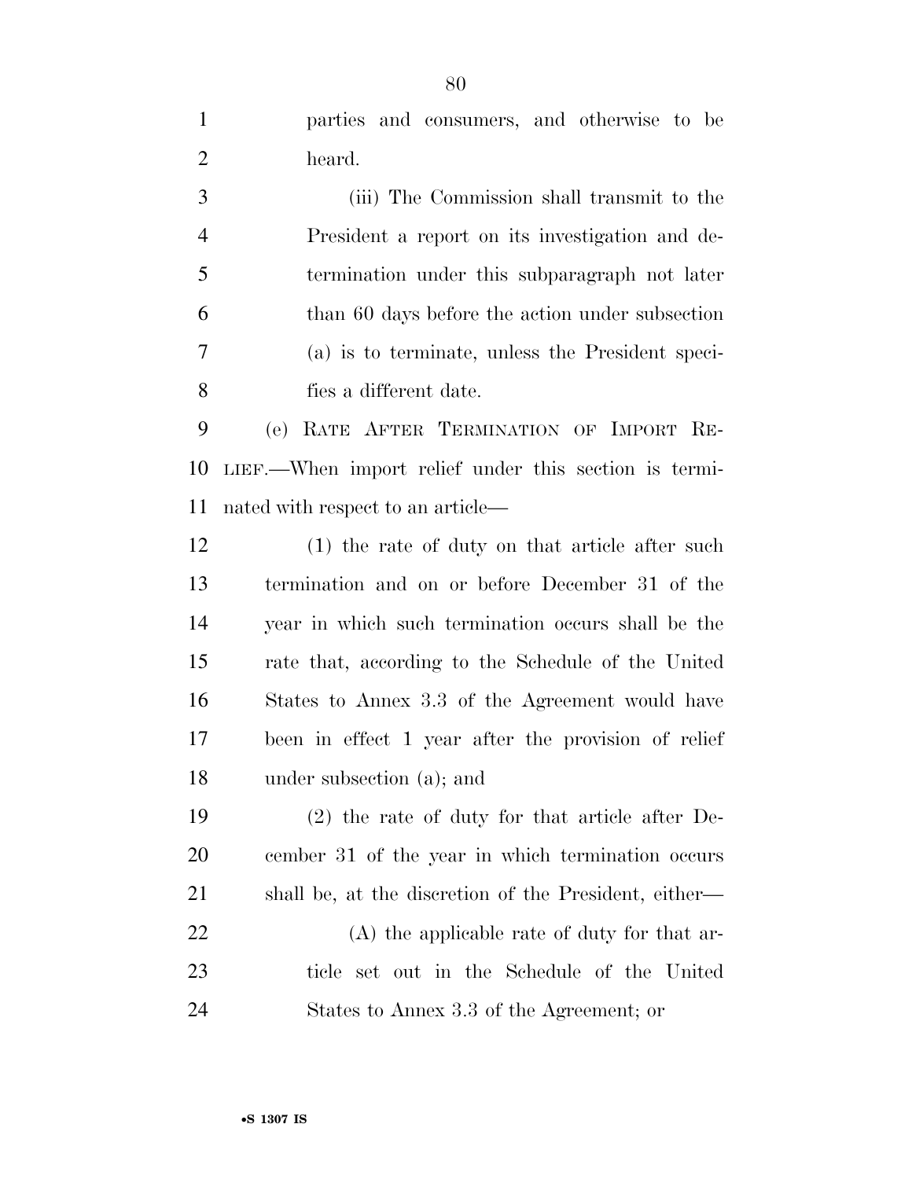parties and consumers, and otherwise to be heard.

(iii) The Commission shall transmit to the President a report on its investigation and determination under this subparagraph not later than 60 days before the action under subsection (a) is to terminate, unless the President specifies a different date.

(e) RATE AFTER TERMINATION OF IMPORT RELIEF.—When import relief under this section is terminated with respect to an article—

(1) the rate of duty on that article after such termination and on or before December 31 of the year in which such termination occurs shall be the rate that, according to the Schedule of the United States to Annex 3.3 of the Agreement would have been in effect 1 year after the provision of relief under subsection (a); and

(2) the rate of duty for that article after December 31 of the year in which termination occurs shall be, at the discretion of the President, either—

(A) the applicable rate of duty for that article set out in the Schedule of the United States to Annex 3.3 of the Agreement; or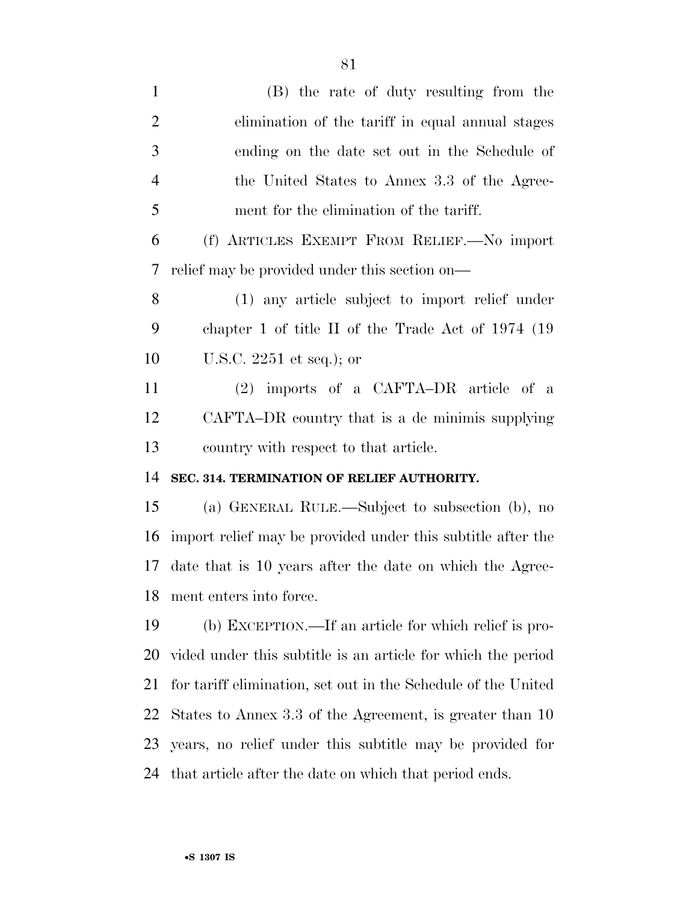(B) the rate of duty resulting from the elimination of the tariff in equal annual stages ending on the date set out in the Schedule of the United States to Annex 3.3 of the Agreement for the elimination of the tariff.

(f) ARTICLES EXEMPT FROM RELIEF.—No import relief may be provided under this section on—

(1) any article subject to import relief under chapter 1 of title II of the Trade Act of 1974 (19 U.S.C. 2251 et seq.); or

(2) imports of a CAFTA–DR article of a CAFTA–DR country that is a de minimis supplying country with respect to that article.

**SEC. 314. TERMINATION OF RELIEF AUTHORITY.**

(a) GENERAL RULE.—Subject to subsection (b), no import relief may be provided under this subtitle after the date that is 10 years after the date on which the Agreement enters into force.

(b) EXCEPTION.—If an article for which relief is provided under this subtitle is an article for which the period for tariff elimination, set out in the Schedule of the United States to Annex 3.3 of the Agreement, is greater than 10 years, no relief under this subtitle may be provided for that article after the date on which that period ends.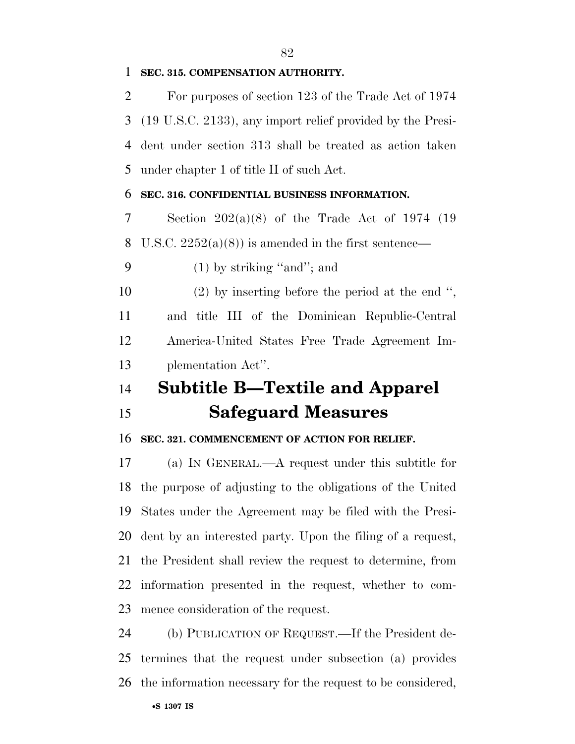**SEC. 315. COMPENSATION AUTHORITY.**

For purposes of section 123 of the Trade Act of 1974 (19 U.S.C. 2133), any import relief provided by the President under section 313 shall be treated as action taken under chapter 1 of title II of such Act.

**SEC. 316. CONFIDENTIAL BUSINESS INFORMATION.**

Section 202(a)(8) of the Trade Act of 1974 (19 U.S.C. 2252(a)(8)) is amended in the first sentence—

(1) by striking ''and''; and

(2) by inserting before the period at the end '', and title III of the Dominican Republic-Central America-United States Free Trade Agreement Implementation Act''.

# Subtitle B—Textile and Apparel Safeguard Measures

**SEC. 321. COMMENCEMENT OF ACTION FOR RELIEF.**

(a) IN GENERAL.—A request under this subtitle for the purpose of adjusting to the obligations of the United States under the Agreement may be filed with the President by an interested party. Upon the filing of a request, the President shall review the request to determine, from information presented in the request, whether to commence consideration of the request.

(b) PUBLICATION OF REQUEST.—If the President determines that the request under subsection (a) provides the information necessary for the request to be considered,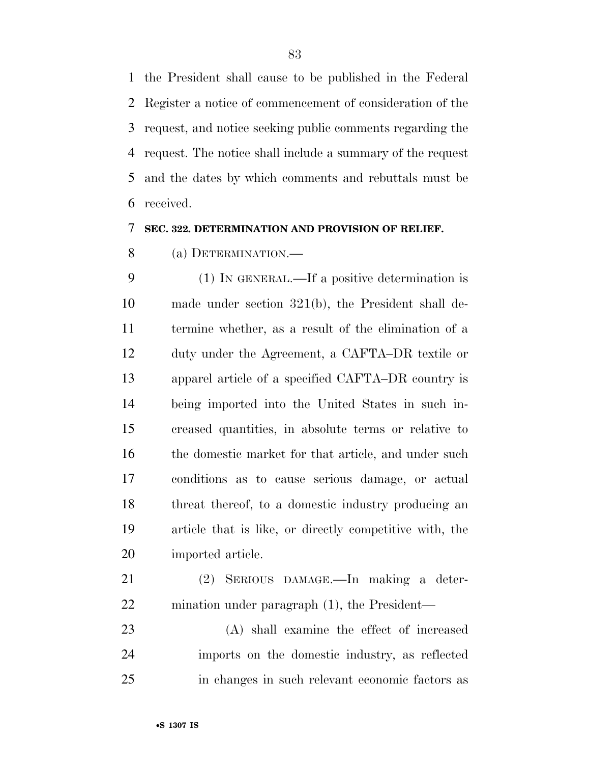the President shall cause to be published in the Federal Register a notice of commencement of consideration of the request, and notice seeking public comments regarding the request. The notice shall include a summary of the request and the dates by which comments and rebuttals must be received.

**SEC. 322. DETERMINATION AND PROVISION OF RELIEF.**

(a) DETERMINATION.—

(1) IN GENERAL.—If a positive determination is made under section 321(b), the President shall determine whether, as a result of the elimination of a duty under the Agreement, a CAFTA–DR textile or apparel article of a specified CAFTA–DR country is being imported into the United States in such increased quantities, in absolute terms or relative to the domestic market for that article, and under such conditions as to cause serious damage, or actual threat thereof, to a domestic industry producing an article that is like, or directly competitive with, the imported article.

(2) SERIOUS DAMAGE.—In making a determination under paragraph (1), the President—

(A) shall examine the effect of increased imports on the domestic industry, as reflected in changes in such relevant economic factors as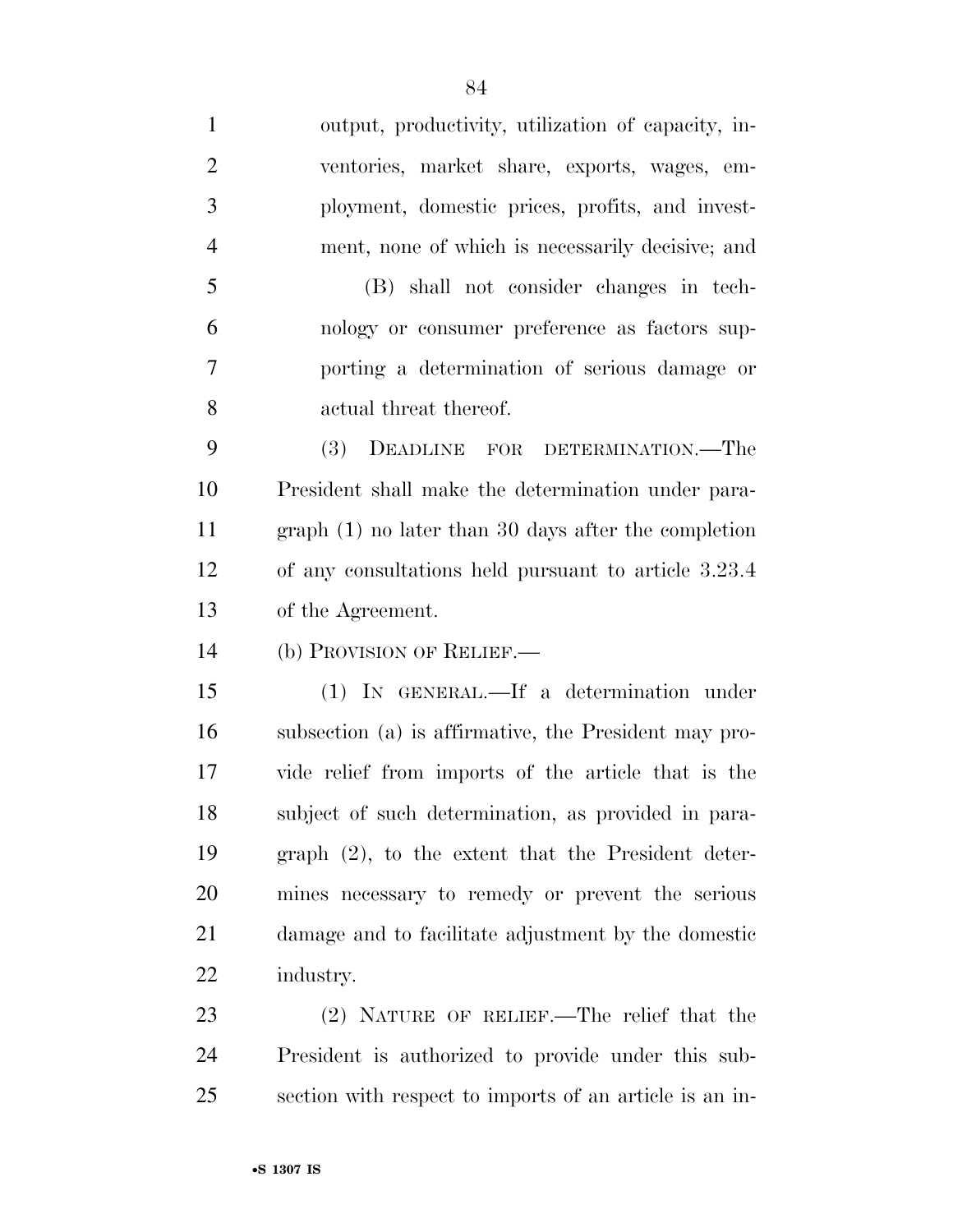output, productivity, utilization of capacity, inventories, market share, exports, wages, employment, domestic prices, profits, and investment, none of which is necessarily decisive; and

(B) shall not consider changes in technology or consumer preference as factors supporting a determination of serious damage or actual threat thereof.

(3) DEADLINE FOR DETERMINATION.—The President shall make the determination under paragraph (1) no later than 30 days after the completion of any consultations held pursuant to article 3.23.4 of the Agreement.

(b) PROVISION OF RELIEF.—

(1) IN GENERAL.—If a determination under subsection (a) is affirmative, the President may provide relief from imports of the article that is the subject of such determination, as provided in paragraph (2), to the extent that the President determines necessary to remedy or prevent the serious damage and to facilitate adjustment by the domestic industry.

(2) NATURE OF RELIEF.—The relief that the President is authorized to provide under this subsection with respect to imports of an article is an in-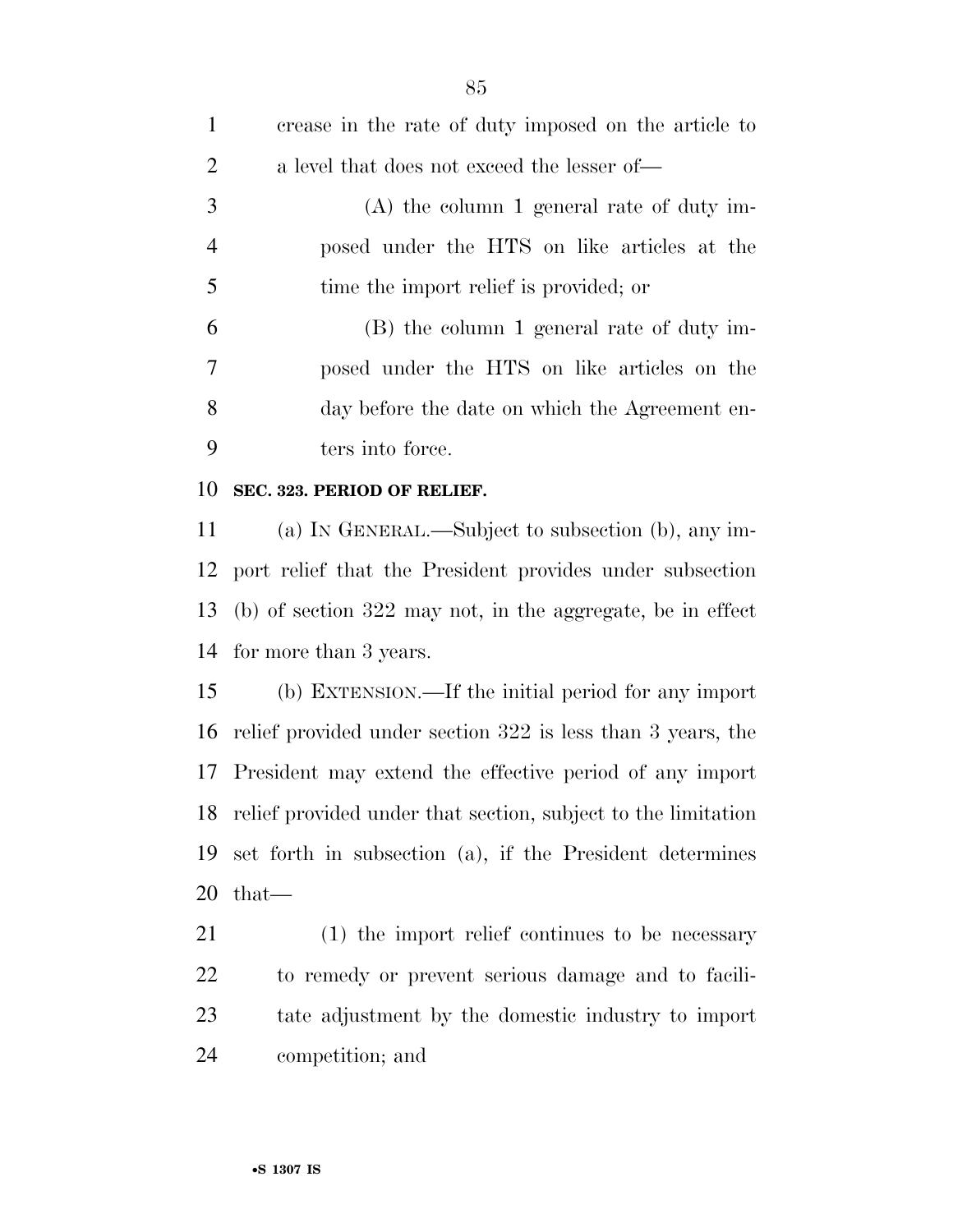crease in the rate of duty imposed on the article to a level that does not exceed the lesser of—

(A) the column 1 general rate of duty imposed under the HTS on like articles at the time the import relief is provided; or

(B) the column 1 general rate of duty imposed under the HTS on like articles on the day before the date on which the Agreement enters into force.

**SEC. 323. PERIOD OF RELIEF.**

(a) IN GENERAL.—Subject to subsection (b), any import relief that the President provides under subsection (b) of section 322 may not, in the aggregate, be in effect for more than 3 years.

(b) EXTENSION.—If the initial period for any import relief provided under section 322 is less than 3 years, the President may extend the effective period of any import relief provided under that section, subject to the limitation set forth in subsection (a), if the President determines that—

(1) the import relief continues to be necessary to remedy or prevent serious damage and to facilitate adjustment by the domestic industry to import competition; and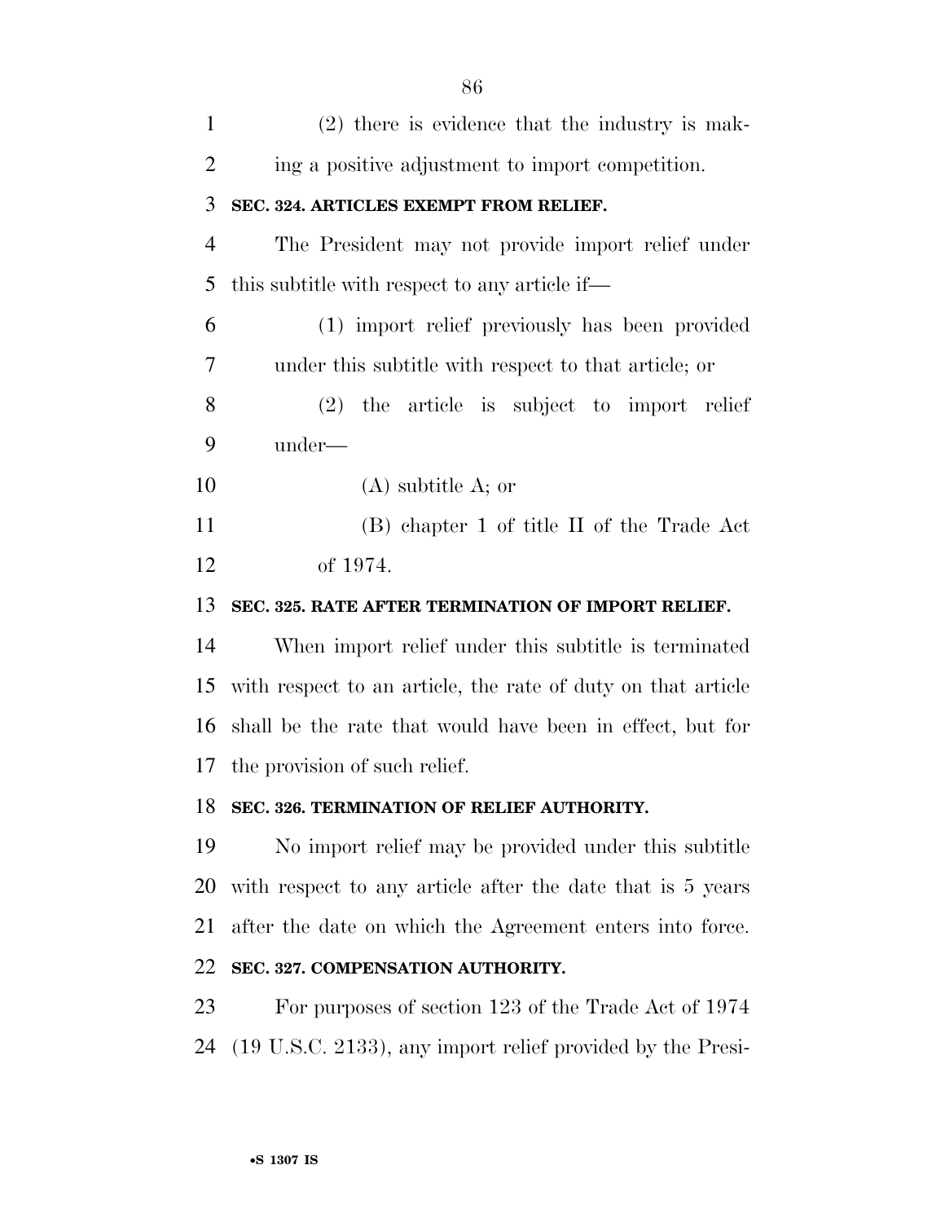(2) there is evidence that the industry is making a positive adjustment to import competition.

**SEC. 324. ARTICLES EXEMPT FROM RELIEF.**

The President may not provide import relief under this subtitle with respect to any article if—

(1) import relief previously has been provided under this subtitle with respect to that article; or

(2) the article is subject to import relief under—

(A) subtitle A; or

(B) chapter 1 of title II of the Trade Act of 1974.

**SEC. 325. RATE AFTER TERMINATION OF IMPORT RELIEF.**

When import relief under this subtitle is terminated with respect to an article, the rate of duty on that article shall be the rate that would have been in effect, but for the provision of such relief.

**SEC. 326. TERMINATION OF RELIEF AUTHORITY.**

No import relief may be provided under this subtitle with respect to any article after the date that is 5 years after the date on which the Agreement enters into force.

**SEC. 327. COMPENSATION AUTHORITY.**

For purposes of section 123 of the Trade Act of 1974 (19 U.S.C. 2133), any import relief provided by the Presi-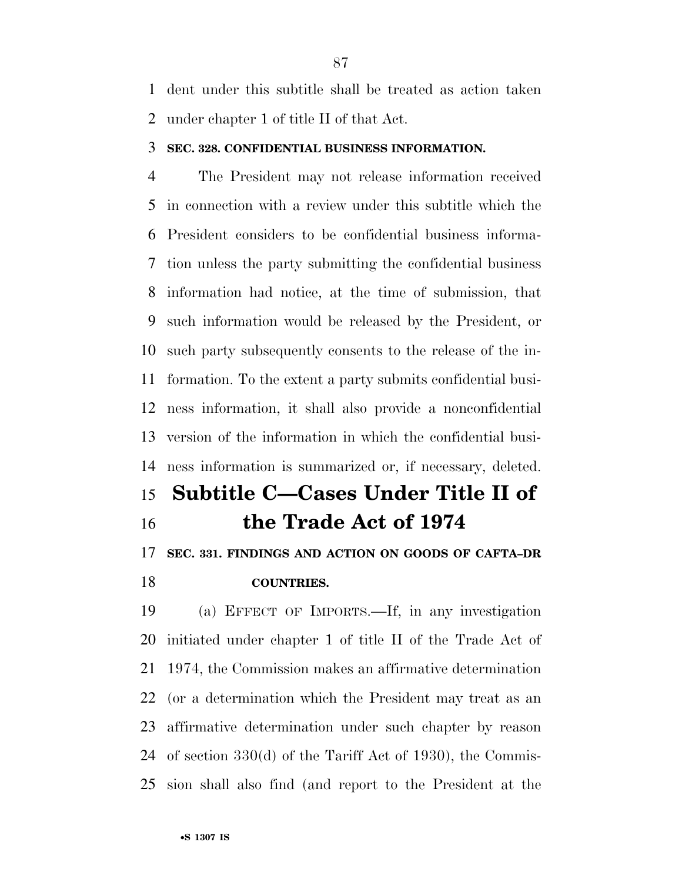dent under this subtitle shall be treated as action taken under chapter 1 of title II of that Act.

**SEC. 328. CONFIDENTIAL BUSINESS INFORMATION.**

The President may not release information received in connection with a review under this subtitle which the President considers to be confidential business information unless the party submitting the confidential business information had notice, at the time of submission, that such information would be released by the President, or such party subsequently consents to the release of the information. To the extent a party submits confidential business information, it shall also provide a nonconfidential version of the information in which the confidential business information is summarized or, if necessary, deleted.

## Subtitle C—Cases Under Title II of the Trade Act of 1974

**SEC. 331. FINDINGS AND ACTION ON GOODS OF CAFTA–DR COUNTRIES.**

(a) EFFECT OF IMPORTS.—If, in any investigation initiated under chapter 1 of title II of the Trade Act of 1974, the Commission makes an affirmative determination (or a determination which the President may treat as an affirmative determination under such chapter by reason of section 330(d) of the Tariff Act of 1930), the Commission shall also find (and report to the President at the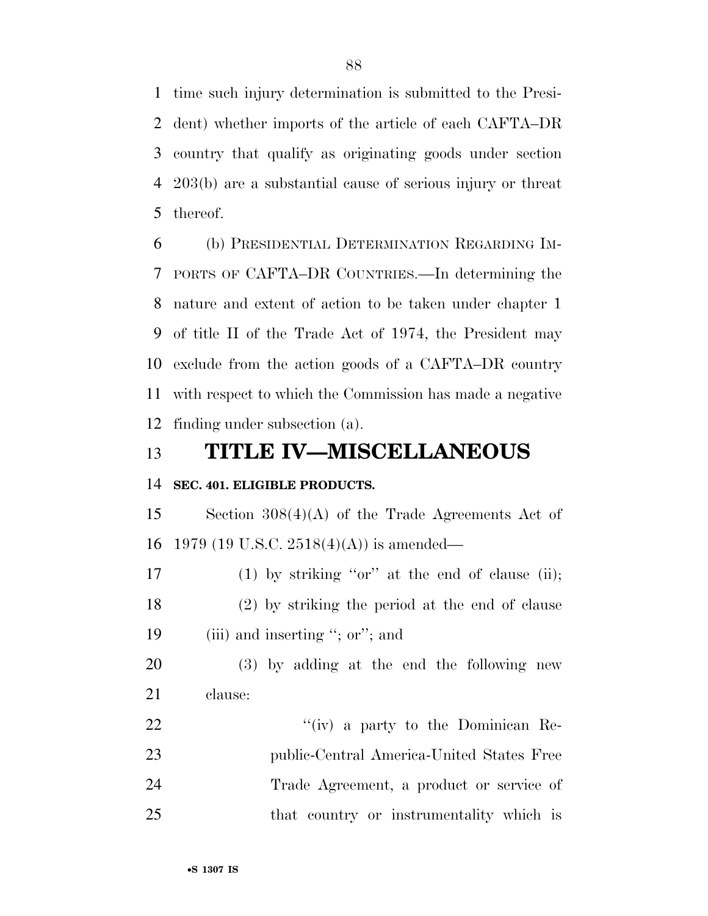time such injury determination is submitted to the President) whether imports of the article of each CAFTA–DR country that qualify as originating goods under section 203(b) are a substantial cause of serious injury or threat thereof.

(b) PRESIDENTIAL DETERMINATION REGARDING IMPORTS OF CAFTA–DR COUNTRIES.—In determining the nature and extent of action to be taken under chapter 1 of title II of the Trade Act of 1974, the President may exclude from the action goods of a CAFTA–DR country with respect to which the Commission has made a negative finding under subsection (a).

# TITLE IV—MISCELLANEOUS

### SEC. 401. ELIGIBLE PRODUCTS.

Section 308(4)(A) of the Trade Agreements Act of 1979 (19 U.S.C. 2518(4)(A)) is amended—

(1) by striking "or" at the end of clause (ii);

(2) by striking the period at the end of clause (iii) and inserting "; or"; and

(3) by adding at the end the following new clause:

"(iv) a party to the Dominican Republic-Central America-United States Free Trade Agreement, a product or service of that country or instrumentality which is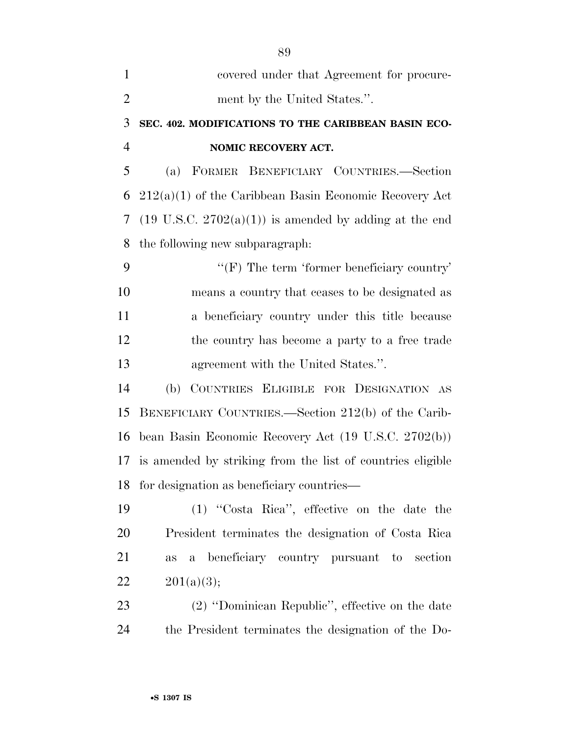covered under that Agreement for procurement by the United States.''.

**SEC. 402. MODIFICATIONS TO THE CARIBBEAN BASIN ECONOMIC RECOVERY ACT.**

(a) FORMER BENEFICIARY COUNTRIES.—Section 212(a)(1) of the Caribbean Basin Economic Recovery Act (19 U.S.C. 2702(a)(1)) is amended by adding at the end the following new subparagraph:

''(F) The term 'former beneficiary country' means a country that ceases to be designated as a beneficiary country under this title because the country has become a party to a free trade agreement with the United States.''.

(b) COUNTRIES ELIGIBLE FOR DESIGNATION AS BENEFICIARY COUNTRIES.—Section 212(b) of the Caribbean Basin Economic Recovery Act (19 U.S.C. 2702(b)) is amended by striking from the list of countries eligible for designation as beneficiary countries—

(1) ''Costa Rica'', effective on the date the President terminates the designation of Costa Rica as a beneficiary country pursuant to section 201(a)(3);

(2) ''Dominican Republic'', effective on the date the President terminates the designation of the Do-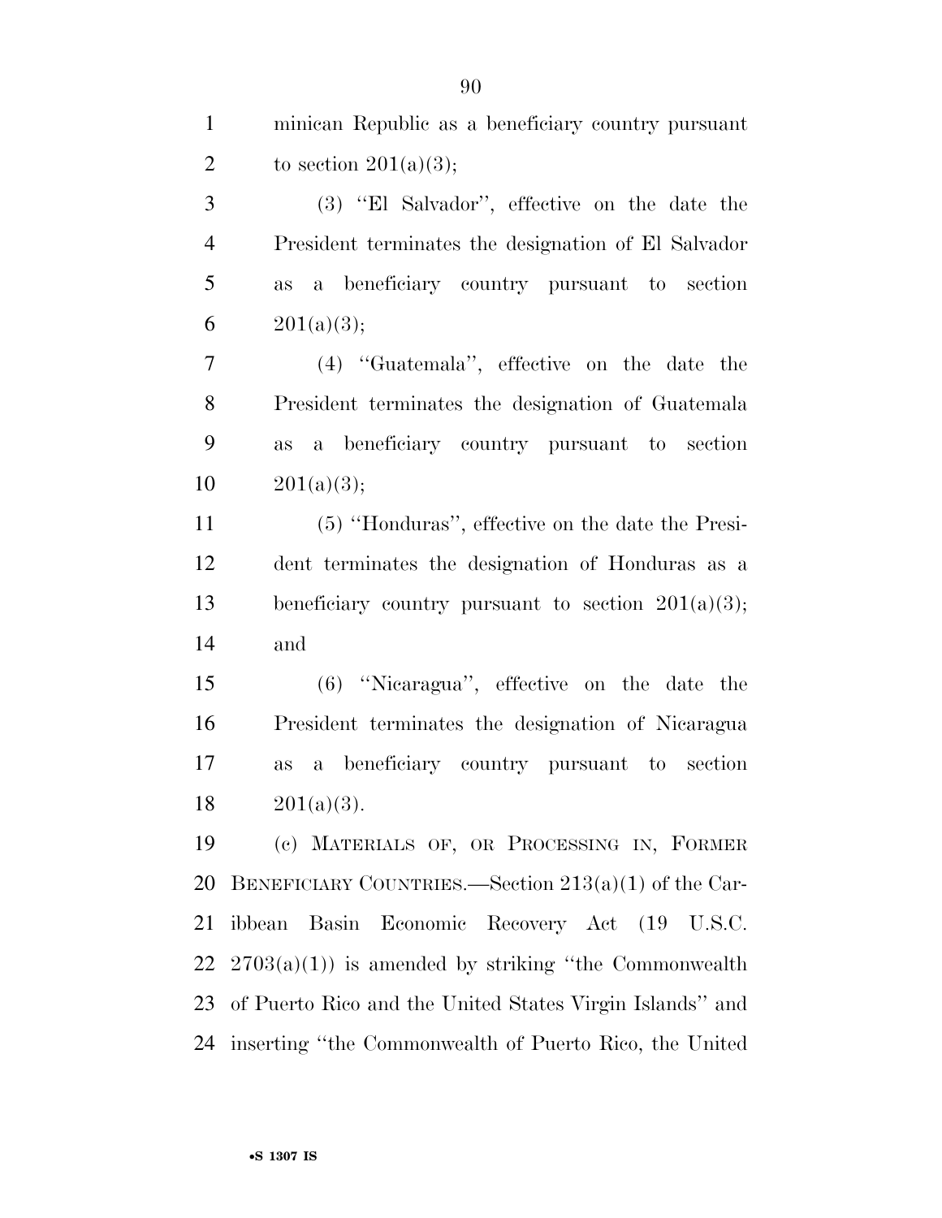minican Republic as a beneficiary country pursuant to section 201(a)(3);

(3) ''El Salvador'', effective on the date the President terminates the designation of El Salvador as a beneficiary country pursuant to section 201(a)(3);

(4) ''Guatemala'', effective on the date the President terminates the designation of Guatemala as a beneficiary country pursuant to section 201(a)(3);

(5) ''Honduras'', effective on the date the President terminates the designation of Honduras as a beneficiary country pursuant to section 201(a)(3); and

(6) ''Nicaragua'', effective on the date the President terminates the designation of Nicaragua as a beneficiary country pursuant to section 201(a)(3).

(c) MATERIALS OF, OR PROCESSING IN, FORMER BENEFICIARY COUNTRIES.—Section 213(a)(1) of the Caribbean Basin Economic Recovery Act (19 U.S.C. 2703(a)(1)) is amended by striking ''the Commonwealth of Puerto Rico and the United States Virgin Islands'' and inserting ''the Commonwealth of Puerto Rico, the United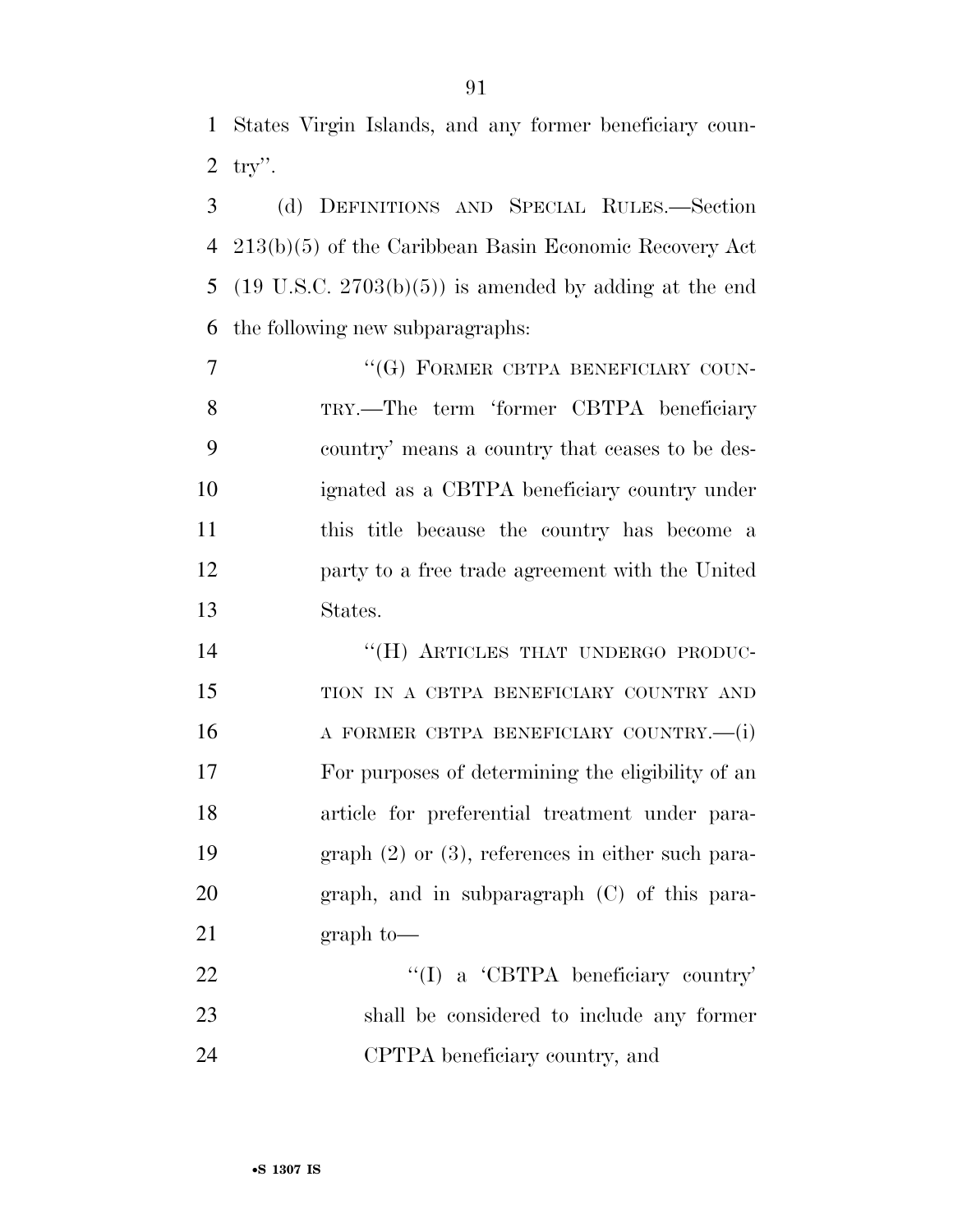States Virgin Islands, and any former beneficiary country''.

(d) DEFINITIONS AND SPECIAL RULES.—Section 213(b)(5) of the Caribbean Basin Economic Recovery Act (19 U.S.C. 2703(b)(5)) is amended by adding at the end the following new subparagraphs:

> ''(G) FORMER CBTPA BENEFICIARY COUNTRY.—The term 'former CBTPA beneficiary country' means a country that ceases to be designated as a CBTPA beneficiary country under this title because the country has become a party to a free trade agreement with the United States.
>
> ''(H) ARTICLES THAT UNDERGO PRODUCTION IN A CBTPA BENEFICIARY COUNTRY AND A FORMER CBTPA BENEFICIARY COUNTRY.—(i) For purposes of determining the eligibility of an article for preferential treatment under paragraph (2) or (3), references in either such paragraph, and in subparagraph (C) of this paragraph to—
>
> > ''(I) a 'CBTPA beneficiary country' shall be considered to include any former CPTPA beneficiary country, and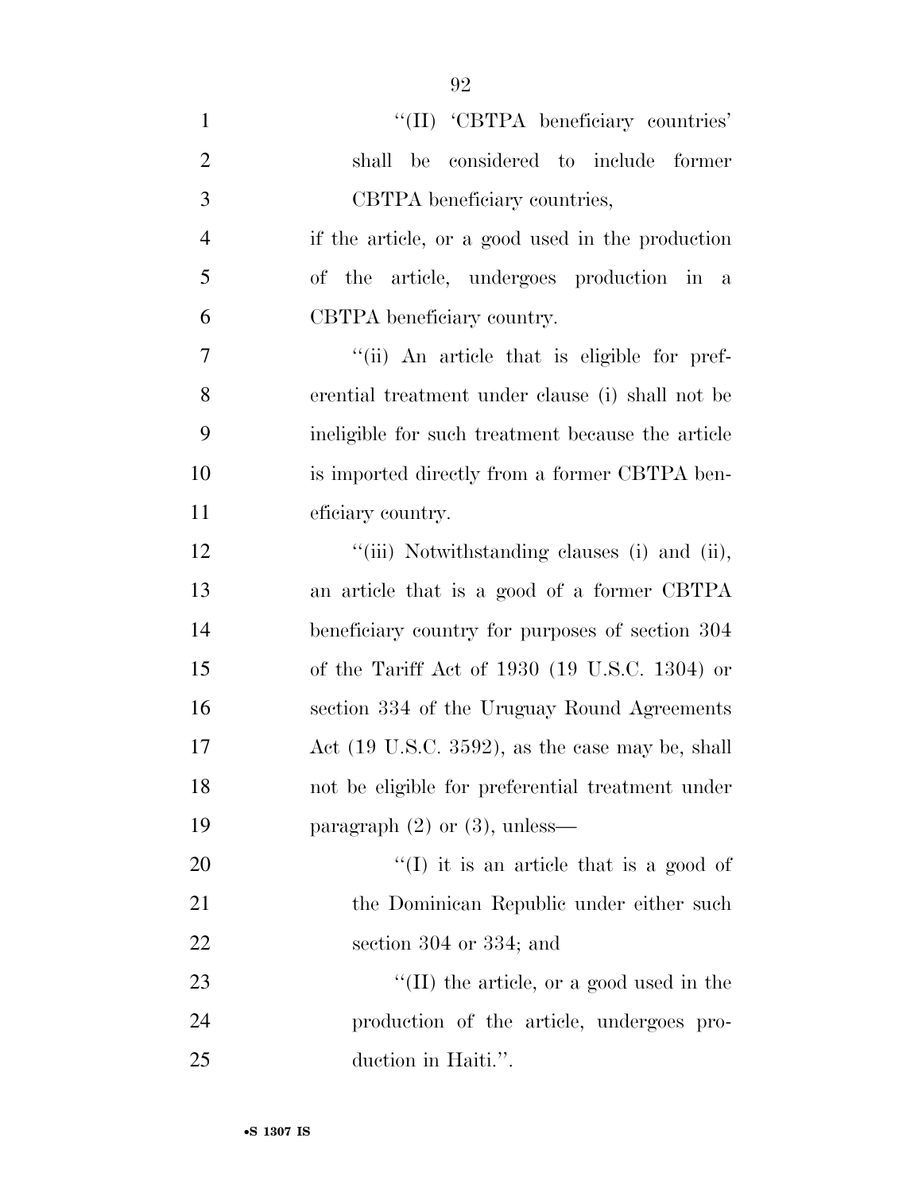''(II) 'CBTPA beneficiary countries' shall be considered to include former CBTPA beneficiary countries,

if the article, or a good used in the production of the article, undergoes production in a CBTPA beneficiary country.

''(ii) An article that is eligible for preferential treatment under clause (i) shall not be ineligible for such treatment because the article is imported directly from a former CBTPA beneficiary country.

''(iii) Notwithstanding clauses (i) and (ii), an article that is a good of a former CBTPA beneficiary country for purposes of section 304 of the Tariff Act of 1930 (19 U.S.C. 1304) or section 334 of the Uruguay Round Agreements Act (19 U.S.C. 3592), as the case may be, shall not be eligible for preferential treatment under paragraph (2) or (3), unless—

''(I) it is an article that is a good of the Dominican Republic under either such section 304 or 334; and

''(II) the article, or a good used in the production of the article, undergoes production in Haiti.''.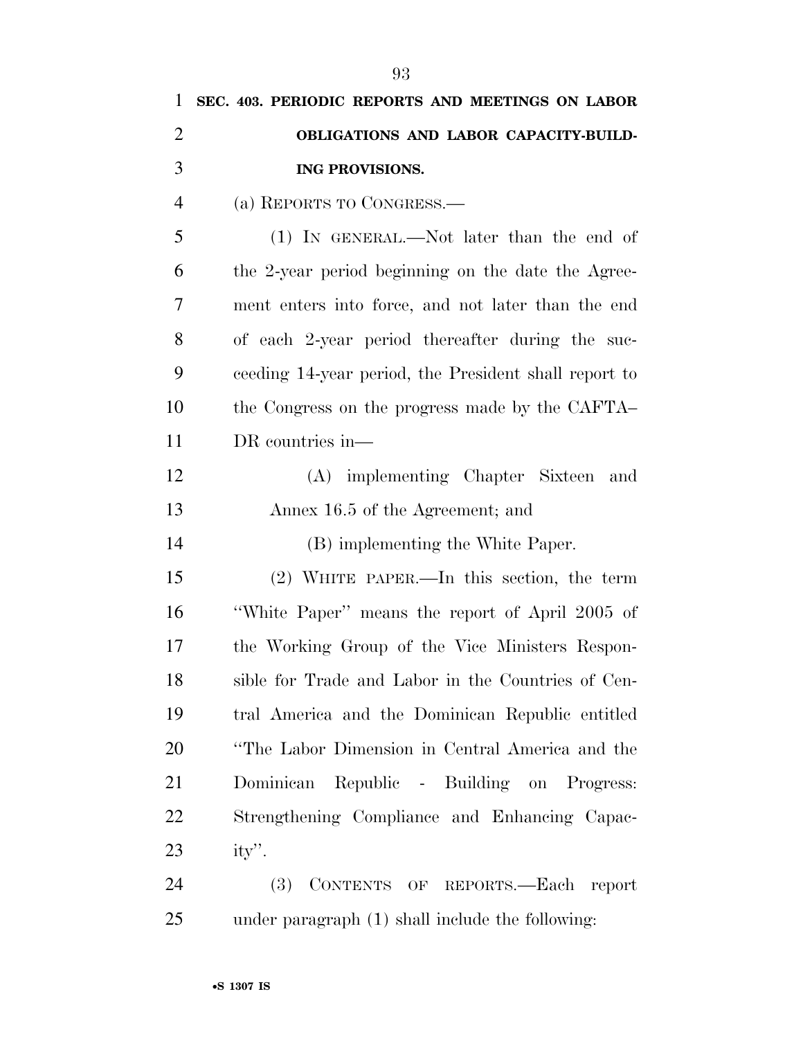**SEC. 403. PERIODIC REPORTS AND MEETINGS ON LABOR OBLIGATIONS AND LABOR CAPACITY-BUILDING PROVISIONS.**

(a) REPORTS TO CONGRESS.—

(1) IN GENERAL.—Not later than the end of the 2-year period beginning on the date the Agreement enters into force, and not later than the end of each 2-year period thereafter during the succeeding 14-year period, the President shall report to the Congress on the progress made by the CAFTA–DR countries in—

(A) implementing Chapter Sixteen and Annex 16.5 of the Agreement; and

(B) implementing the White Paper.

(2) WHITE PAPER.—In this section, the term ''White Paper'' means the report of April 2005 of the Working Group of the Vice Ministers Responsible for Trade and Labor in the Countries of Central America and the Dominican Republic entitled ''The Labor Dimension in Central America and the Dominican Republic - Building on Progress: Strengthening Compliance and Enhancing Capacity''.

(3) CONTENTS OF REPORTS.—Each report under paragraph (1) shall include the following: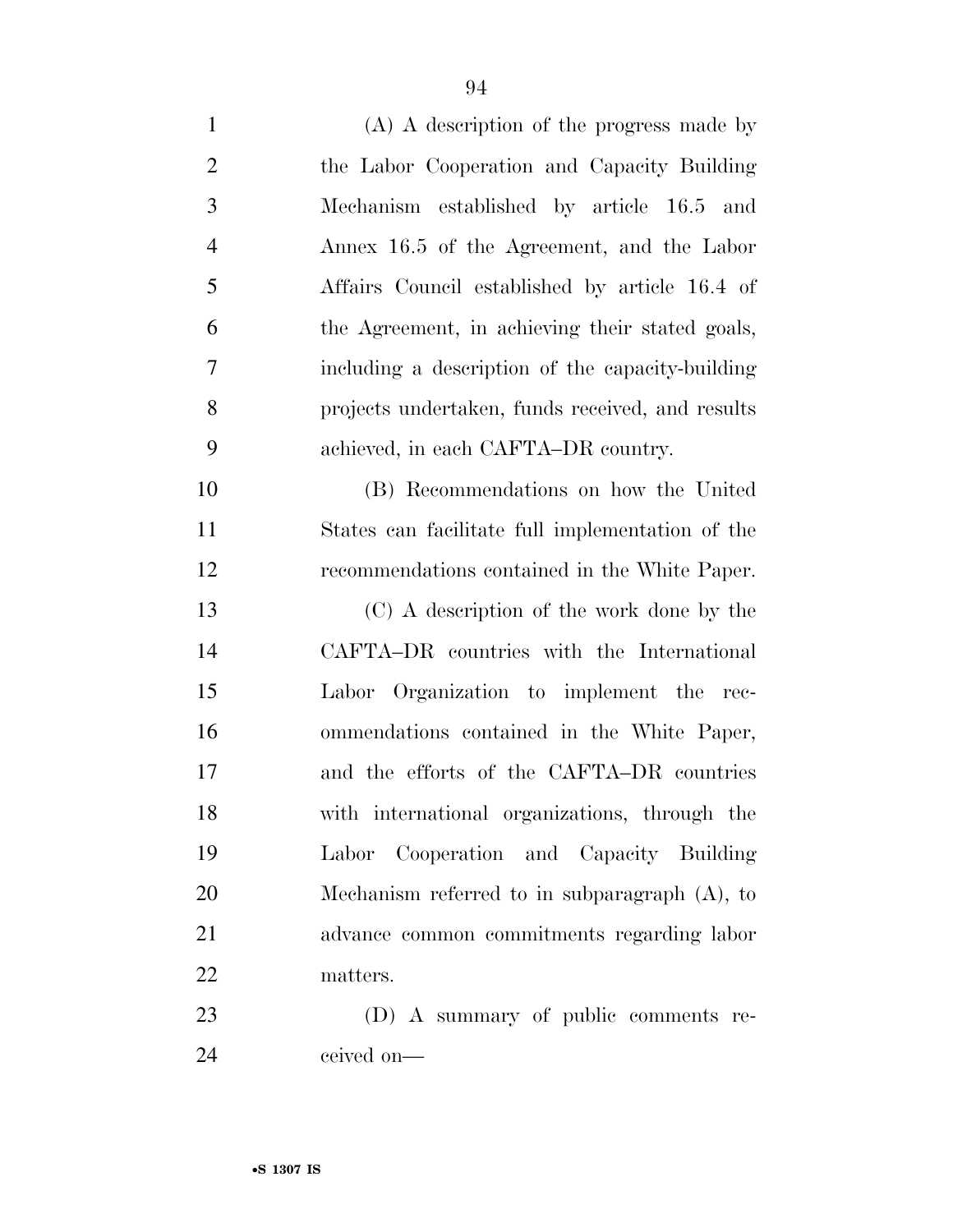(A) A description of the progress made by the Labor Cooperation and Capacity Building Mechanism established by article 16.5 and Annex 16.5 of the Agreement, and the Labor Affairs Council established by article 16.4 of the Agreement, in achieving their stated goals, including a description of the capacity-building projects undertaken, funds received, and results achieved, in each CAFTA–DR country.

(B) Recommendations on how the United States can facilitate full implementation of the recommendations contained in the White Paper.

(C) A description of the work done by the CAFTA–DR countries with the International Labor Organization to implement the recommendations contained in the White Paper, and the efforts of the CAFTA–DR countries with international organizations, through the Labor Cooperation and Capacity Building Mechanism referred to in subparagraph (A), to advance common commitments regarding labor matters.

(D) A summary of public comments received on—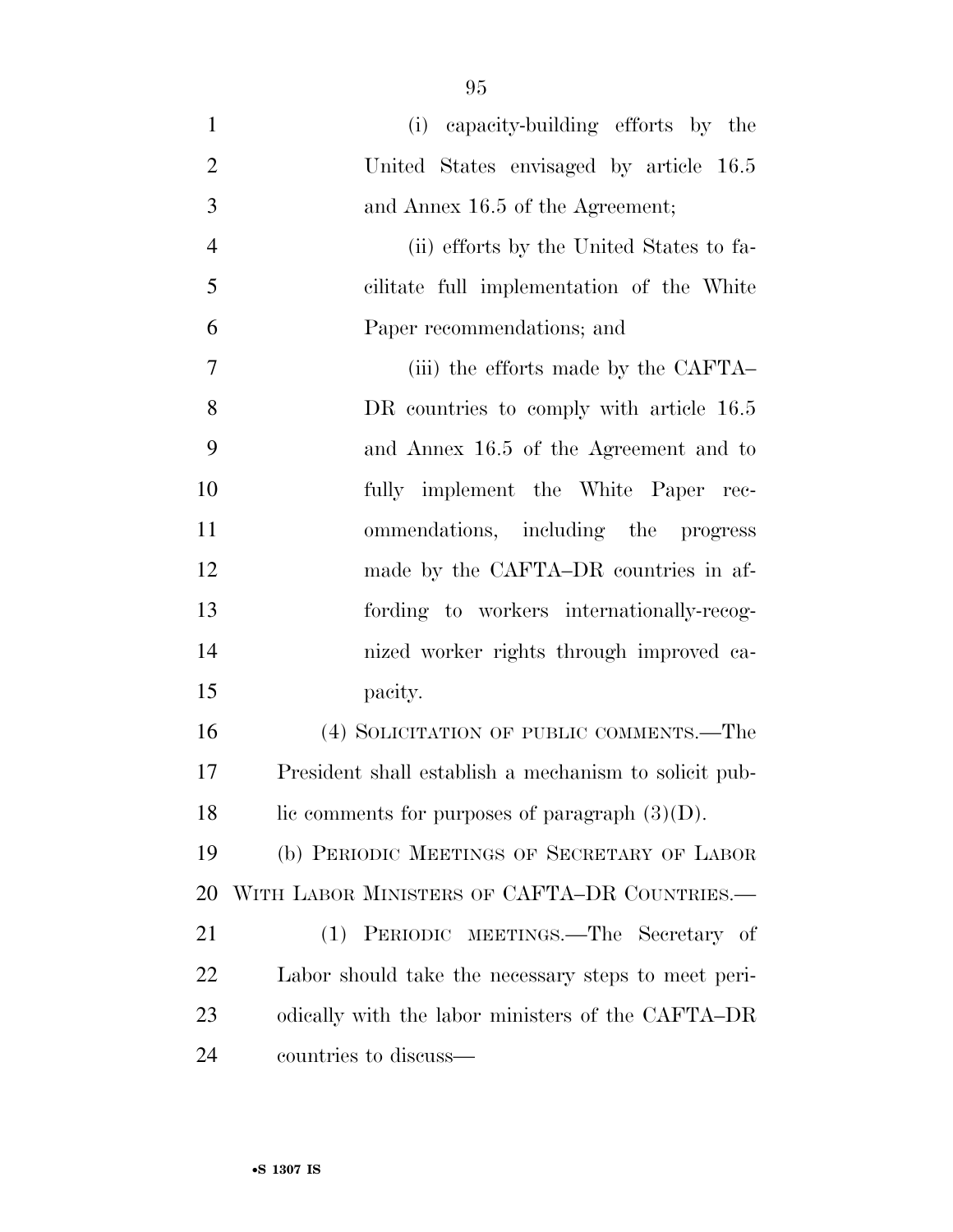(i) capacity-building efforts by the United States envisaged by article 16.5 and Annex 16.5 of the Agreement;

(ii) efforts by the United States to facilitate full implementation of the White Paper recommendations; and

(iii) the efforts made by the CAFTA–DR countries to comply with article 16.5 and Annex 16.5 of the Agreement and to fully implement the White Paper recommendations, including the progress made by the CAFTA–DR countries in affording to workers internationally-recognized worker rights through improved capacity.

(4) SOLICITATION OF PUBLIC COMMENTS.—The President shall establish a mechanism to solicit public comments for purposes of paragraph (3)(D).

(b) PERIODIC MEETINGS OF SECRETARY OF LABOR WITH LABOR MINISTERS OF CAFTA–DR COUNTRIES.—

(1) PERIODIC MEETINGS.—The Secretary of Labor should take the necessary steps to meet periodically with the labor ministers of the CAFTA–DR countries to discuss—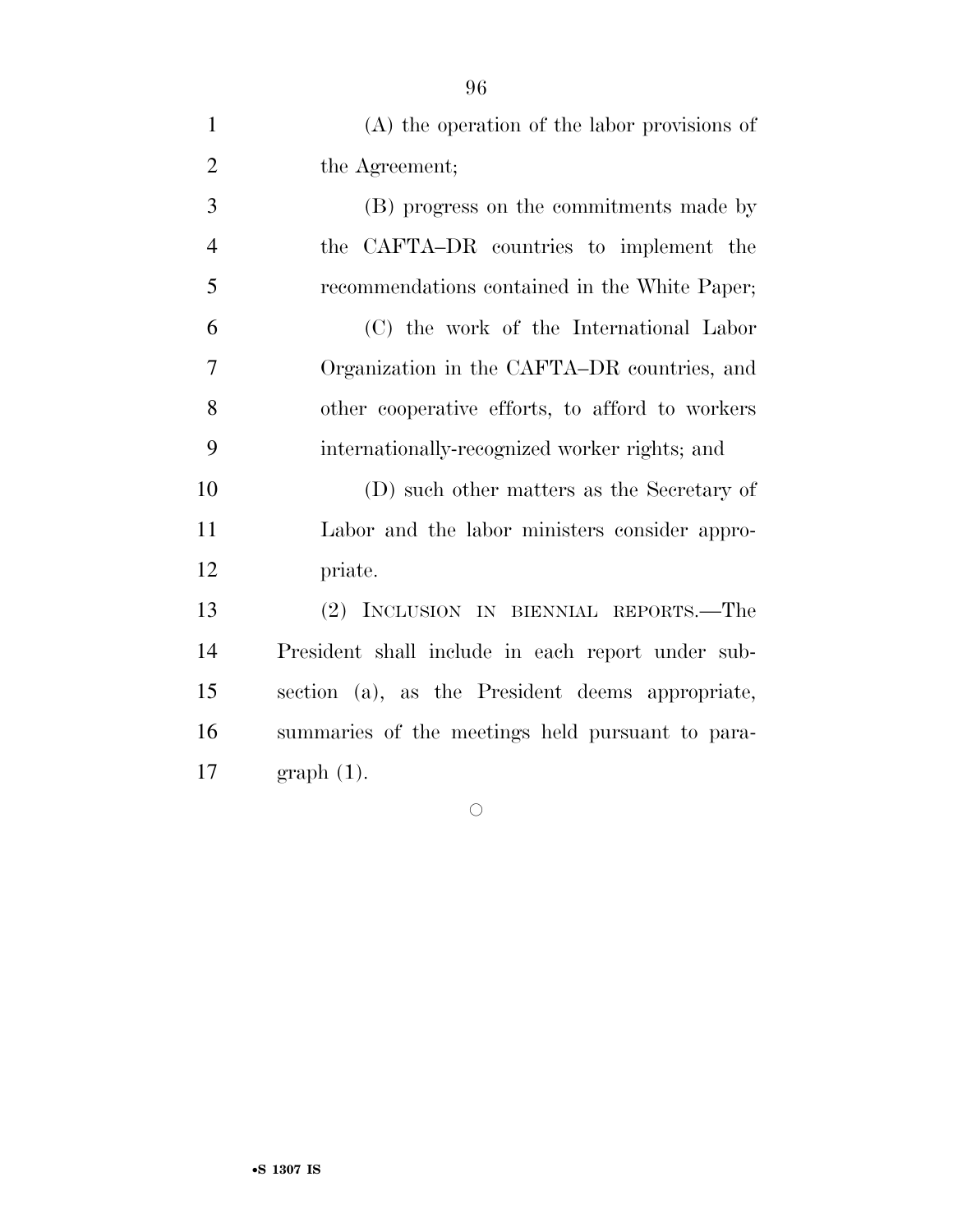(A) the operation of the labor provisions of the Agreement;

(B) progress on the commitments made by the CAFTA–DR countries to implement the recommendations contained in the White Paper;

(C) the work of the International Labor Organization in the CAFTA–DR countries, and other cooperative efforts, to afford to workers internationally-recognized worker rights; and

(D) such other matters as the Secretary of Labor and the labor ministers consider appropriate.

(2) INCLUSION IN BIENNIAL REPORTS.—The President shall include in each report under subsection (a), as the President deems appropriate, summaries of the meetings held pursuant to paragraph (1).

○